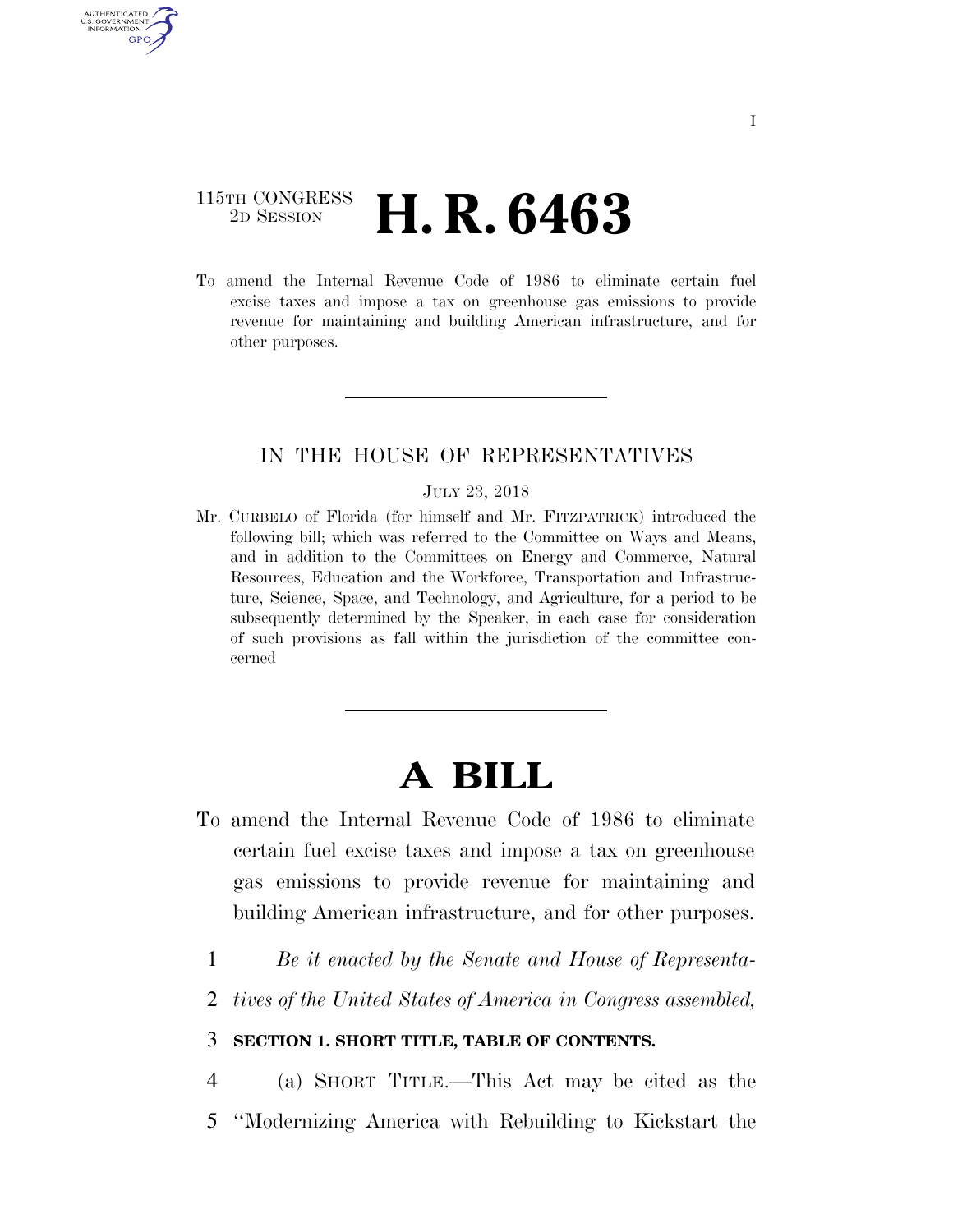115TH CONGRESS
2D SESSION

# H. R. 6463

To amend the Internal Revenue Code of 1986 to eliminate certain fuel excise taxes and impose a tax on greenhouse gas emissions to provide revenue for maintaining and building American infrastructure, and for other purposes.

---

IN THE HOUSE OF REPRESENTATIVES

JULY 23, 2018

Mr. CURBELO of Florida (for himself and Mr. FITZPATRICK) introduced the following bill; which was referred to the Committee on Ways and Means, and in addition to the Committees on Energy and Commerce, Natural Resources, Education and the Workforce, Transportation and Infrastructure, Science, Space, and Technology, and Agriculture, for a period to be subsequently determined by the Speaker, in each case for consideration of such provisions as fall within the jurisdiction of the committee concerned

---

# A BILL

To amend the Internal Revenue Code of 1986 to eliminate certain fuel excise taxes and impose a tax on greenhouse gas emissions to provide revenue for maintaining and building American infrastructure, and for other purposes.

1 *Be it enacted by the Senate and House of Representa-*
2 *tives of the United States of America in Congress assembled,*

3 **SECTION 1. SHORT TITLE, TABLE OF CONTENTS.**

4 (a) SHORT TITLE.—This Act may be cited as the
5 "Modernizing America with Rebuilding to Kickstart the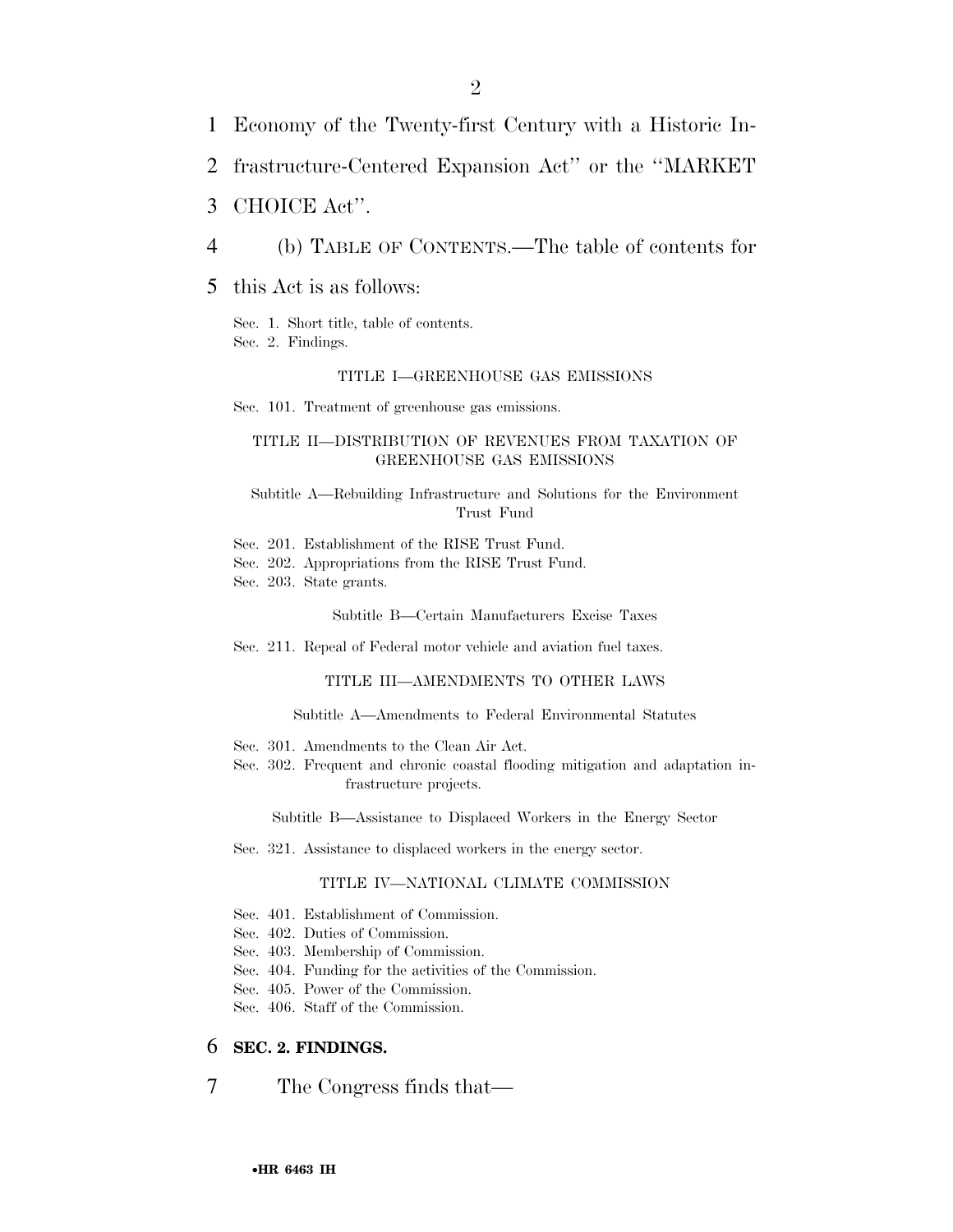Economy of the Twenty-first Century with a Historic Infrastructure-Centered Expansion Act'' or the ''MARKET CHOICE Act''.

(b) TABLE OF CONTENTS.—The table of contents for this Act is as follows:

Sec. 1. Short title, table of contents.
Sec. 2. Findings.

TITLE I—GREENHOUSE GAS EMISSIONS

Sec. 101. Treatment of greenhouse gas emissions.

TITLE II—DISTRIBUTION OF REVENUES FROM TAXATION OF GREENHOUSE GAS EMISSIONS

Subtitle A—Rebuilding Infrastructure and Solutions for the Environment Trust Fund

Sec. 201. Establishment of the RISE Trust Fund.
Sec. 202. Appropriations from the RISE Trust Fund.
Sec. 203. State grants.

Subtitle B—Certain Manufacturers Excise Taxes

Sec. 211. Repeal of Federal motor vehicle and aviation fuel taxes.

TITLE III—AMENDMENTS TO OTHER LAWS

Subtitle A—Amendments to Federal Environmental Statutes

Sec. 301. Amendments to the Clean Air Act.
Sec. 302. Frequent and chronic coastal flooding mitigation and adaptation infrastructure projects.

Subtitle B—Assistance to Displaced Workers in the Energy Sector

Sec. 321. Assistance to displaced workers in the energy sector.

TITLE IV—NATIONAL CLIMATE COMMISSION

Sec. 401. Establishment of Commission.
Sec. 402. Duties of Commission.
Sec. 403. Membership of Commission.
Sec. 404. Funding for the activities of the Commission.
Sec. 405. Power of the Commission.
Sec. 406. Staff of the Commission.

**SEC. 2. FINDINGS.**

The Congress finds that—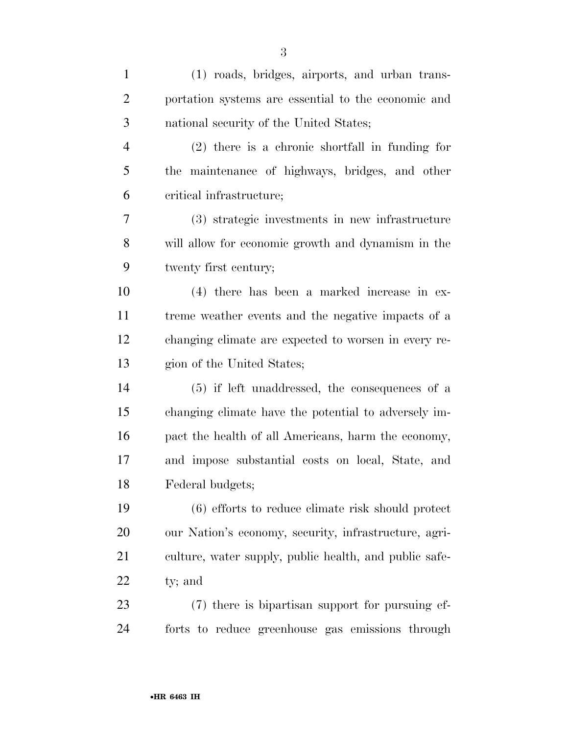(1) roads, bridges, airports, and urban transportation systems are essential to the economic and national security of the United States;

(2) there is a chronic shortfall in funding for the maintenance of highways, bridges, and other critical infrastructure;

(3) strategic investments in new infrastructure will allow for economic growth and dynamism in the twenty first century;

(4) there has been a marked increase in extreme weather events and the negative impacts of a changing climate are expected to worsen in every region of the United States;

(5) if left unaddressed, the consequences of a changing climate have the potential to adversely impact the health of all Americans, harm the economy, and impose substantial costs on local, State, and Federal budgets;

(6) efforts to reduce climate risk should protect our Nation's economy, security, infrastructure, agriculture, water supply, public health, and public safety; and

(7) there is bipartisan support for pursuing efforts to reduce greenhouse gas emissions through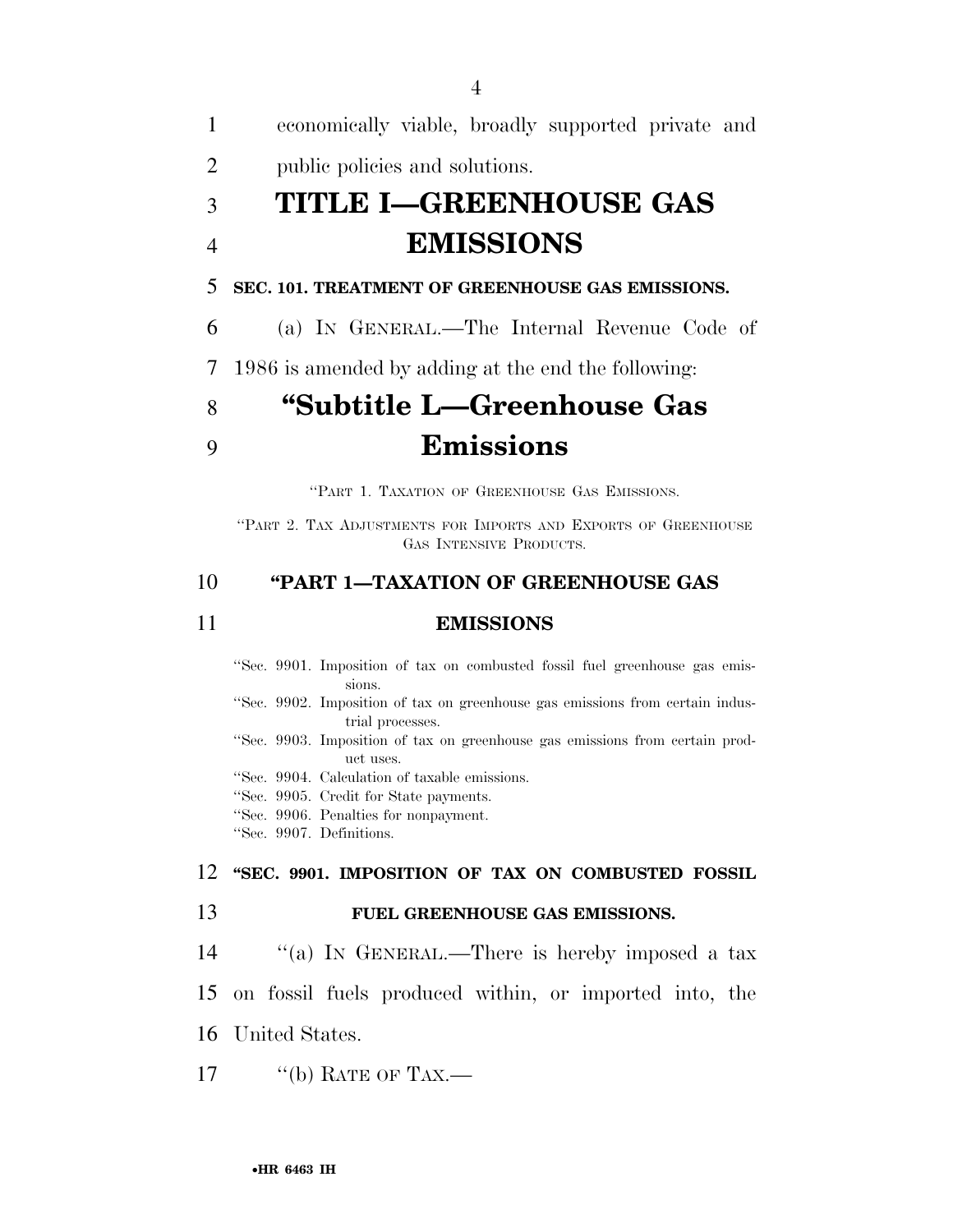economically viable, broadly supported private and public policies and solutions.

# TITLE I—GREENHOUSE GAS EMISSIONS

### SEC. 101. TREATMENT OF GREENHOUSE GAS EMISSIONS.

(a) IN GENERAL.—The Internal Revenue Code of 1986 is amended by adding at the end the following:

## "Subtitle L—Greenhouse Gas Emissions

"PART 1. TAXATION OF GREENHOUSE GAS EMISSIONS.

"PART 2. TAX ADJUSTMENTS FOR IMPORTS AND EXPORTS OF GREENHOUSE GAS INTENSIVE PRODUCTS.

### "PART 1—TAXATION OF GREENHOUSE GAS EMISSIONS

"Sec. 9901. Imposition of tax on combusted fossil fuel greenhouse gas emissions.
"Sec. 9902. Imposition of tax on greenhouse gas emissions from certain industrial processes.
"Sec. 9903. Imposition of tax on greenhouse gas emissions from certain product uses.
"Sec. 9904. Calculation of taxable emissions.
"Sec. 9905. Credit for State payments.
"Sec. 9906. Penalties for nonpayment.
"Sec. 9907. Definitions.

### "SEC. 9901. IMPOSITION OF TAX ON COMBUSTED FOSSIL FUEL GREENHOUSE GAS EMISSIONS.

"(a) IN GENERAL.—There is hereby imposed a tax on fossil fuels produced within, or imported into, the United States.

"(b) RATE OF TAX.—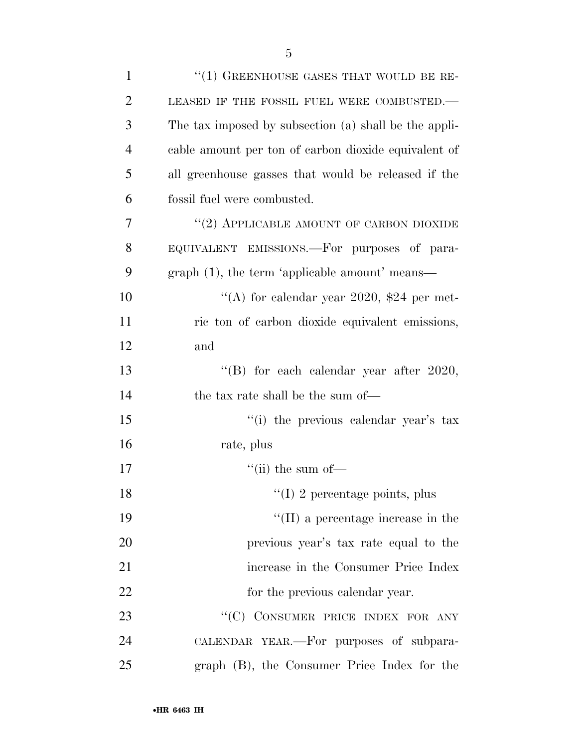"(1) GREENHOUSE GASES THAT WOULD BE RELEASED IF THE FOSSIL FUEL WERE COMBUSTED.— The tax imposed by subsection (a) shall be the applicable amount per ton of carbon dioxide equivalent of all greenhouse gasses that would be released if the fossil fuel were combusted.

"(2) APPLICABLE AMOUNT OF CARBON DIOXIDE EQUIVALENT EMISSIONS.—For purposes of paragraph (1), the term 'applicable amount' means—

"(A) for calendar year 2020, $24 per metric ton of carbon dioxide equivalent emissions, and

"(B) for each calendar year after 2020, the tax rate shall be the sum of—

"(i) the previous calendar year's tax rate, plus

"(ii) the sum of—

"(I) 2 percentage points, plus

"(II) a percentage increase in the previous year's tax rate equal to the increase in the Consumer Price Index for the previous calendar year.

"(C) CONSUMER PRICE INDEX FOR ANY CALENDAR YEAR.—For purposes of subparagraph (B), the Consumer Price Index for the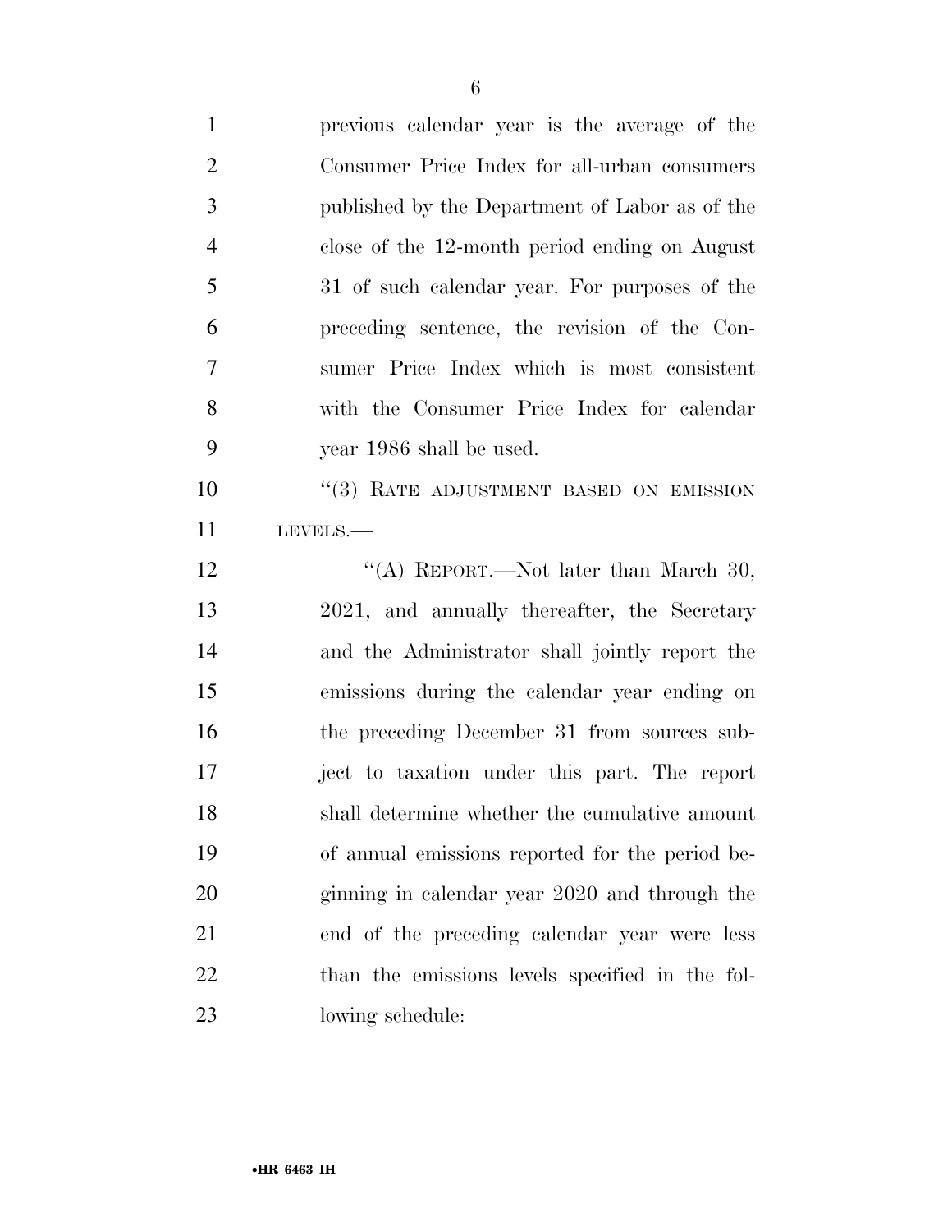previous calendar year is the average of the Consumer Price Index for all-urban consumers published by the Department of Labor as of the close of the 12-month period ending on August 31 of such calendar year. For purposes of the preceding sentence, the revision of the Consumer Price Index which is most consistent with the Consumer Price Index for calendar year 1986 shall be used.

''(3) RATE ADJUSTMENT BASED ON EMISSION LEVELS.—

''(A) REPORT.—Not later than March 30, 2021, and annually thereafter, the Secretary and the Administrator shall jointly report the emissions during the calendar year ending on the preceding December 31 from sources subject to taxation under this part. The report shall determine whether the cumulative amount of annual emissions reported for the period beginning in calendar year 2020 and through the end of the preceding calendar year were less than the emissions levels specified in the following schedule: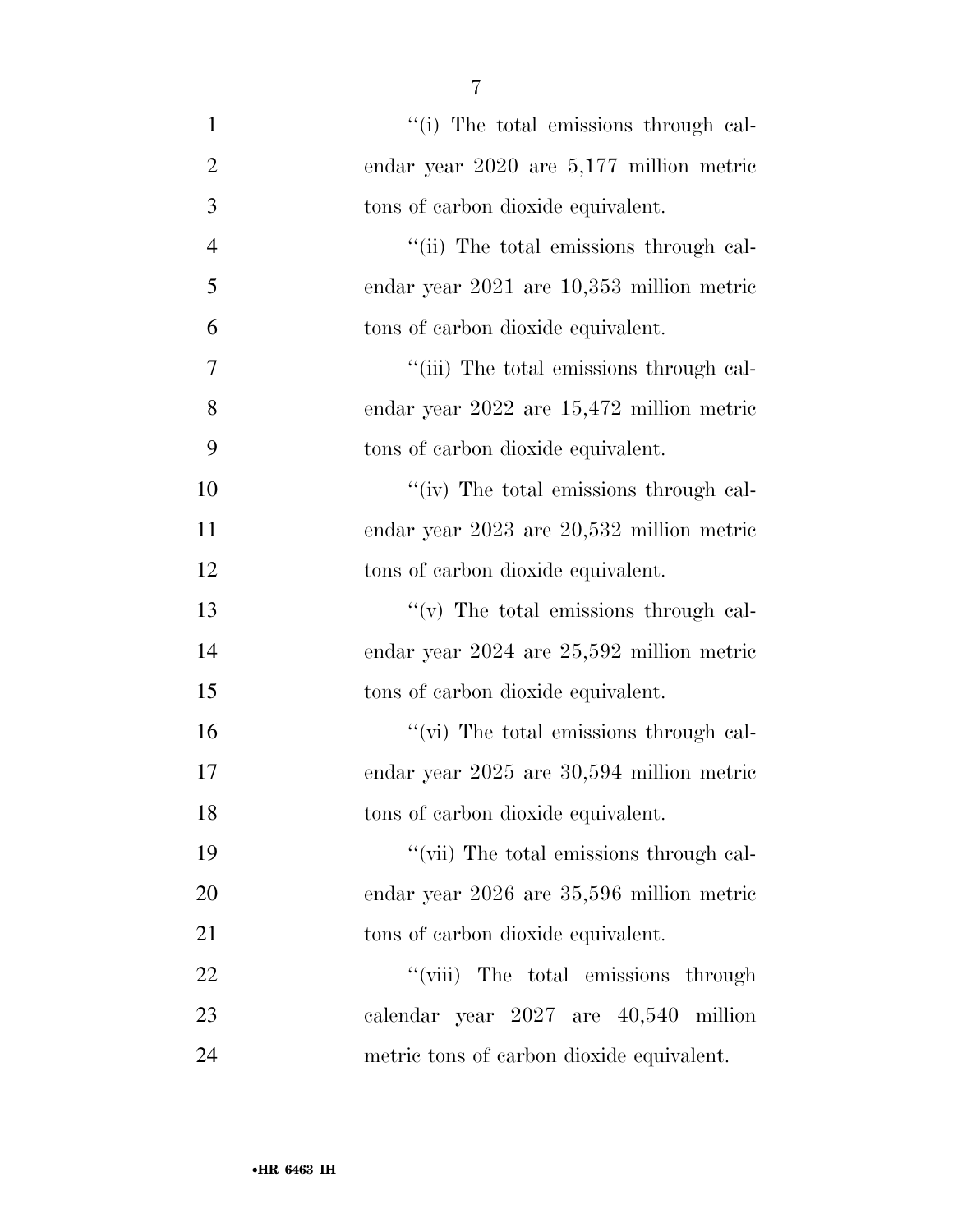''(i) The total emissions through calendar year 2020 are 5,177 million metric tons of carbon dioxide equivalent.

''(ii) The total emissions through calendar year 2021 are 10,353 million metric tons of carbon dioxide equivalent.

''(iii) The total emissions through calendar year 2022 are 15,472 million metric tons of carbon dioxide equivalent.

''(iv) The total emissions through calendar year 2023 are 20,532 million metric tons of carbon dioxide equivalent.

''(v) The total emissions through calendar year 2024 are 25,592 million metric tons of carbon dioxide equivalent.

''(vi) The total emissions through calendar year 2025 are 30,594 million metric tons of carbon dioxide equivalent.

''(vii) The total emissions through calendar year 2026 are 35,596 million metric tons of carbon dioxide equivalent.

''(viii) The total emissions through calendar year 2027 are 40,540 million metric tons of carbon dioxide equivalent.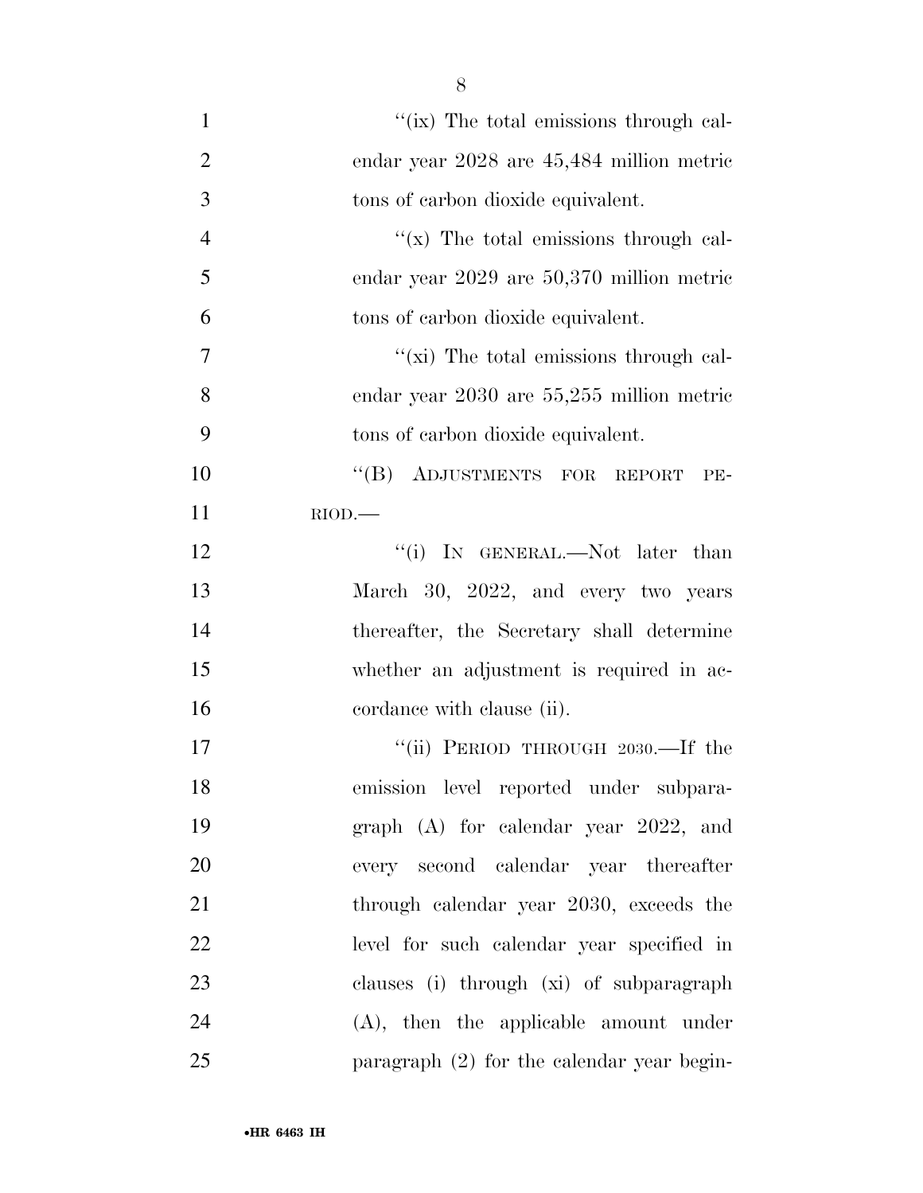"(ix) The total emissions through calendar year 2028 are 45,484 million metric tons of carbon dioxide equivalent.

"(x) The total emissions through calendar year 2029 are 50,370 million metric tons of carbon dioxide equivalent.

"(xi) The total emissions through calendar year 2030 are 55,255 million metric tons of carbon dioxide equivalent.

"(B) ADJUSTMENTS FOR REPORT PERIOD.—

"(i) IN GENERAL.—Not later than March 30, 2022, and every two years thereafter, the Secretary shall determine whether an adjustment is required in accordance with clause (ii).

"(ii) PERIOD THROUGH 2030.—If the emission level reported under subparagraph (A) for calendar year 2022, and every second calendar year thereafter through calendar year 2030, exceeds the level for such calendar year specified in clauses (i) through (xi) of subparagraph (A), then the applicable amount under paragraph (2) for the calendar year begin-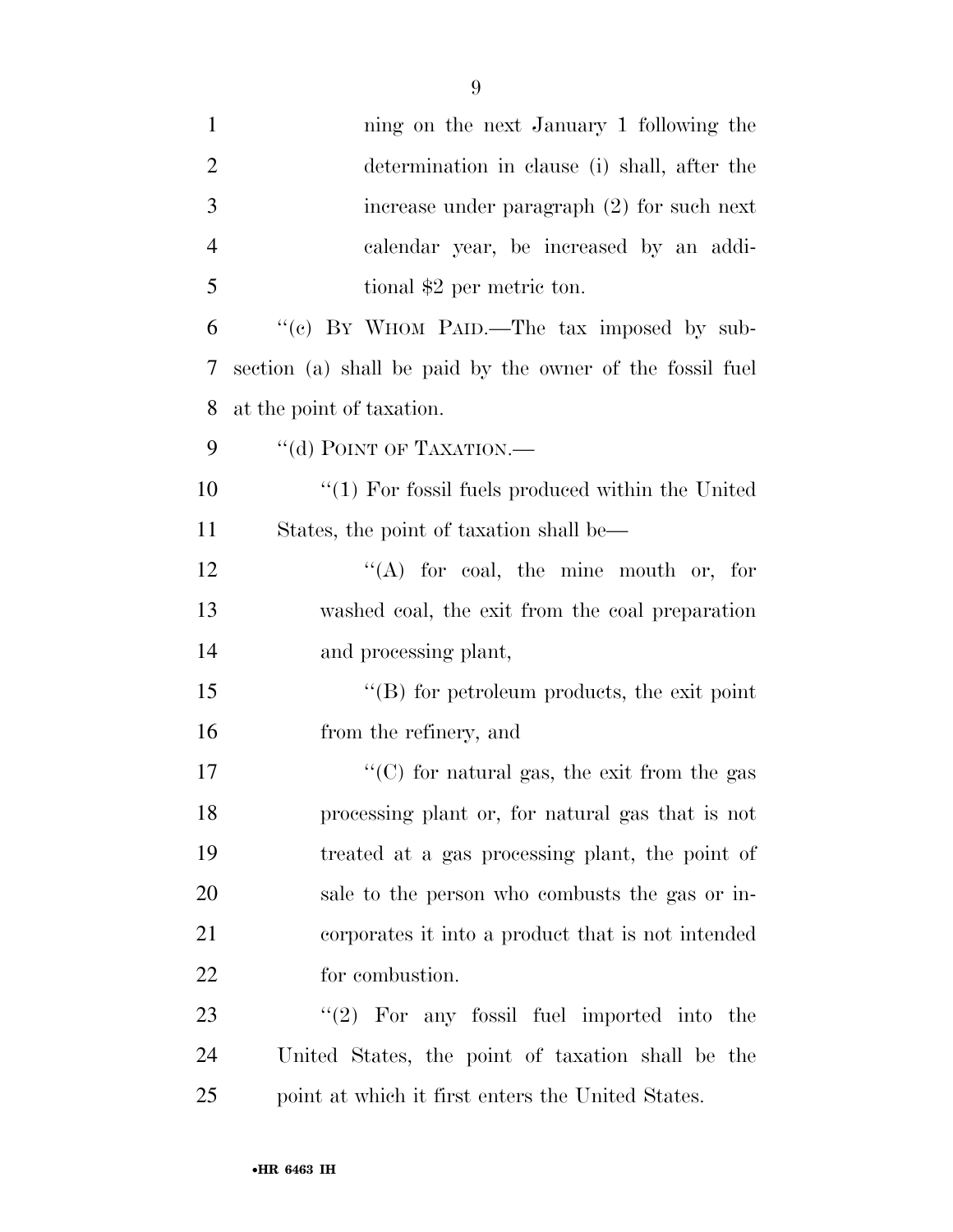ning on the next January 1 following the determination in clause (i) shall, after the increase under paragraph (2) for such next calendar year, be increased by an additional $2 per metric ton.

''(c) BY WHOM PAID.—The tax imposed by subsection (a) shall be paid by the owner of the fossil fuel at the point of taxation.

''(d) POINT OF TAXATION.—

''(1) For fossil fuels produced within the United States, the point of taxation shall be—

''(A) for coal, the mine mouth or, for washed coal, the exit from the coal preparation and processing plant,

''(B) for petroleum products, the exit point from the refinery, and

''(C) for natural gas, the exit from the gas processing plant or, for natural gas that is not treated at a gas processing plant, the point of sale to the person who combusts the gas or incorporates it into a product that is not intended for combustion.

''(2) For any fossil fuel imported into the United States, the point of taxation shall be the point at which it first enters the United States.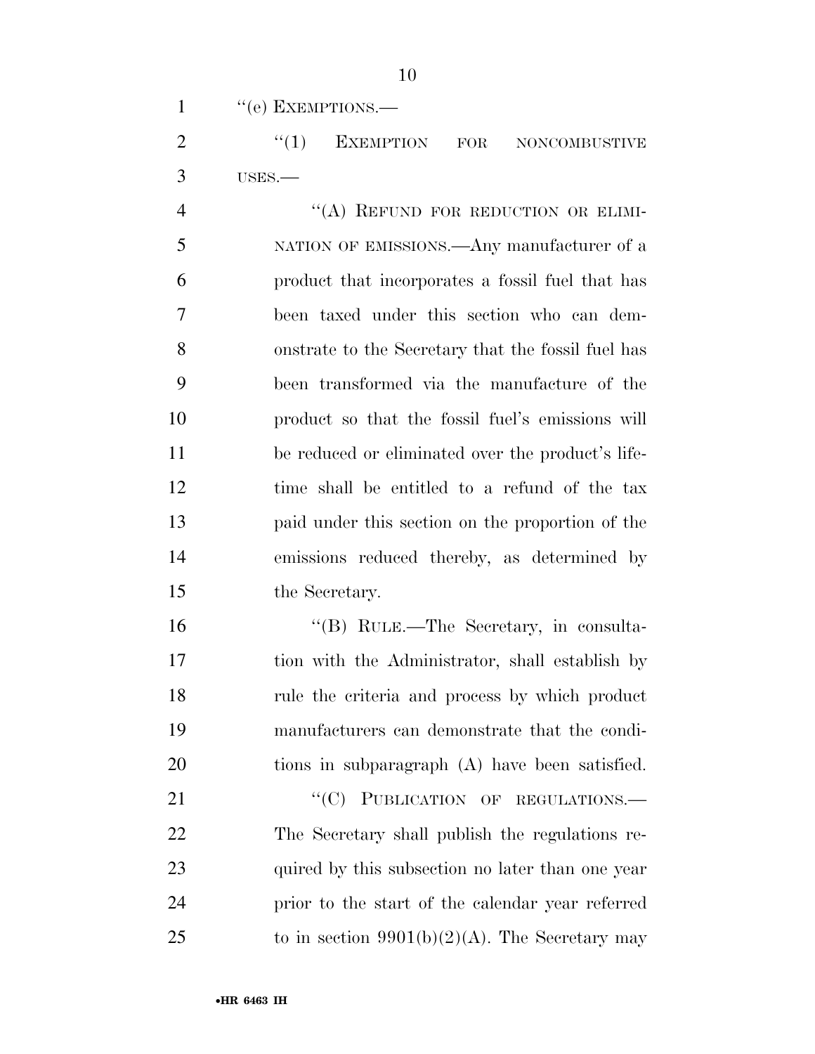"(e) EXEMPTIONS.—

"(1) EXEMPTION FOR NONCOMBUSTIVE USES.—

"(A) REFUND FOR REDUCTION OR ELIMINATION OF EMISSIONS.—Any manufacturer of a product that incorporates a fossil fuel that has been taxed under this section who can demonstrate to the Secretary that the fossil fuel has been transformed via the manufacture of the product so that the fossil fuel's emissions will be reduced or eliminated over the product's lifetime shall be entitled to a refund of the tax paid under this section on the proportion of the emissions reduced thereby, as determined by the Secretary.

"(B) RULE.—The Secretary, in consultation with the Administrator, shall establish by rule the criteria and process by which product manufacturers can demonstrate that the conditions in subparagraph (A) have been satisfied.

"(C) PUBLICATION OF REGULATIONS.—The Secretary shall publish the regulations required by this subsection no later than one year prior to the start of the calendar year referred to in section 9901(b)(2)(A). The Secretary may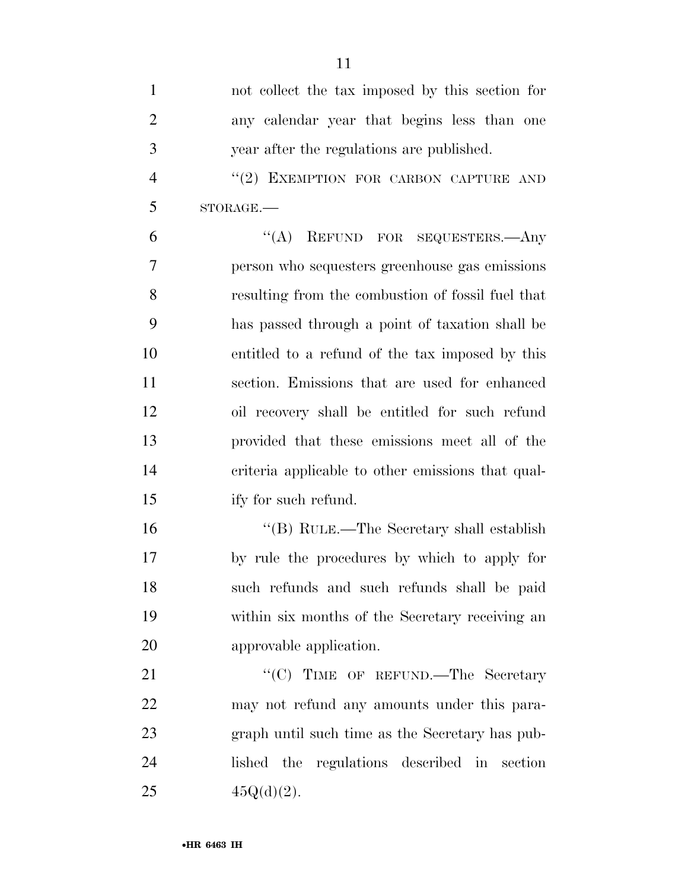not collect the tax imposed by this section for any calendar year that begins less than one year after the regulations are published.

"(2) EXEMPTION FOR CARBON CAPTURE AND STORAGE.—

"(A) REFUND FOR SEQUESTERS.—Any person who sequesters greenhouse gas emissions resulting from the combustion of fossil fuel that has passed through a point of taxation shall be entitled to a refund of the tax imposed by this section. Emissions that are used for enhanced oil recovery shall be entitled for such refund provided that these emissions meet all of the criteria applicable to other emissions that qualify for such refund.

"(B) RULE.—The Secretary shall establish by rule the procedures by which to apply for such refunds and such refunds shall be paid within six months of the Secretary receiving an approvable application.

"(C) TIME OF REFUND.—The Secretary may not refund any amounts under this paragraph until such time as the Secretary has published the regulations described in section 45Q(d)(2).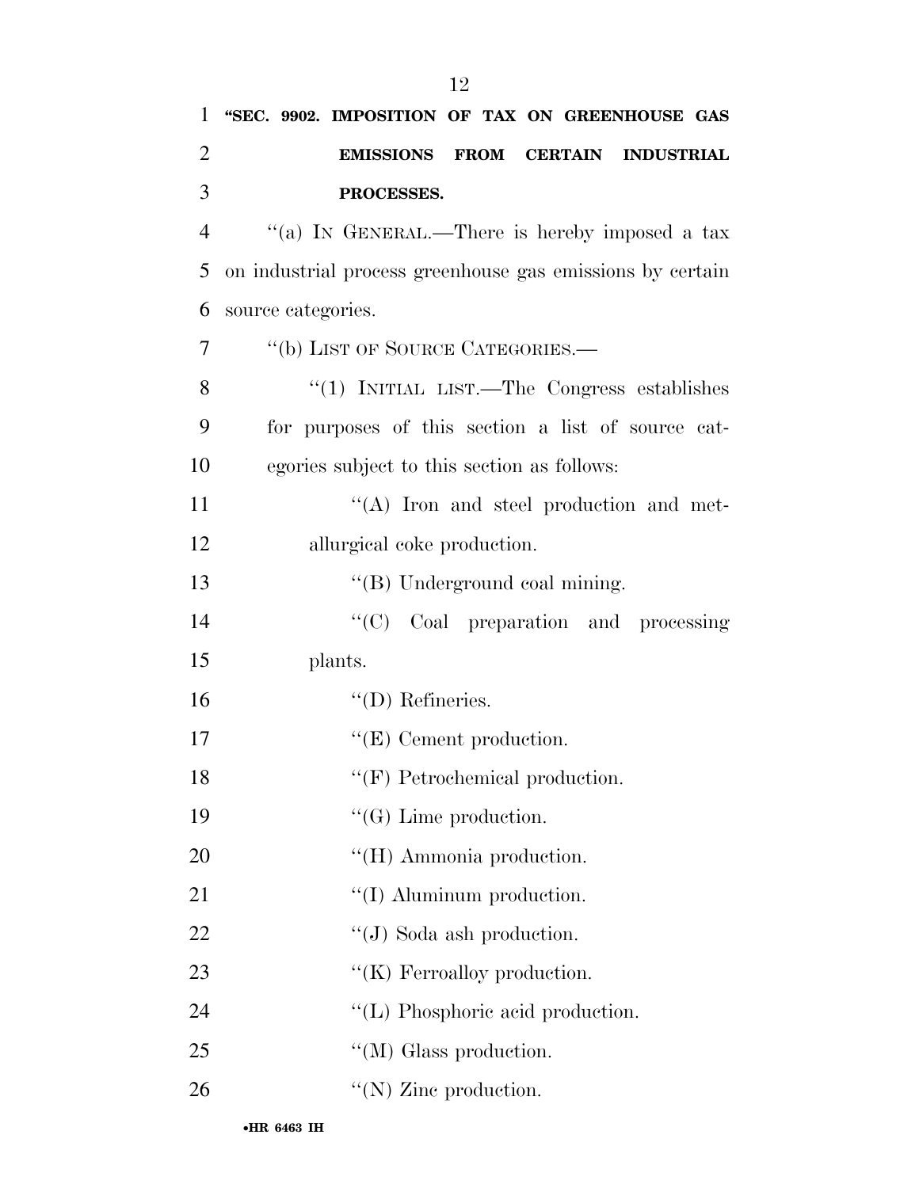**"SEC. 9902. IMPOSITION OF TAX ON GREENHOUSE GAS EMISSIONS FROM CERTAIN INDUSTRIAL PROCESSES.**

"(a) IN GENERAL.—There is hereby imposed a tax on industrial process greenhouse gas emissions by certain source categories.

"(b) LIST OF SOURCE CATEGORIES.—

"(1) INITIAL LIST.—The Congress establishes for purposes of this section a list of source categories subject to this section as follows:

"(A) Iron and steel production and metallurgical coke production.

"(B) Underground coal mining.

"(C) Coal preparation and processing plants.

"(D) Refineries.

"(E) Cement production.

"(F) Petrochemical production.

"(G) Lime production.

"(H) Ammonia production.

"(I) Aluminum production.

"(J) Soda ash production.

"(K) Ferroalloy production.

"(L) Phosphoric acid production.

"(M) Glass production.

"(N) Zinc production.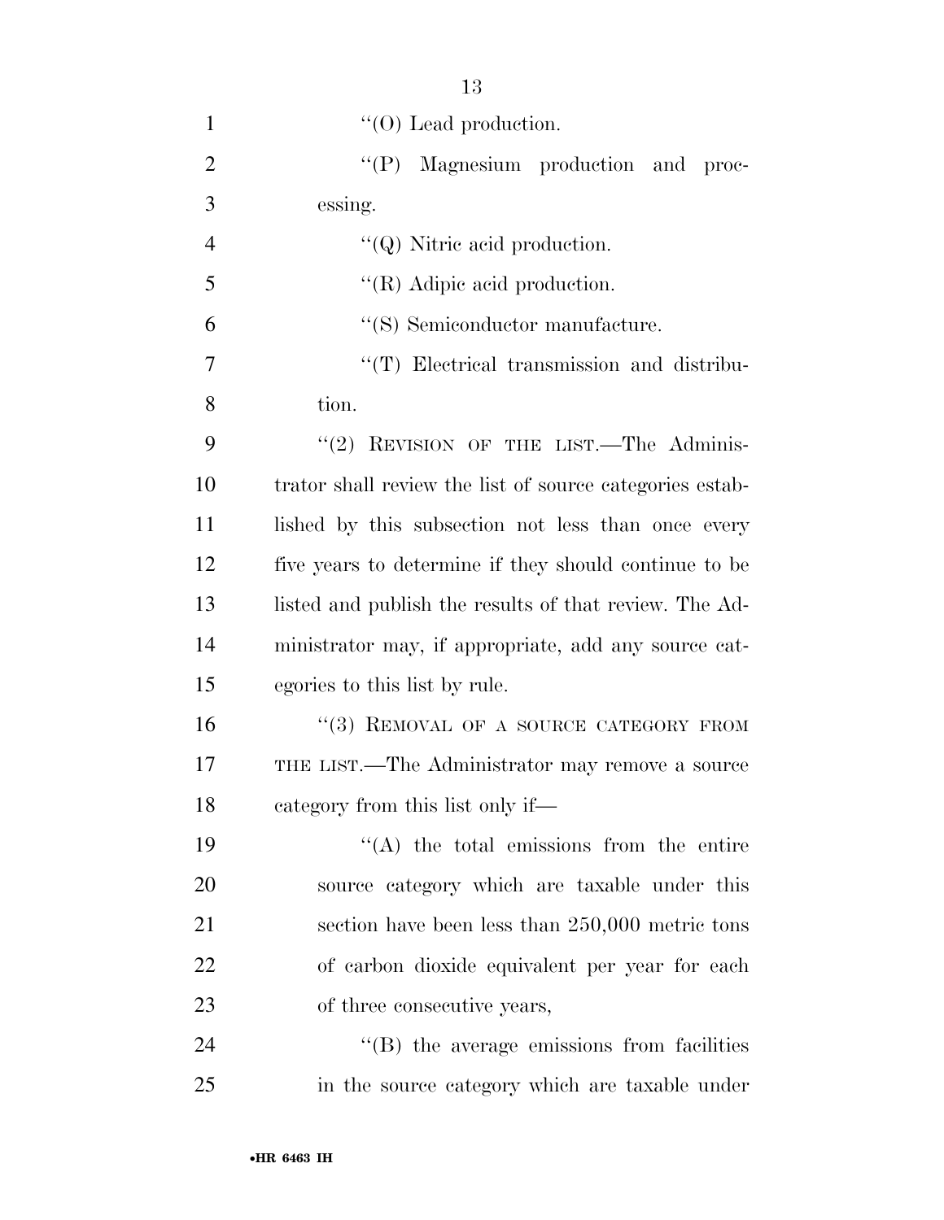''(O) Lead production.

''(P) Magnesium production and processing.

''(Q) Nitric acid production.

''(R) Adipic acid production.

''(S) Semiconductor manufacture.

''(T) Electrical transmission and distribution.

''(2) REVISION OF THE LIST.—The Administrator shall review the list of source categories established by this subsection not less than once every five years to determine if they should continue to be listed and publish the results of that review. The Administrator may, if appropriate, add any source categories to this list by rule.

''(3) REMOVAL OF A SOURCE CATEGORY FROM THE LIST.—The Administrator may remove a source category from this list only if—

''(A) the total emissions from the entire source category which are taxable under this section have been less than 250,000 metric tons of carbon dioxide equivalent per year for each of three consecutive years,

''(B) the average emissions from facilities in the source category which are taxable under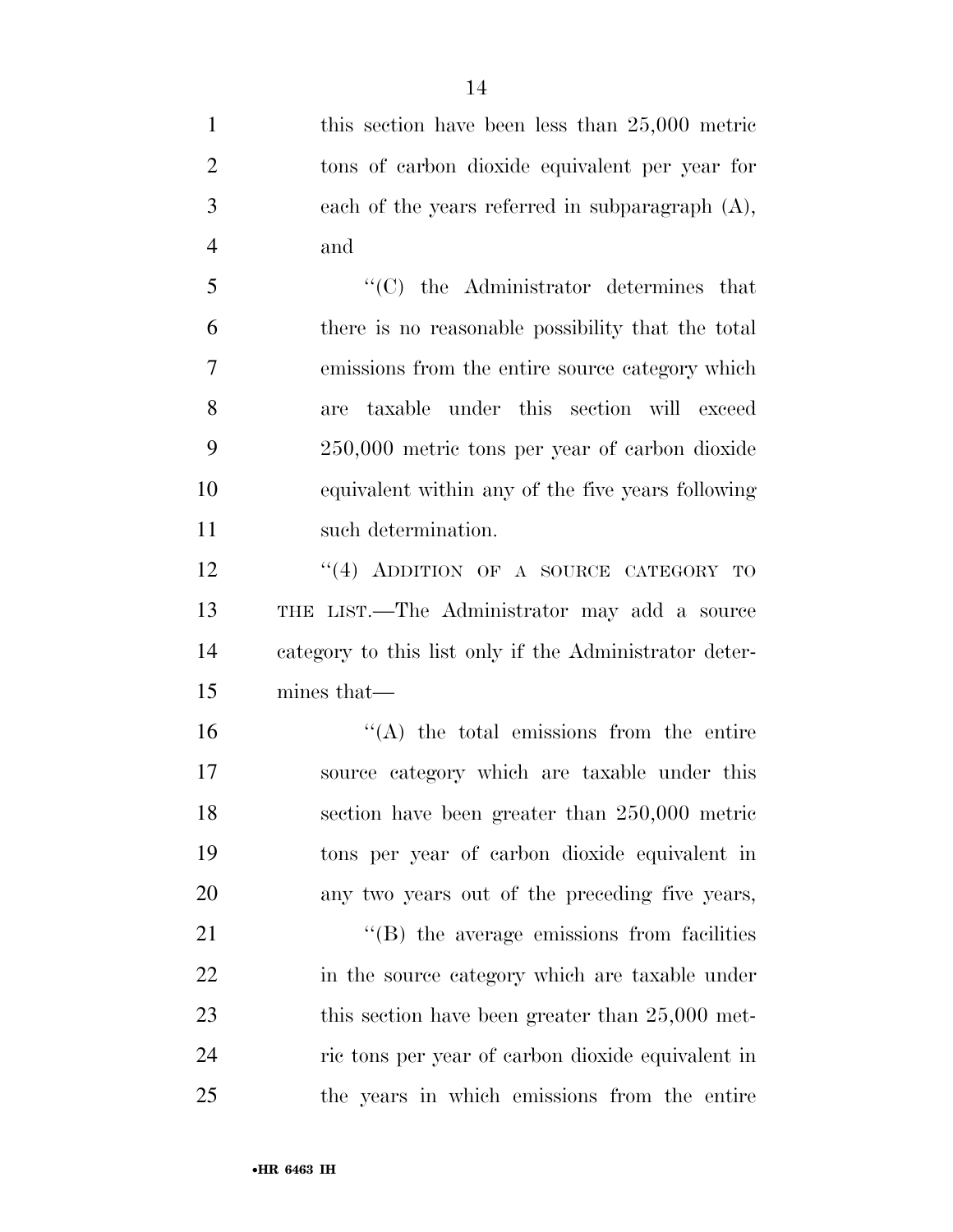this section have been less than 25,000 metric tons of carbon dioxide equivalent per year for each of the years referred in subparagraph (A), and

''(C) the Administrator determines that there is no reasonable possibility that the total emissions from the entire source category which are taxable under this section will exceed 250,000 metric tons per year of carbon dioxide equivalent within any of the five years following such determination.

''(4) ADDITION OF A SOURCE CATEGORY TO THE LIST.—The Administrator may add a source category to this list only if the Administrator determines that—

''(A) the total emissions from the entire source category which are taxable under this section have been greater than 250,000 metric tons per year of carbon dioxide equivalent in any two years out of the preceding five years,

''(B) the average emissions from facilities in the source category which are taxable under this section have been greater than 25,000 metric tons per year of carbon dioxide equivalent in the years in which emissions from the entire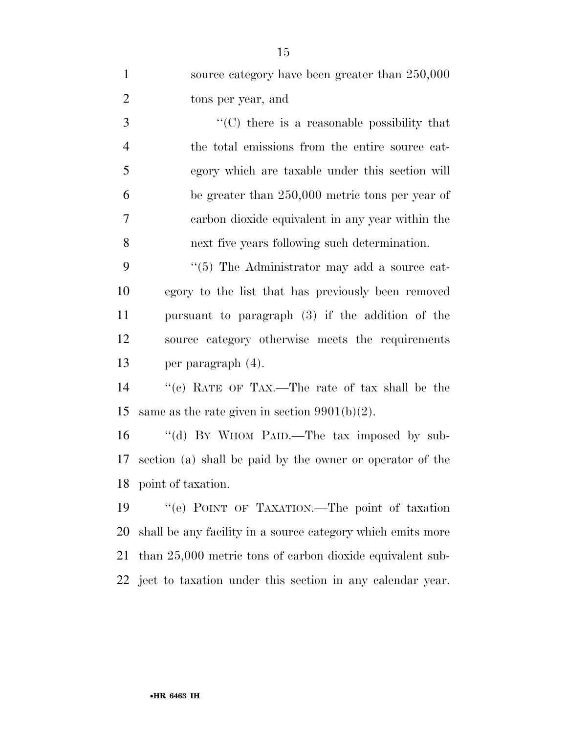source category have been greater than 250,000 tons per year, and

"(C) there is a reasonable possibility that the total emissions from the entire source category which are taxable under this section will be greater than 250,000 metric tons per year of carbon dioxide equivalent in any year within the next five years following such determination.

"(5) The Administrator may add a source category to the list that has previously been removed pursuant to paragraph (3) if the addition of the source category otherwise meets the requirements per paragraph (4).

"(c) RATE OF TAX.—The rate of tax shall be the same as the rate given in section 9901(b)(2).

"(d) BY WHOM PAID.—The tax imposed by subsection (a) shall be paid by the owner or operator of the point of taxation.

"(e) POINT OF TAXATION.—The point of taxation shall be any facility in a source category which emits more than 25,000 metric tons of carbon dioxide equivalent subject to taxation under this section in any calendar year.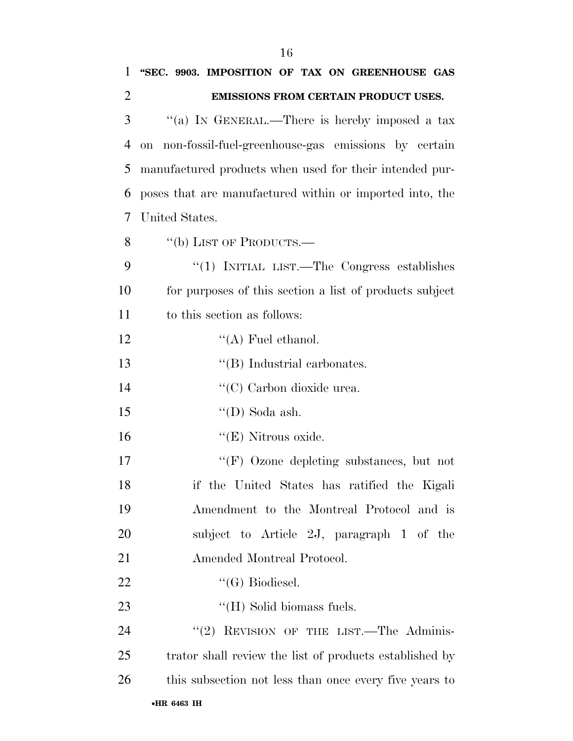**"SEC. 9903. IMPOSITION OF TAX ON GREENHOUSE GAS EMISSIONS FROM CERTAIN PRODUCT USES.**

"(a) IN GENERAL.—There is hereby imposed a tax on non-fossil-fuel-greenhouse-gas emissions by certain manufactured products when used for their intended purposes that are manufactured within or imported into, the United States.

"(b) LIST OF PRODUCTS.—

"(1) INITIAL LIST.—The Congress establishes for purposes of this section a list of products subject to this section as follows:

"(A) Fuel ethanol.

"(B) Industrial carbonates.

"(C) Carbon dioxide urea.

"(D) Soda ash.

"(E) Nitrous oxide.

"(F) Ozone depleting substances, but not if the United States has ratified the Kigali Amendment to the Montreal Protocol and is subject to Article 2J, paragraph 1 of the Amended Montreal Protocol.

"(G) Biodiesel.

"(H) Solid biomass fuels.

"(2) REVISION OF THE LIST.—The Administrator shall review the list of products established by this subsection not less than once every five years to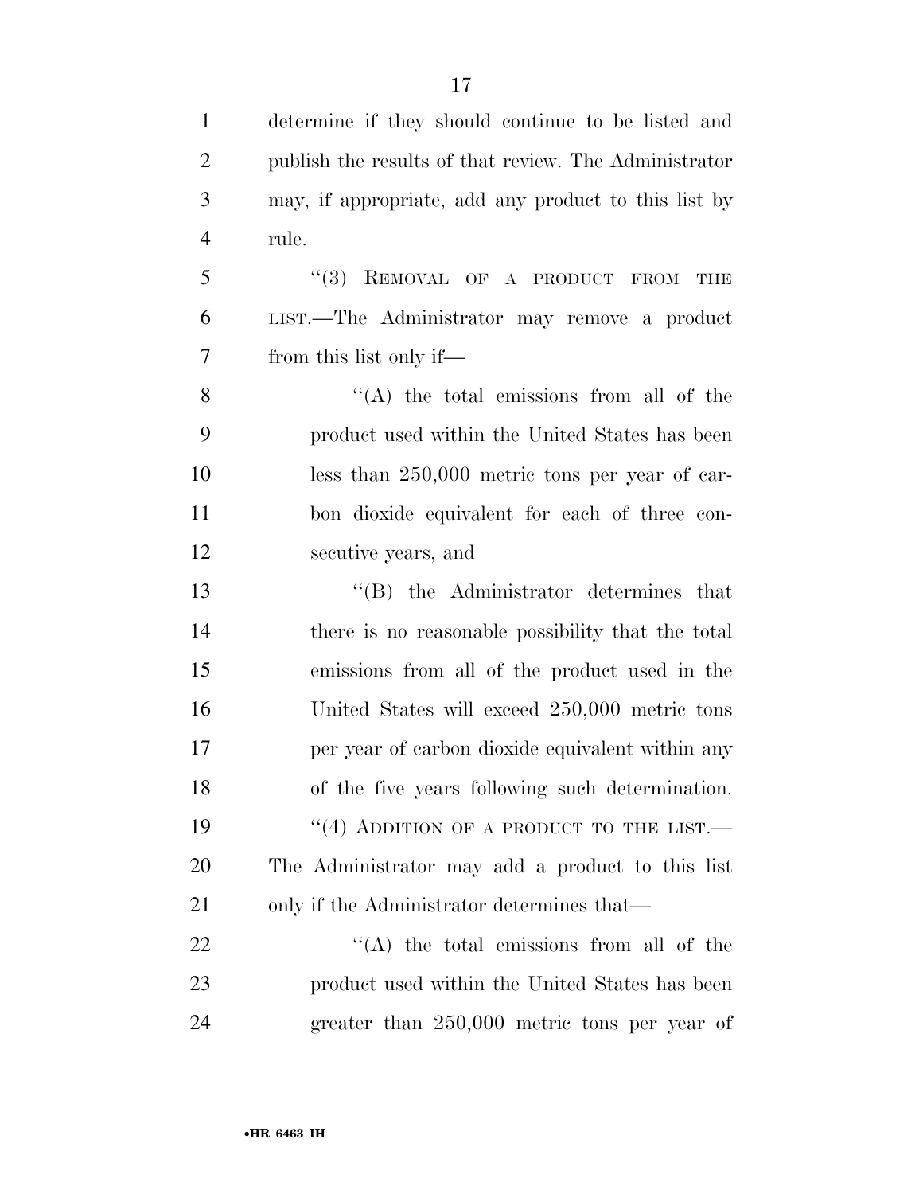determine if they should continue to be listed and publish the results of that review. The Administrator may, if appropriate, add any product to this list by rule.

"(3) REMOVAL OF A PRODUCT FROM THE LIST.—The Administrator may remove a product from this list only if—

"(A) the total emissions from all of the product used within the United States has been less than 250,000 metric tons per year of carbon dioxide equivalent for each of three consecutive years, and

"(B) the Administrator determines that there is no reasonable possibility that the total emissions from all of the product used in the United States will exceed 250,000 metric tons per year of carbon dioxide equivalent within any of the five years following such determination.

"(4) ADDITION OF A PRODUCT TO THE LIST.—The Administrator may add a product to this list only if the Administrator determines that—

"(A) the total emissions from all of the product used within the United States has been greater than 250,000 metric tons per year of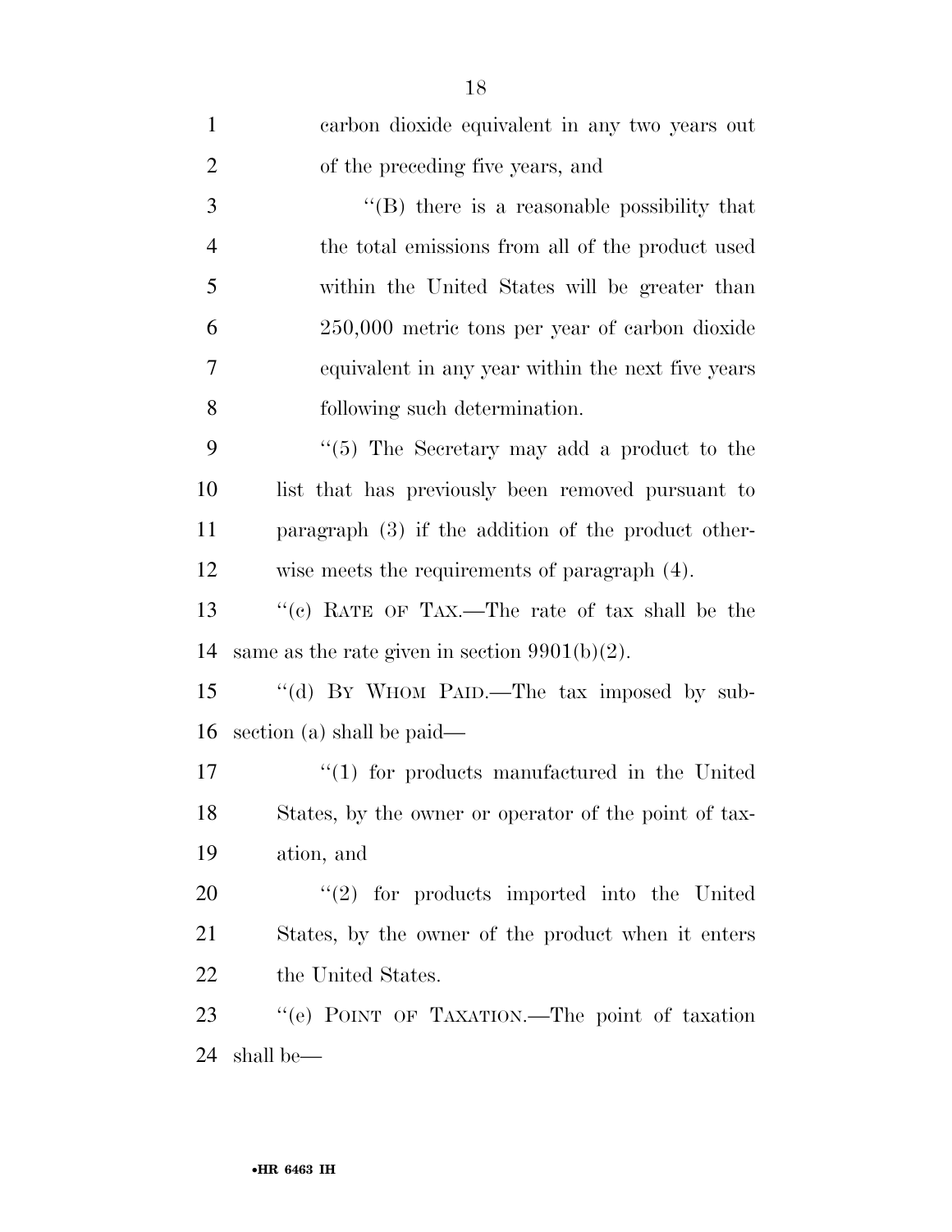carbon dioxide equivalent in any two years out of the preceding five years, and

"(B) there is a reasonable possibility that the total emissions from all of the product used within the United States will be greater than 250,000 metric tons per year of carbon dioxide equivalent in any year within the next five years following such determination.

"(5) The Secretary may add a product to the list that has previously been removed pursuant to paragraph (3) if the addition of the product otherwise meets the requirements of paragraph (4).

"(c) RATE OF TAX.—The rate of tax shall be the same as the rate given in section 9901(b)(2).

"(d) BY WHOM PAID.—The tax imposed by subsection (a) shall be paid—

"(1) for products manufactured in the United States, by the owner or operator of the point of taxation, and

"(2) for products imported into the United States, by the owner of the product when it enters the United States.

"(e) POINT OF TAXATION.—The point of taxation shall be—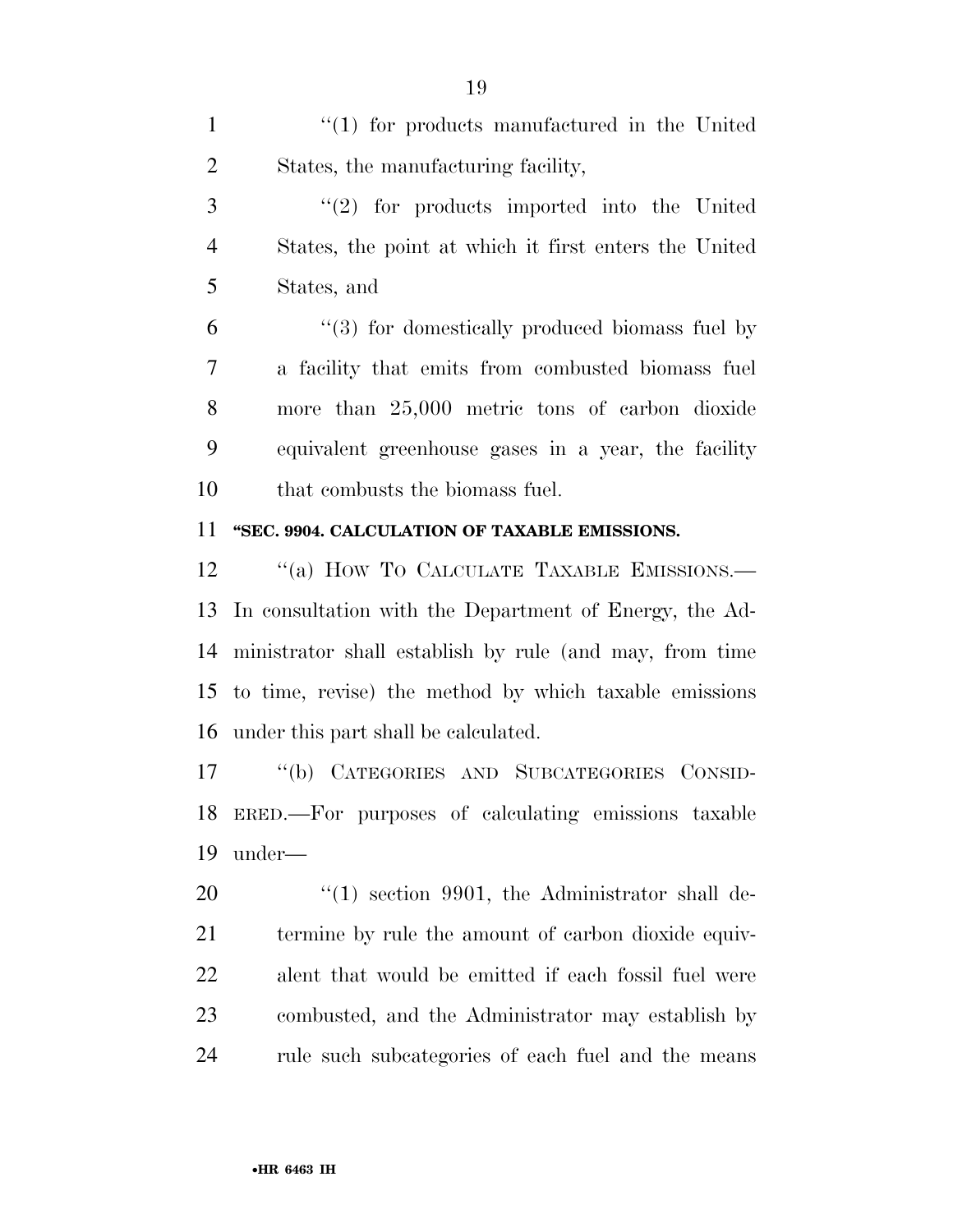"(1) for products manufactured in the United States, the manufacturing facility,

"(2) for products imported into the United States, the point at which it first enters the United States, and

"(3) for domestically produced biomass fuel by a facility that emits from combusted biomass fuel more than 25,000 metric tons of carbon dioxide equivalent greenhouse gases in a year, the facility that combusts the biomass fuel.

**"SEC. 9904. CALCULATION OF TAXABLE EMISSIONS.**

"(a) HOW TO CALCULATE TAXABLE EMISSIONS.—In consultation with the Department of Energy, the Administrator shall establish by rule (and may, from time to time, revise) the method by which taxable emissions under this part shall be calculated.

"(b) CATEGORIES AND SUBCATEGORIES CONSIDERED.—For purposes of calculating emissions taxable under—

"(1) section 9901, the Administrator shall determine by rule the amount of carbon dioxide equivalent that would be emitted if each fossil fuel were combusted, and the Administrator may establish by rule such subcategories of each fuel and the means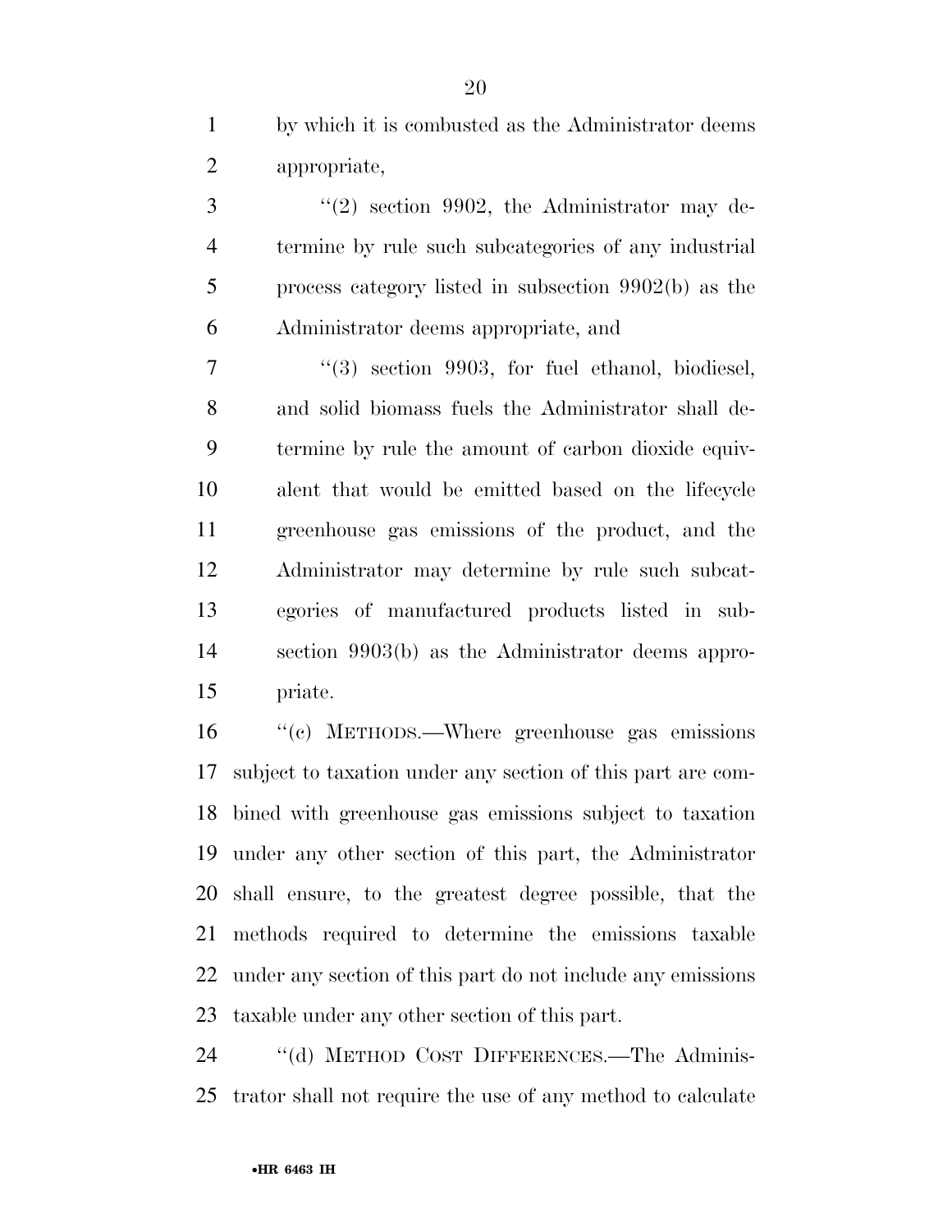by which it is combusted as the Administrator deems appropriate,

"(2) section 9902, the Administrator may determine by rule such subcategories of any industrial process category listed in subsection 9902(b) as the Administrator deems appropriate, and

"(3) section 9903, for fuel ethanol, biodiesel, and solid biomass fuels the Administrator shall determine by rule the amount of carbon dioxide equivalent that would be emitted based on the lifecycle greenhouse gas emissions of the product, and the Administrator may determine by rule such subcategories of manufactured products listed in subsection 9903(b) as the Administrator deems appropriate.

"(c) METHODS.—Where greenhouse gas emissions subject to taxation under any section of this part are combined with greenhouse gas emissions subject to taxation under any other section of this part, the Administrator shall ensure, to the greatest degree possible, that the methods required to determine the emissions taxable under any section of this part do not include any emissions taxable under any other section of this part.

"(d) METHOD COST DIFFERENCES.—The Administrator shall not require the use of any method to calculate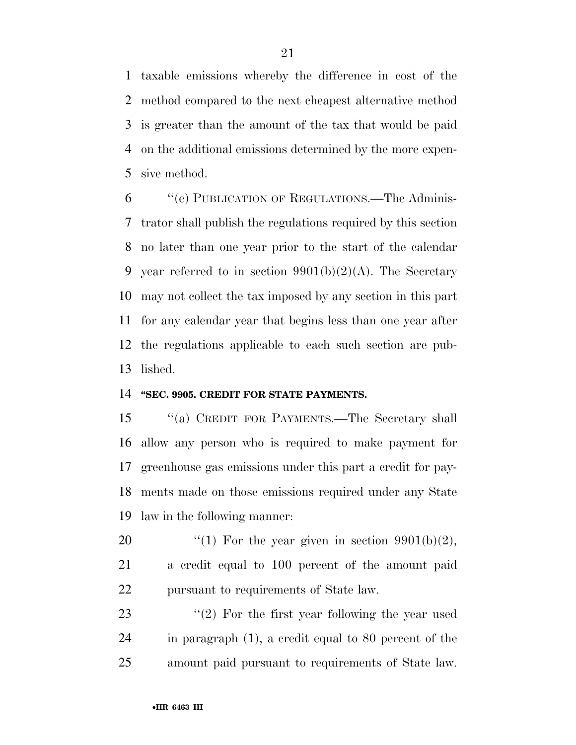taxable emissions whereby the difference in cost of the method compared to the next cheapest alternative method is greater than the amount of the tax that would be paid on the additional emissions determined by the more expensive method.

"(e) PUBLICATION OF REGULATIONS.—The Administrator shall publish the regulations required by this section no later than one year prior to the start of the calendar year referred to in section 9901(b)(2)(A). The Secretary may not collect the tax imposed by any section in this part for any calendar year that begins less than one year after the regulations applicable to each such section are published.

**"SEC. 9905. CREDIT FOR STATE PAYMENTS.**

"(a) CREDIT FOR PAYMENTS.—The Secretary shall allow any person who is required to make payment for greenhouse gas emissions under this part a credit for payments made on those emissions required under any State law in the following manner:

"(1) For the year given in section 9901(b)(2), a credit equal to 100 percent of the amount paid pursuant to requirements of State law.

"(2) For the first year following the year used in paragraph (1), a credit equal to 80 percent of the amount paid pursuant to requirements of State law.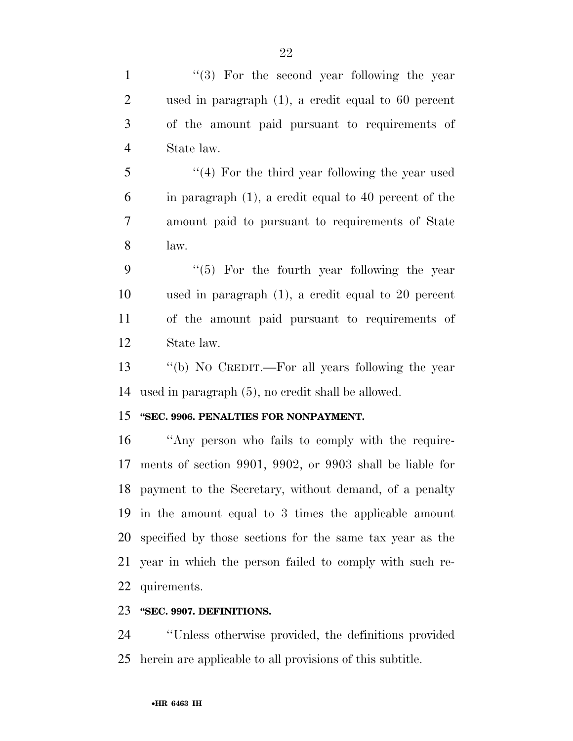"(3) For the second year following the year used in paragraph (1), a credit equal to 60 percent of the amount paid pursuant to requirements of State law.

"(4) For the third year following the year used in paragraph (1), a credit equal to 40 percent of the amount paid to pursuant to requirements of State law.

"(5) For the fourth year following the year used in paragraph (1), a credit equal to 20 percent of the amount paid pursuant to requirements of State law.

"(b) NO CREDIT.—For all years following the year used in paragraph (5), no credit shall be allowed.

**"SEC. 9906. PENALTIES FOR NONPAYMENT.**

"Any person who fails to comply with the requirements of section 9901, 9902, or 9903 shall be liable for payment to the Secretary, without demand, of a penalty in the amount equal to 3 times the applicable amount specified by those sections for the same tax year as the year in which the person failed to comply with such requirements.

**"SEC. 9907. DEFINITIONS.**

"Unless otherwise provided, the definitions provided herein are applicable to all provisions of this subtitle.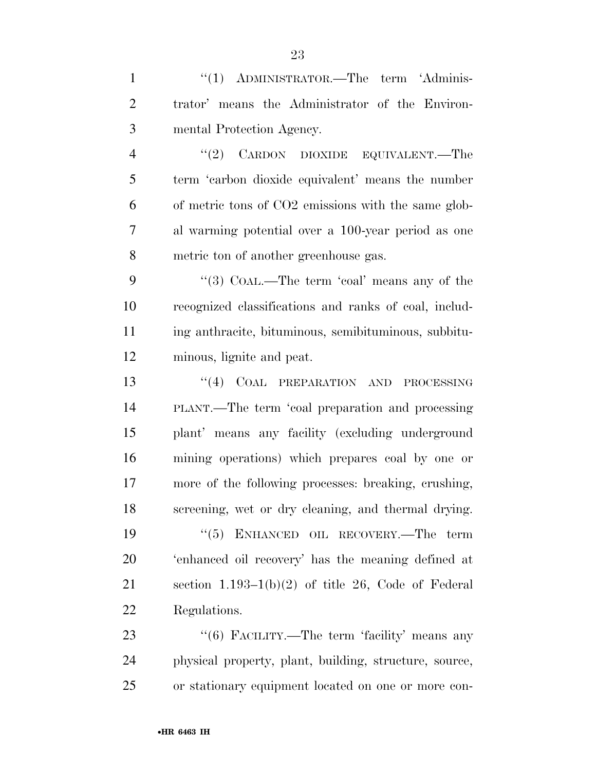''(1) ADMINISTRATOR.—The term 'Administrator' means the Administrator of the Environmental Protection Agency.

''(2) CARDON DIOXIDE EQUIVALENT.—The term 'carbon dioxide equivalent' means the number of metric tons of $CO_2$ emissions with the same global warming potential over a 100-year period as one metric ton of another greenhouse gas.

''(3) COAL.—The term 'coal' means any of the recognized classifications and ranks of coal, including anthracite, bituminous, semibituminous, subbituminous, lignite and peat.

''(4) COAL PREPARATION AND PROCESSING PLANT.—The term 'coal preparation and processing plant' means any facility (excluding underground mining operations) which prepares coal by one or more of the following processes: breaking, crushing, screening, wet or dry cleaning, and thermal drying.

''(5) ENHANCED OIL RECOVERY.—The term 'enhanced oil recovery' has the meaning defined at section 1.193–1(b)(2) of title 26, Code of Federal Regulations.

''(6) FACILITY.—The term 'facility' means any physical property, plant, building, structure, source, or stationary equipment located on one or more con-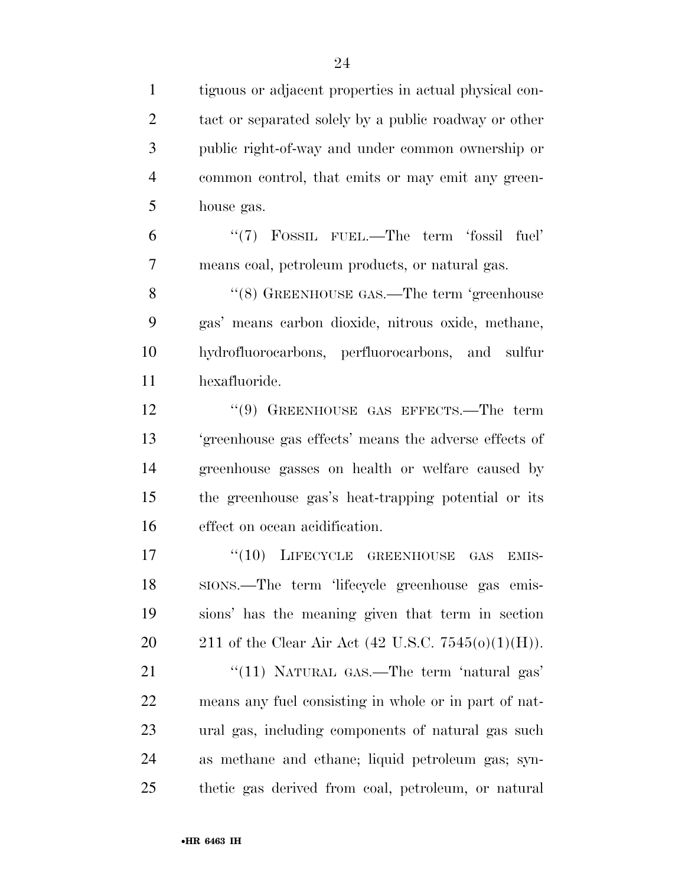tiguous or adjacent properties in actual physical contact or separated solely by a public roadway or other public right-of-way and under common ownership or common control, that emits or may emit any greenhouse gas.

"(7) FOSSIL FUEL.—The term 'fossil fuel' means coal, petroleum products, or natural gas.

"(8) GREENHOUSE GAS.—The term 'greenhouse gas' means carbon dioxide, nitrous oxide, methane, hydrofluorocarbons, perfluorocarbons, and sulfur hexafluoride.

"(9) GREENHOUSE GAS EFFECTS.—The term 'greenhouse gas effects' means the adverse effects of greenhouse gasses on health or welfare caused by the greenhouse gas's heat-trapping potential or its effect on ocean acidification.

"(10) LIFECYCLE GREENHOUSE GAS EMISSIONS.—The term 'lifecycle greenhouse gas emissions' has the meaning given that term in section 211 of the Clear Air Act (42 U.S.C. 7545(o)(1)(H)).

"(11) NATURAL GAS.—The term 'natural gas' means any fuel consisting in whole or in part of natural gas, including components of natural gas such as methane and ethane; liquid petroleum gas; synthetic gas derived from coal, petroleum, or natural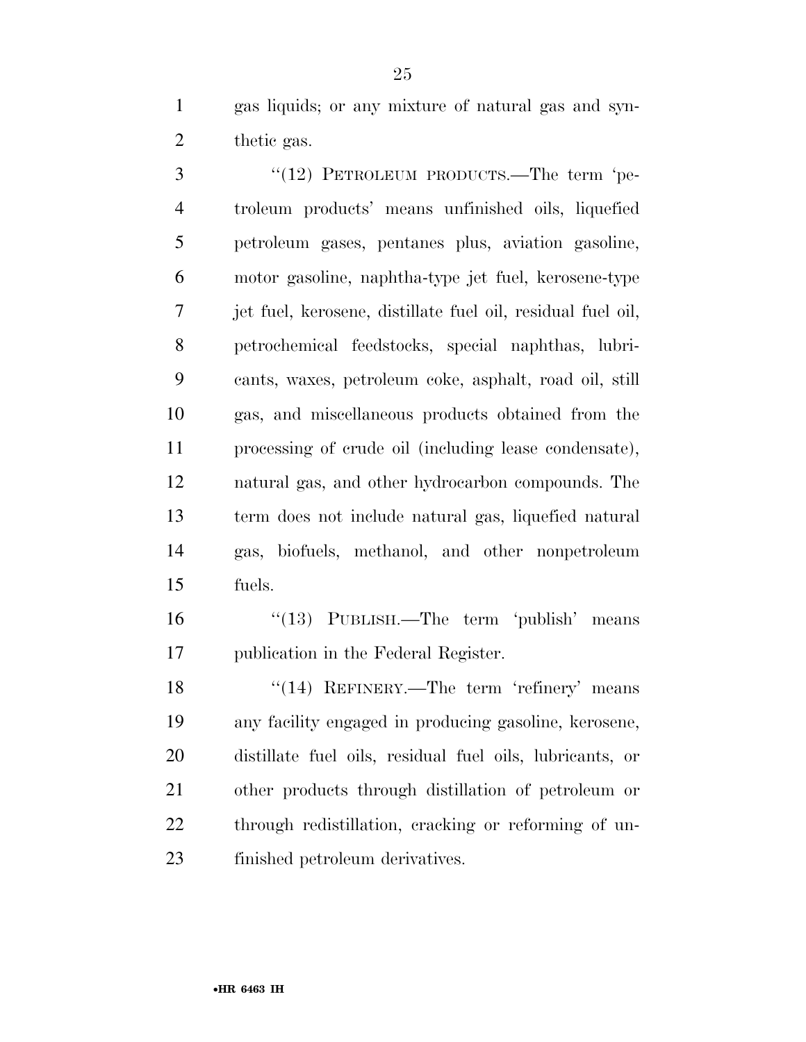gas liquids; or any mixture of natural gas and synthetic gas.

"(12) PETROLEUM PRODUCTS.—The term 'petroleum products' means unfinished oils, liquefied petroleum gases, pentanes plus, aviation gasoline, motor gasoline, naphtha-type jet fuel, kerosene-type jet fuel, kerosene, distillate fuel oil, residual fuel oil, petrochemical feedstocks, special naphthas, lubricants, waxes, petroleum coke, asphalt, road oil, still gas, and miscellaneous products obtained from the processing of crude oil (including lease condensate), natural gas, and other hydrocarbon compounds. The term does not include natural gas, liquefied natural gas, biofuels, methanol, and other nonpetroleum fuels.

"(13) PUBLISH.—The term 'publish' means publication in the Federal Register.

"(14) REFINERY.—The term 'refinery' means any facility engaged in producing gasoline, kerosene, distillate fuel oils, residual fuel oils, lubricants, or other products through distillation of petroleum or through redistillation, cracking or reforming of unfinished petroleum derivatives.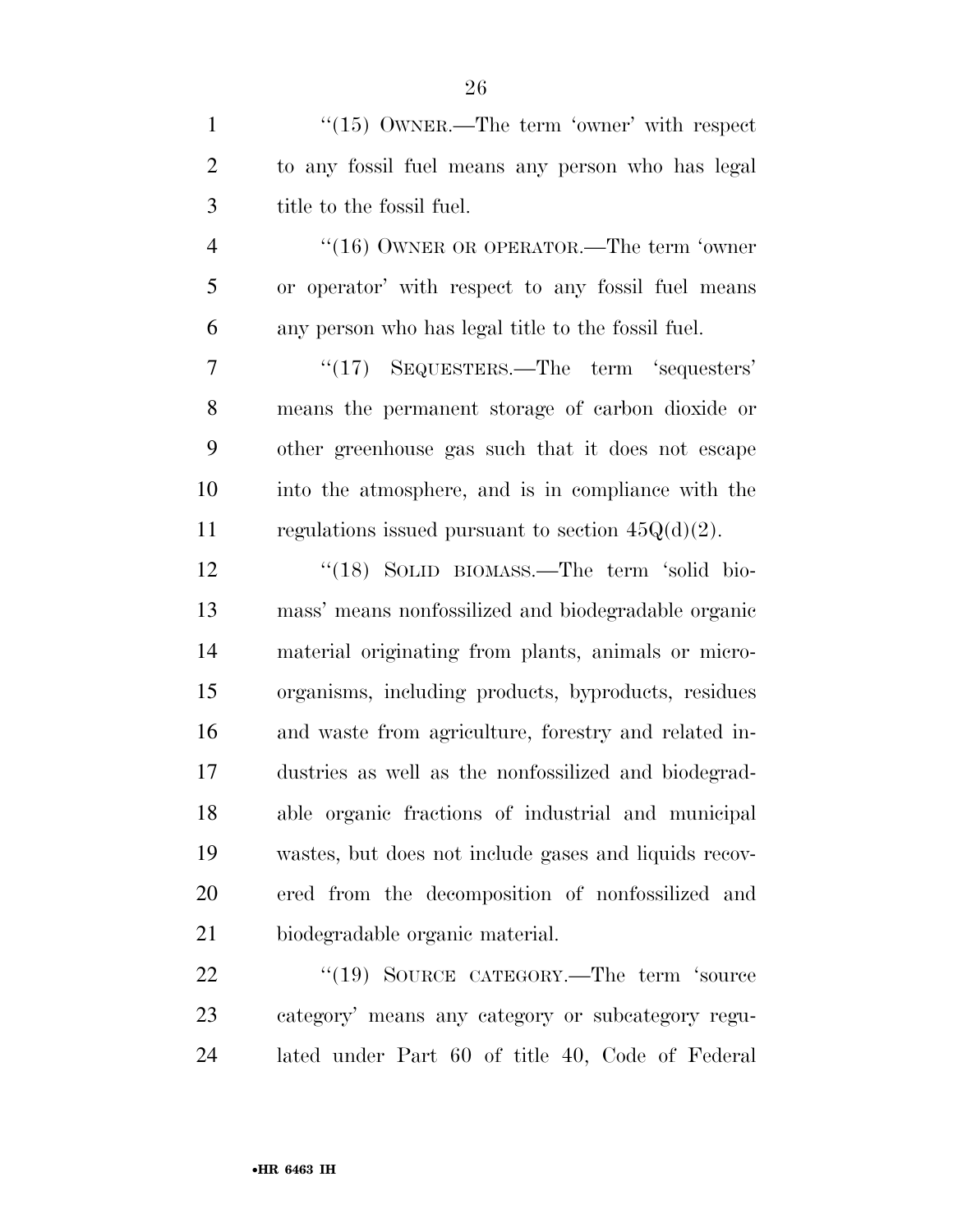''(15) OWNER.—The term 'owner' with respect to any fossil fuel means any person who has legal title to the fossil fuel.

''(16) OWNER OR OPERATOR.—The term 'owner or operator' with respect to any fossil fuel means any person who has legal title to the fossil fuel.

''(17) SEQUESTERS.—The term 'sequesters' means the permanent storage of carbon dioxide or other greenhouse gas such that it does not escape into the atmosphere, and is in compliance with the regulations issued pursuant to section 45Q(d)(2).

''(18) SOLID BIOMASS.—The term 'solid biomass' means nonfossilized and biodegradable organic material originating from plants, animals or microorganisms, including products, byproducts, residues and waste from agriculture, forestry and related industries as well as the nonfossilized and biodegradable organic fractions of industrial and municipal wastes, but does not include gases and liquids recovered from the decomposition of nonfossilized and biodegradable organic material.

''(19) SOURCE CATEGORY.—The term 'source category' means any category or subcategory regulated under Part 60 of title 40, Code of Federal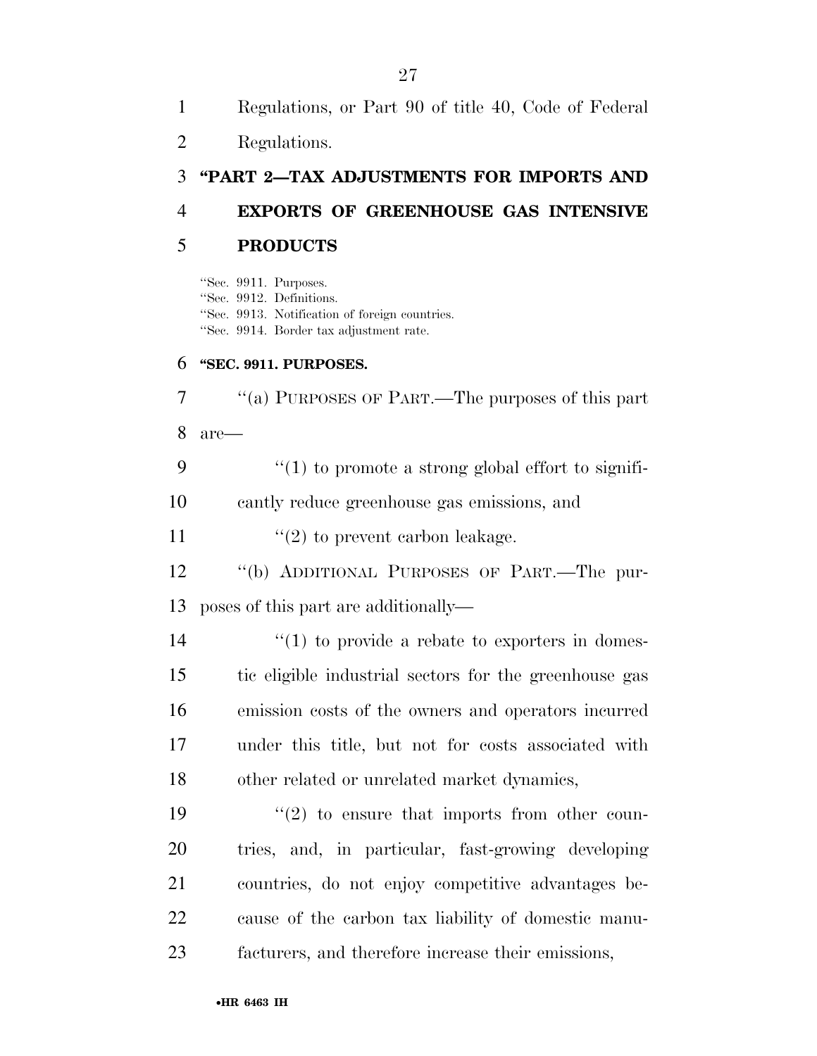Regulations, or Part 90 of title 40, Code of Federal Regulations.

## "PART 2—TAX ADJUSTMENTS FOR IMPORTS AND EXPORTS OF GREENHOUSE GAS INTENSIVE PRODUCTS

"Sec. 9911. Purposes.
"Sec. 9912. Definitions.
"Sec. 9913. Notification of foreign countries.
"Sec. 9914. Border tax adjustment rate.

### "SEC. 9911. PURPOSES.

"(a) PURPOSES OF PART.—The purposes of this part are—

"(1) to promote a strong global effort to significantly reduce greenhouse gas emissions, and

"(2) to prevent carbon leakage.

"(b) ADDITIONAL PURPOSES OF PART.—The purposes of this part are additionally—

"(1) to provide a rebate to exporters in domestic eligible industrial sectors for the greenhouse gas emission costs of the owners and operators incurred under this title, but not for costs associated with other related or unrelated market dynamics,

"(2) to ensure that imports from other countries, and, in particular, fast-growing developing countries, do not enjoy competitive advantages because of the carbon tax liability of domestic manufacturers, and therefore increase their emissions,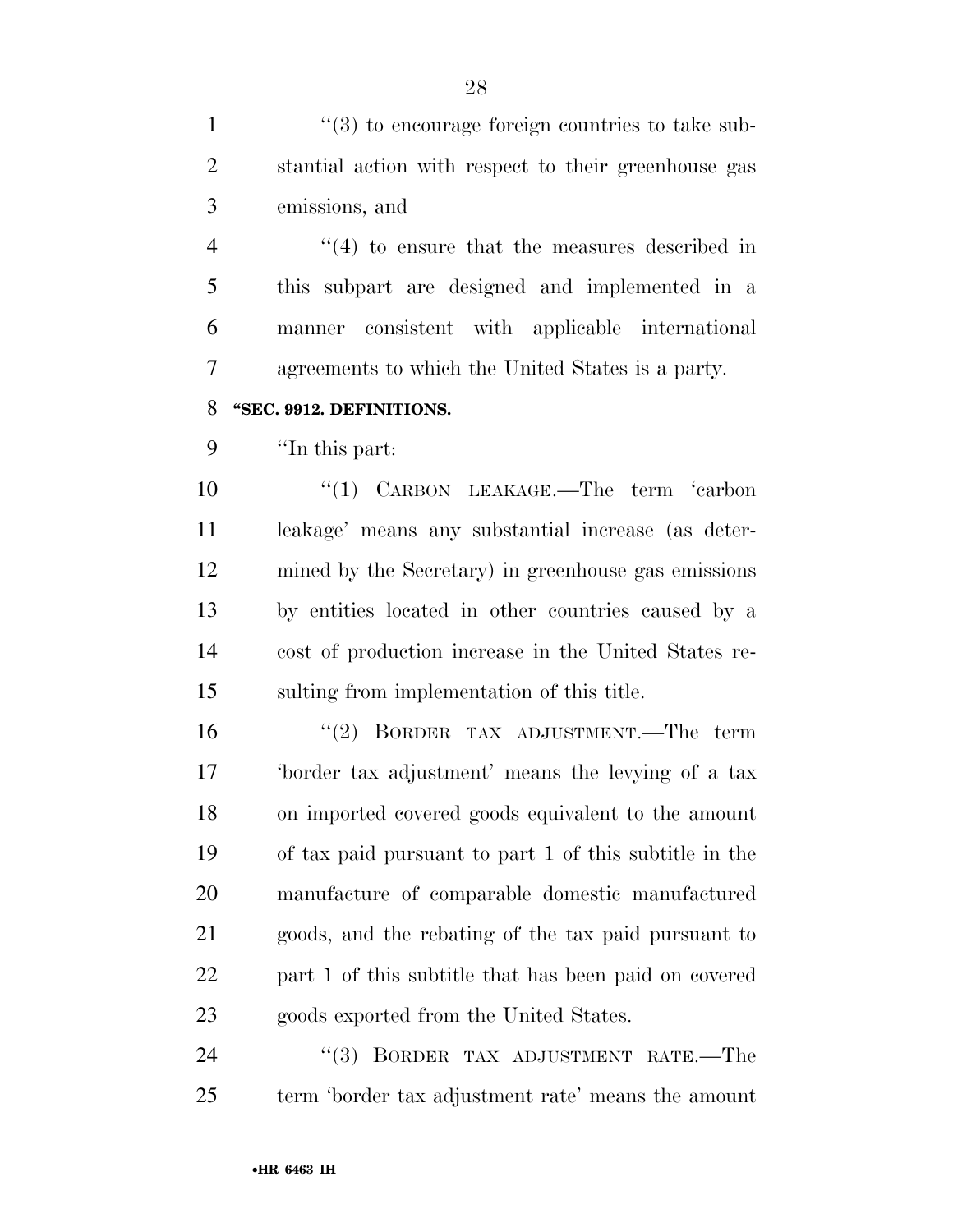''(3) to encourage foreign countries to take substantial action with respect to their greenhouse gas emissions, and

''(4) to ensure that the measures described in this subpart are designed and implemented in a manner consistent with applicable international agreements to which the United States is a party.

**''SEC. 9912. DEFINITIONS.**

''In this part:

''(1) CARBON LEAKAGE.—The term 'carbon leakage' means any substantial increase (as determined by the Secretary) in greenhouse gas emissions by entities located in other countries caused by a cost of production increase in the United States resulting from implementation of this title.

''(2) BORDER TAX ADJUSTMENT.—The term 'border tax adjustment' means the levying of a tax on imported covered goods equivalent to the amount of tax paid pursuant to part 1 of this subtitle in the manufacture of comparable domestic manufactured goods, and the rebating of the tax paid pursuant to part 1 of this subtitle that has been paid on covered goods exported from the United States.

''(3) BORDER TAX ADJUSTMENT RATE.—The term 'border tax adjustment rate' means the amount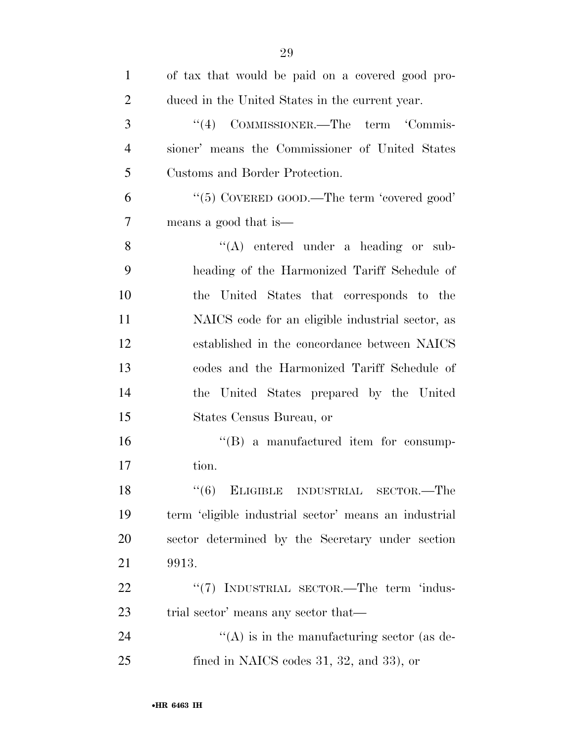of tax that would be paid on a covered good produced in the United States in the current year.

"(4) COMMISSIONER.—The term 'Commissioner' means the Commissioner of United States Customs and Border Protection.

"(5) COVERED GOOD.—The term 'covered good' means a good that is—

"(A) entered under a heading or subheading of the Harmonized Tariff Schedule of the United States that corresponds to the NAICS code for an eligible industrial sector, as established in the concordance between NAICS codes and the Harmonized Tariff Schedule of the United States prepared by the United States Census Bureau, or

"(B) a manufactured item for consumption.

"(6) ELIGIBLE INDUSTRIAL SECTOR.—The term 'eligible industrial sector' means an industrial sector determined by the Secretary under section 9913.

"(7) INDUSTRIAL SECTOR.—The term 'industrial sector' means any sector that—

"(A) is in the manufacturing sector (as defined in NAICS codes 31, 32, and 33), or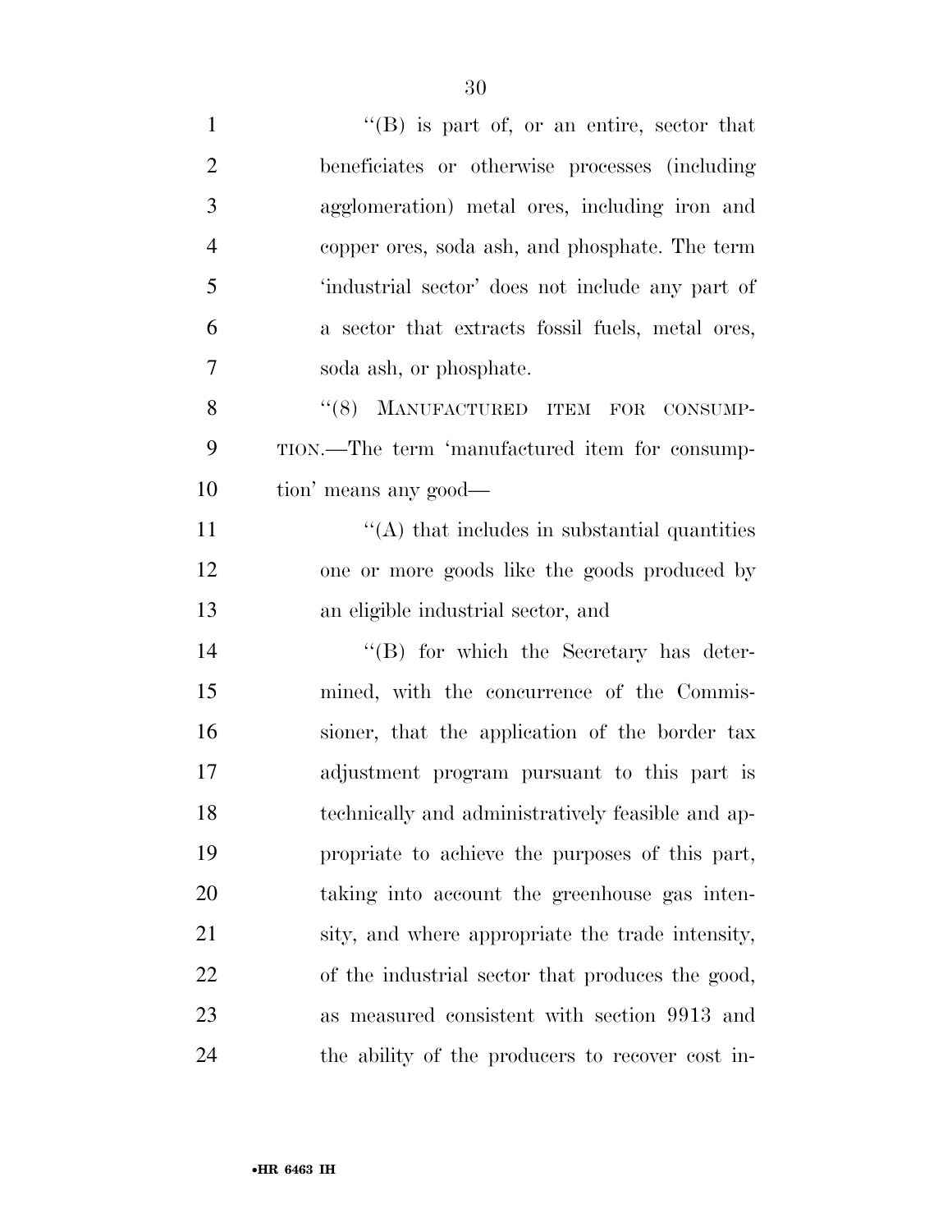''(B) is part of, or an entire, sector that beneficiates or otherwise processes (including agglomeration) metal ores, including iron and copper ores, soda ash, and phosphate. The term 'industrial sector' does not include any part of a sector that extracts fossil fuels, metal ores, soda ash, or phosphate.

''(8) MANUFACTURED ITEM FOR CONSUMPTION.—The term 'manufactured item for consumption' means any good—

''(A) that includes in substantial quantities one or more goods like the goods produced by an eligible industrial sector, and

''(B) for which the Secretary has determined, with the concurrence of the Commissioner, that the application of the border tax adjustment program pursuant to this part is technically and administratively feasible and appropriate to achieve the purposes of this part, taking into account the greenhouse gas intensity, and where appropriate the trade intensity, of the industrial sector that produces the good, as measured consistent with section 9913 and the ability of the producers to recover cost in-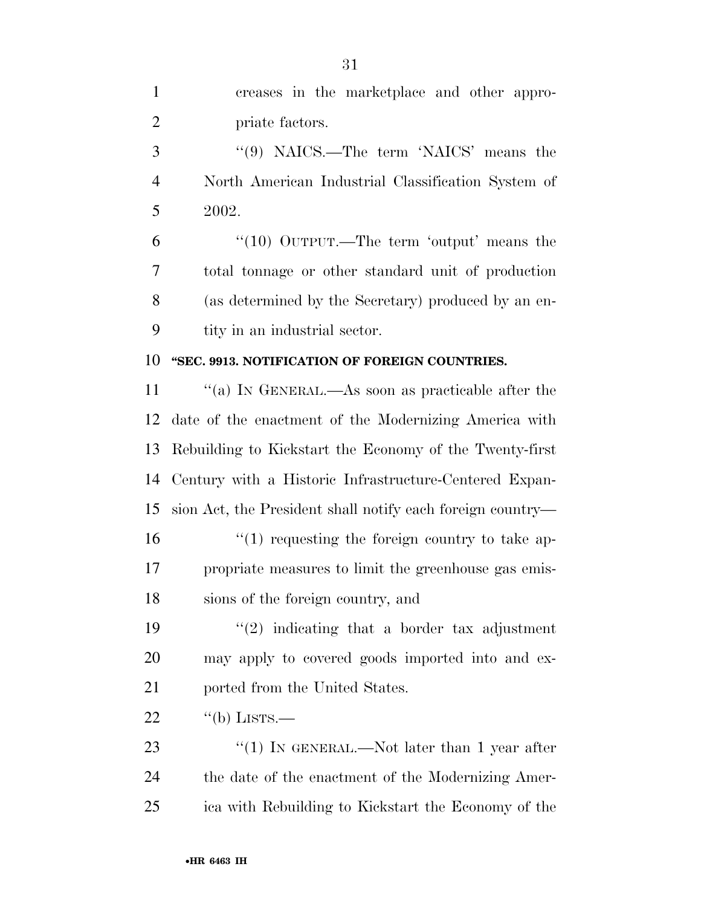creases in the marketplace and other appropriate factors.

"(9) NAICS.—The term 'NAICS' means the North American Industrial Classification System of 2002.

"(10) OUTPUT.—The term 'output' means the total tonnage or other standard unit of production (as determined by the Secretary) produced by an entity in an industrial sector.

**"SEC. 9913. NOTIFICATION OF FOREIGN COUNTRIES.**

"(a) IN GENERAL.—As soon as practicable after the date of the enactment of the Modernizing America with Rebuilding to Kickstart the Economy of the Twenty-first Century with a Historic Infrastructure-Centered Expansion Act, the President shall notify each foreign country—

"(1) requesting the foreign country to take appropriate measures to limit the greenhouse gas emissions of the foreign country, and

"(2) indicating that a border tax adjustment may apply to covered goods imported into and exported from the United States.

"(b) LISTS.—

"(1) IN GENERAL.—Not later than 1 year after the date of the enactment of the Modernizing America with Rebuilding to Kickstart the Economy of the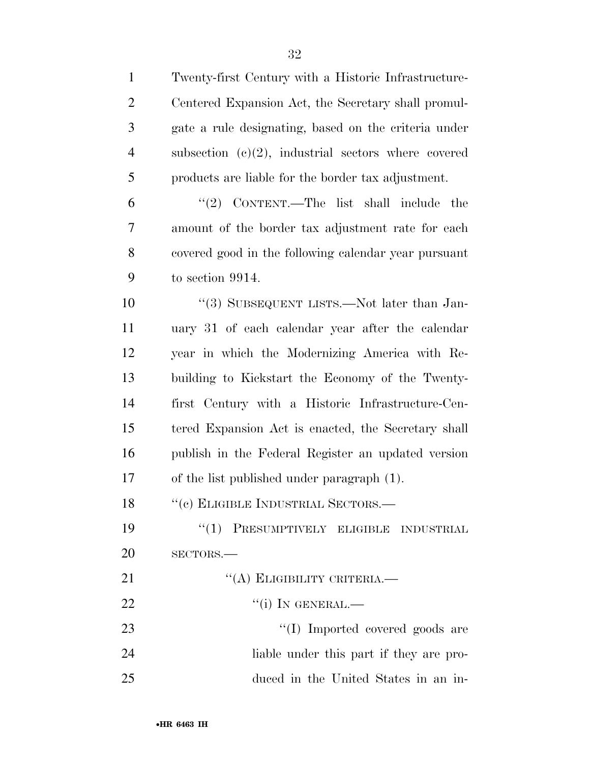Twenty-first Century with a Historic Infrastructure-Centered Expansion Act, the Secretary shall promulgate a rule designating, based on the criteria under subsection (c)(2), industrial sectors where covered products are liable for the border tax adjustment.

"(2) CONTENT.—The list shall include the amount of the border tax adjustment rate for each covered good in the following calendar year pursuant to section 9914.

"(3) SUBSEQUENT LISTS.—Not later than January 31 of each calendar year after the calendar year in which the Modernizing America with Rebuilding to Kickstart the Economy of the Twenty-first Century with a Historic Infrastructure-Centered Expansion Act is enacted, the Secretary shall publish in the Federal Register an updated version of the list published under paragraph (1).

"(c) ELIGIBLE INDUSTRIAL SECTORS.—

"(1) PRESUMPTIVELY ELIGIBLE INDUSTRIAL SECTORS.—

"(A) ELIGIBILITY CRITERIA.—

"(i) IN GENERAL.—

"(I) Imported covered goods are liable under this part if they are produced in the United States in an in-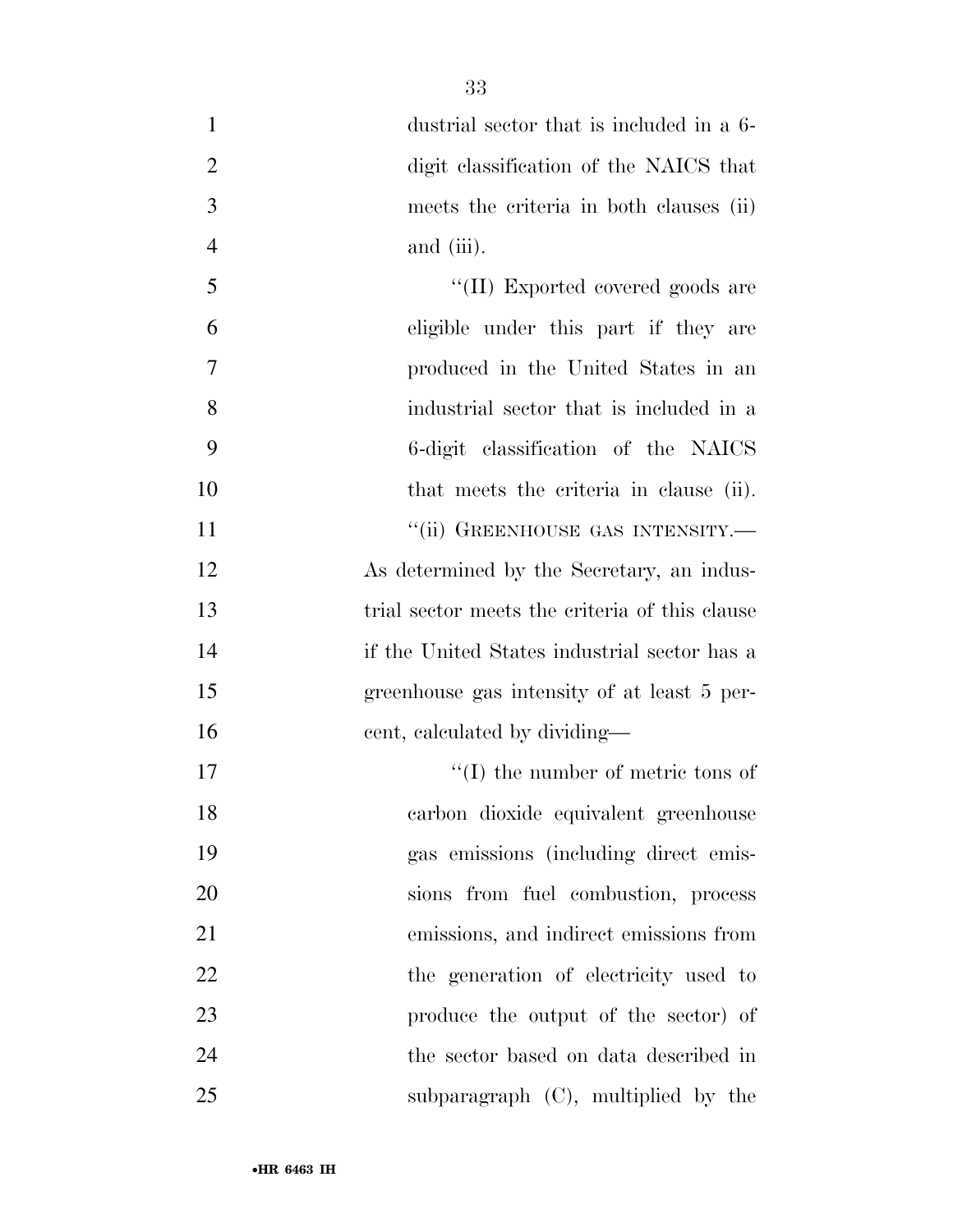dustrial sector that is included in a 6-digit classification of the NAICS that meets the criteria in both clauses (ii) and (iii).

"(II) Exported covered goods are eligible under this part if they are produced in the United States in an industrial sector that is included in a 6-digit classification of the NAICS that meets the criteria in clause (ii).

"(ii) GREENHOUSE GAS INTENSITY.—As determined by the Secretary, an industrial sector meets the criteria of this clause if the United States industrial sector has a greenhouse gas intensity of at least 5 percent, calculated by dividing—

"(I) the number of metric tons of carbon dioxide equivalent greenhouse gas emissions (including direct emissions from fuel combustion, process emissions, and indirect emissions from the generation of electricity used to produce the output of the sector) of the sector based on data described in subparagraph (C), multiplied by the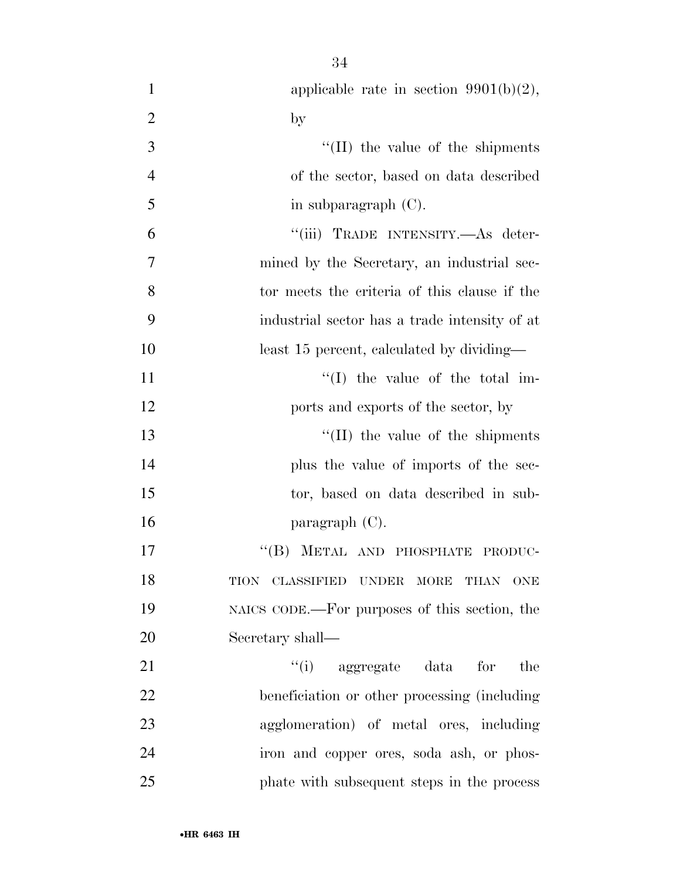applicable rate in section 9901(b)(2), by

"(II) the value of the shipments of the sector, based on data described in subparagraph (C).

"(iii) TRADE INTENSITY.—As determined by the Secretary, an industrial sector meets the criteria of this clause if the industrial sector has a trade intensity of at least 15 percent, calculated by dividing—

"(I) the value of the total imports and exports of the sector, by

"(II) the value of the shipments plus the value of imports of the sector, based on data described in subparagraph (C).

"(B) METAL AND PHOSPHATE PRODUCTION CLASSIFIED UNDER MORE THAN ONE NAICS CODE.—For purposes of this section, the Secretary shall—

"(i) aggregate data for the beneficiation or other processing (including agglomeration) of metal ores, including iron and copper ores, soda ash, or phosphate with subsequent steps in the process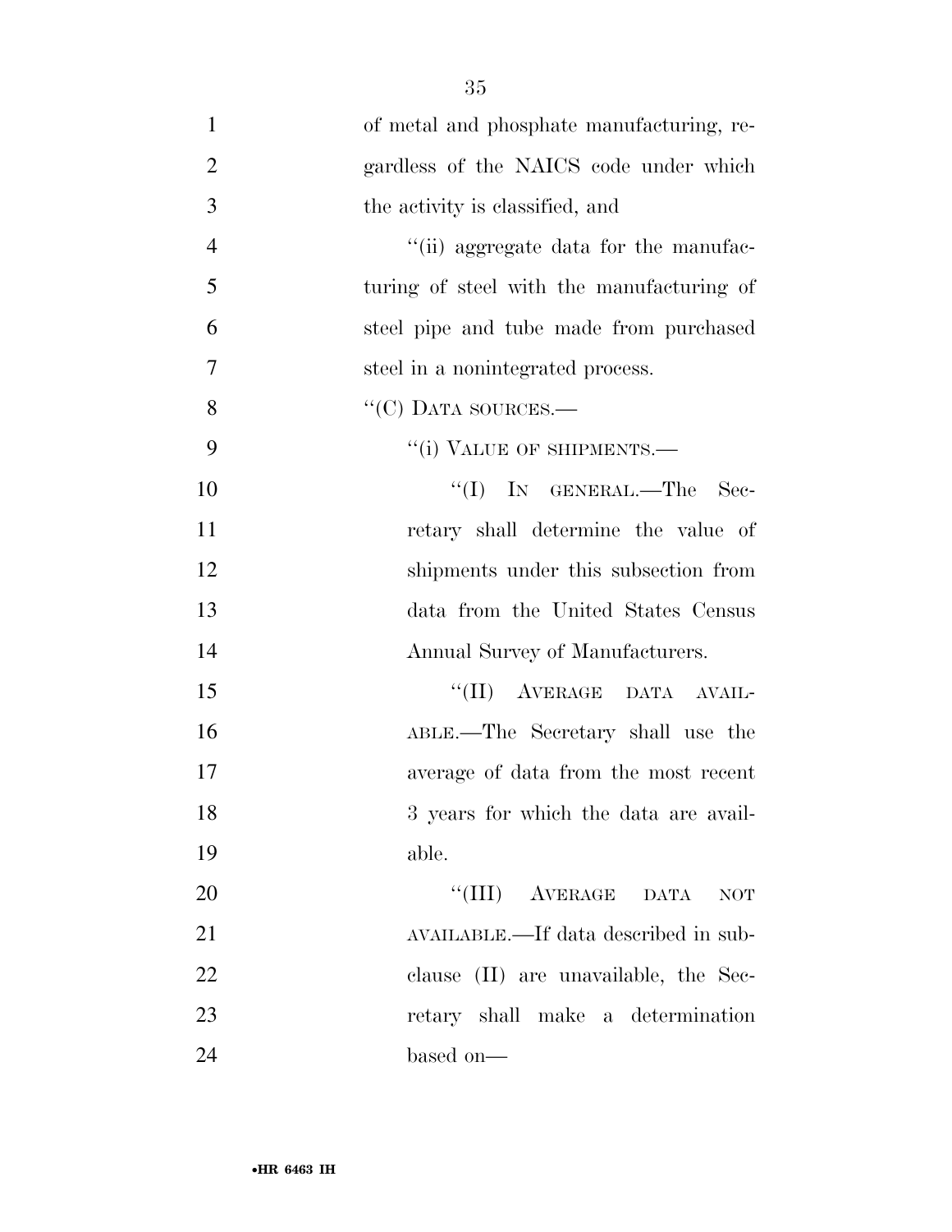of metal and phosphate manufacturing, regardless of the NAICS code under which the activity is classified, and

''(ii) aggregate data for the manufacturing of steel with the manufacturing of steel pipe and tube made from purchased steel in a nonintegrated process.

''(C) DATA SOURCES.—

''(i) VALUE OF SHIPMENTS.—

''(I) IN GENERAL.—The Secretary shall determine the value of shipments under this subsection from data from the United States Census Annual Survey of Manufacturers.

''(II) AVERAGE DATA AVAILABLE.—The Secretary shall use the average of data from the most recent 3 years for which the data are available.

''(III) AVERAGE DATA NOT AVAILABLE.—If data described in subclause (II) are unavailable, the Secretary shall make a determination based on—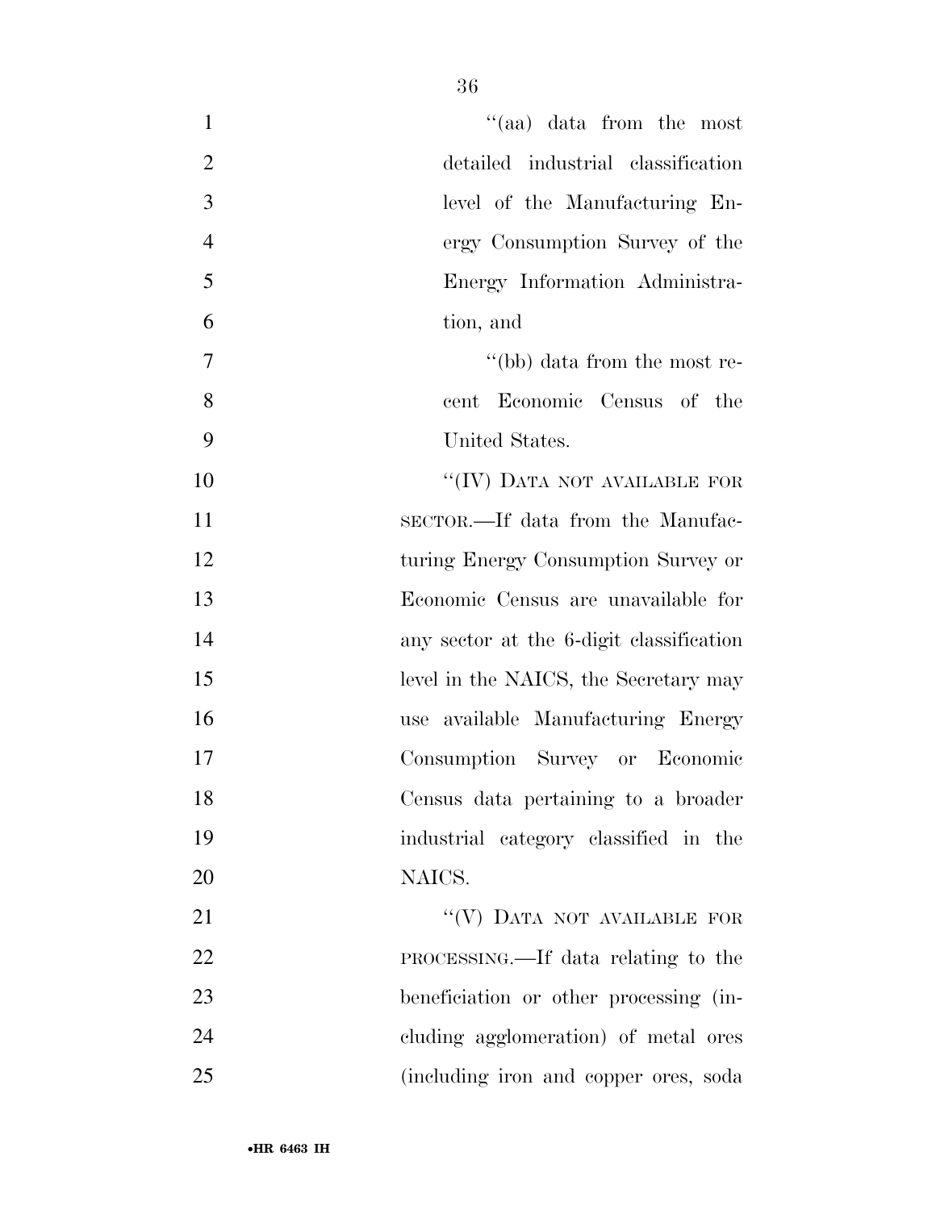"(aa) data from the most detailed industrial classification level of the Manufacturing Energy Consumption Survey of the Energy Information Administration, and

"(bb) data from the most recent Economic Census of the United States.

"(IV) DATA NOT AVAILABLE FOR SECTOR.—If data from the Manufacturing Energy Consumption Survey or Economic Census are unavailable for any sector at the 6-digit classification level in the NAICS, the Secretary may use available Manufacturing Energy Consumption Survey or Economic Census data pertaining to a broader industrial category classified in the NAICS.

"(V) DATA NOT AVAILABLE FOR PROCESSING.—If data relating to the beneficiation or other processing (including agglomeration) of metal ores (including iron and copper ores, soda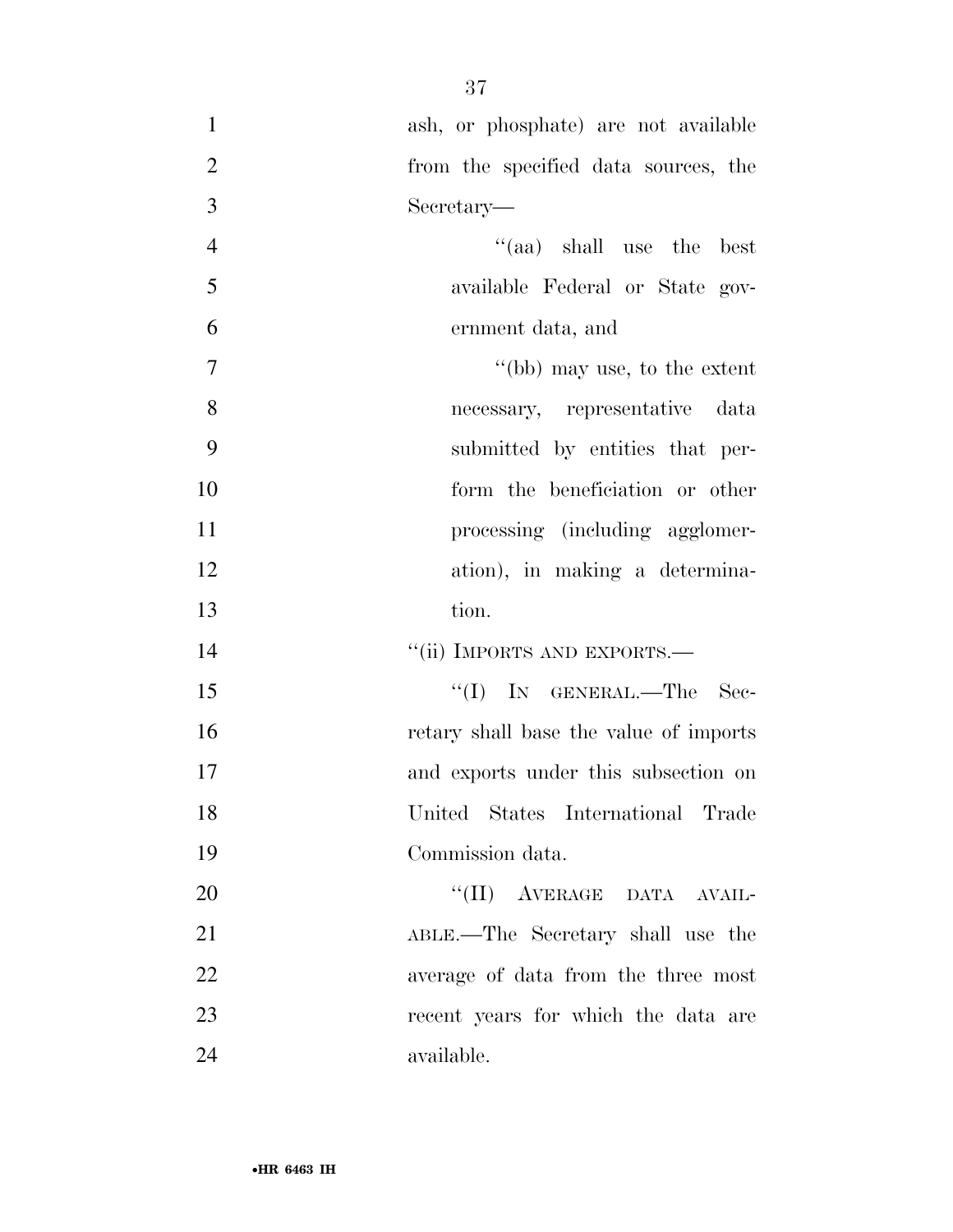ash, or phosphate) are not available from the specified data sources, the Secretary—

''(aa) shall use the best available Federal or State government data, and

''(bb) may use, to the extent necessary, representative data submitted by entities that perform the beneficiation or other processing (including agglomeration), in making a determination.

''(ii) IMPORTS AND EXPORTS.—

''(I) IN GENERAL.—The Secretary shall base the value of imports and exports under this subsection on United States International Trade Commission data.

''(II) AVERAGE DATA AVAILABLE.—The Secretary shall use the average of data from the three most recent years for which the data are available.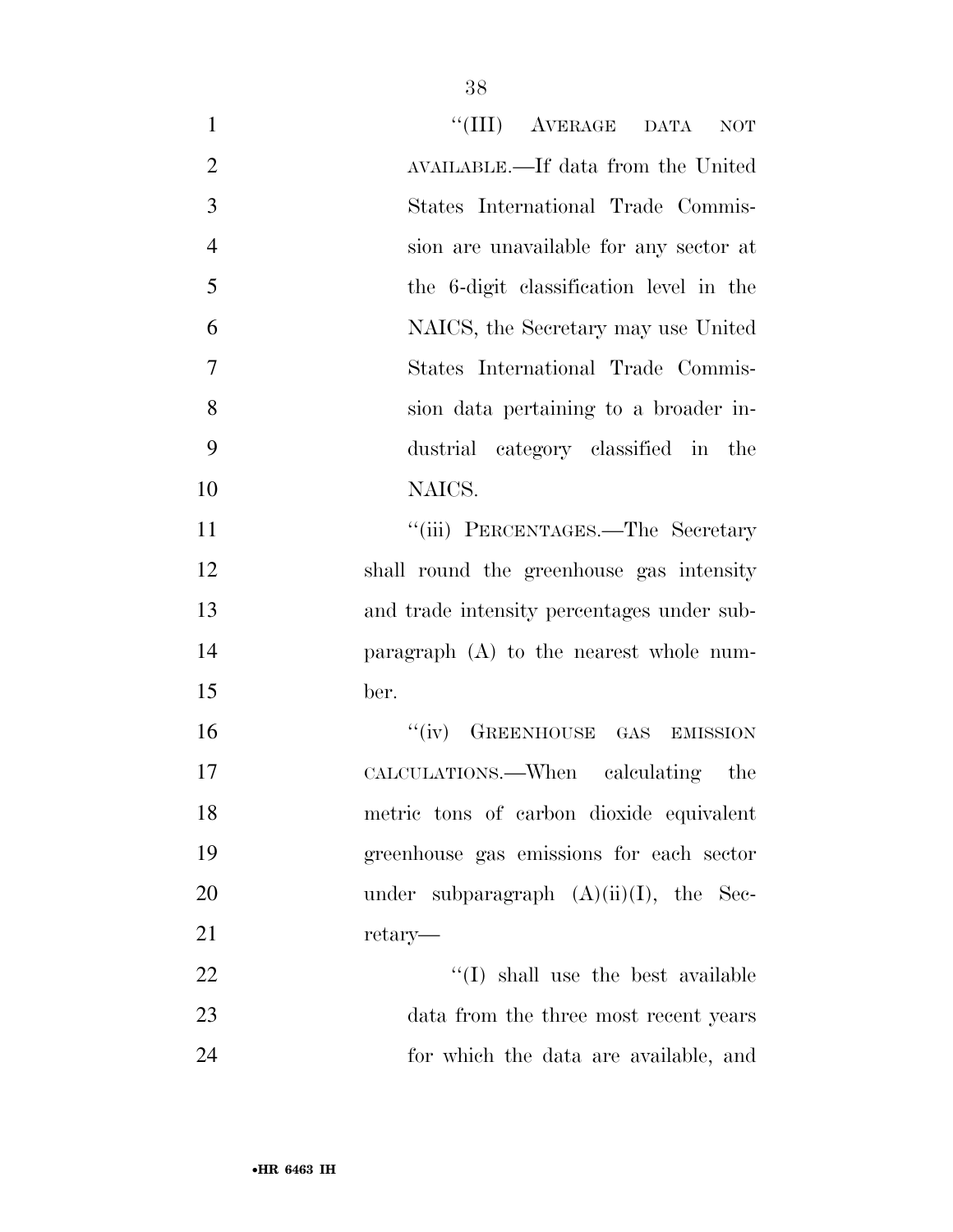"(III) AVERAGE DATA NOT AVAILABLE.—If data from the United States International Trade Commission are unavailable for any sector at the 6-digit classification level in the NAICS, the Secretary may use United States International Trade Commission data pertaining to a broader industrial category classified in the NAICS.

"(iii) PERCENTAGES.—The Secretary shall round the greenhouse gas intensity and trade intensity percentages under subparagraph (A) to the nearest whole number.

"(iv) GREENHOUSE GAS EMISSION CALCULATIONS.—When calculating the metric tons of carbon dioxide equivalent greenhouse gas emissions for each sector under subparagraph (A)(ii)(I), the Secretary—

"(I) shall use the best available data from the three most recent years for which the data are available, and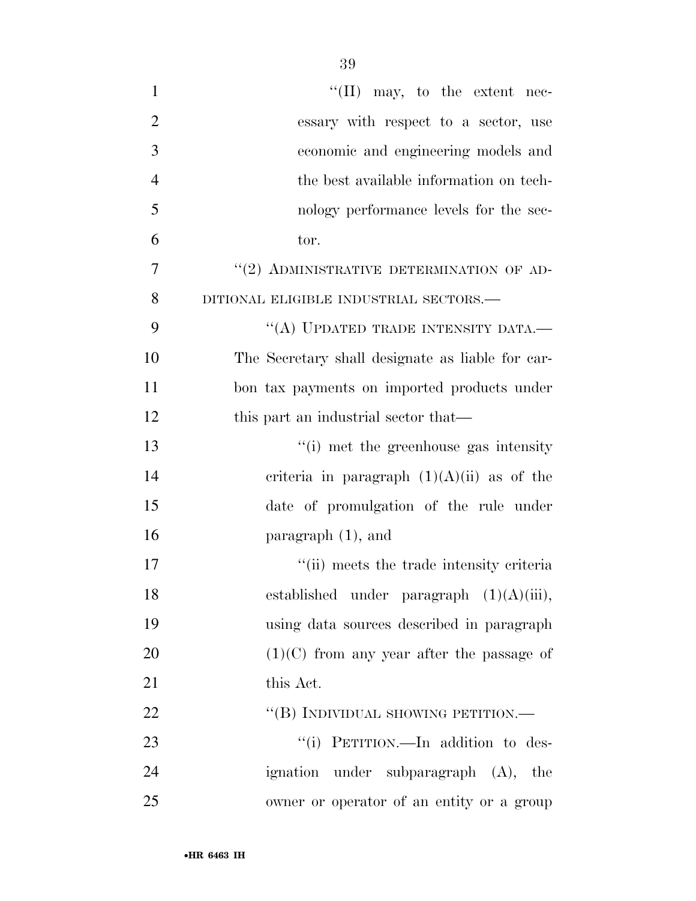"(II) may, to the extent necessary with respect to a sector, use economic and engineering models and the best available information on technology performance levels for the sector.

"(2) ADMINISTRATIVE DETERMINATION OF ADDITIONAL ELIGIBLE INDUSTRIAL SECTORS.—

"(A) UPDATED TRADE INTENSITY DATA.— The Secretary shall designate as liable for carbon tax payments on imported products under this part an industrial sector that—

"(i) met the greenhouse gas intensity criteria in paragraph (1)(A)(ii) as of the date of promulgation of the rule under paragraph (1), and

"(ii) meets the trade intensity criteria established under paragraph (1)(A)(iii), using data sources described in paragraph (1)(C) from any year after the passage of this Act.

"(B) INDIVIDUAL SHOWING PETITION.—

"(i) PETITION.—In addition to designation under subparagraph (A), the owner or operator of an entity or a group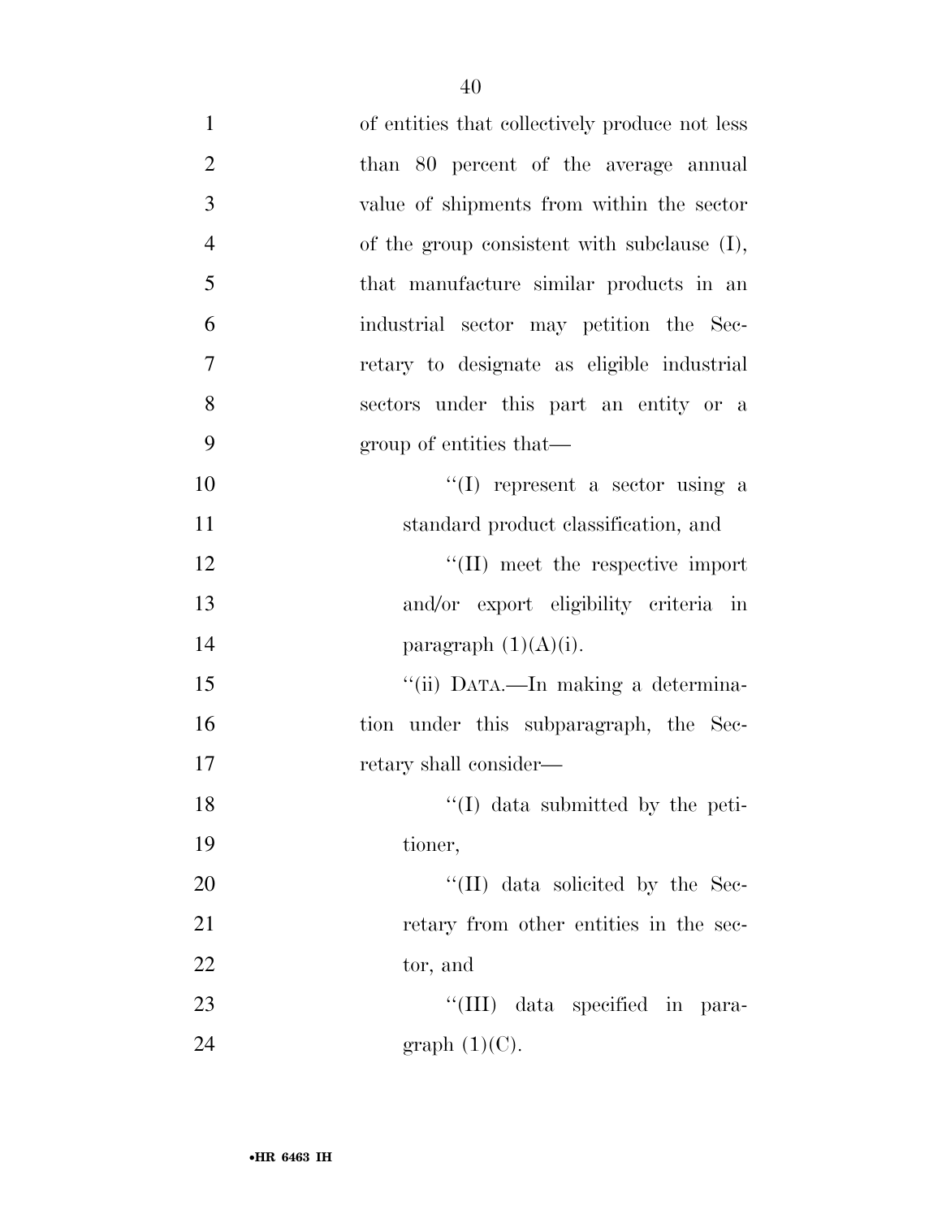of entities that collectively produce not less than 80 percent of the average annual value of shipments from within the sector of the group consistent with subclause (I), that manufacture similar products in an industrial sector may petition the Secretary to designate as eligible industrial sectors under this part an entity or a group of entities that—

''(I) represent a sector using a standard product classification, and

''(II) meet the respective import and/or export eligibility criteria in paragraph (1)(A)(i).

''(ii) DATA.—In making a determination under this subparagraph, the Secretary shall consider—

''(I) data submitted by the petitioner,

''(II) data solicited by the Secretary from other entities in the sector, and

''(III) data specified in paragraph (1)(C).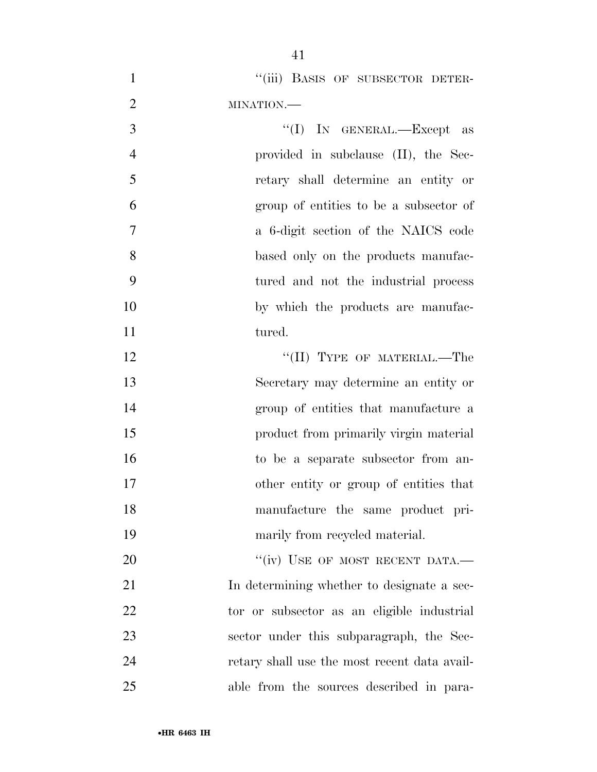"(iii) BASIS OF SUBSECTOR DETERMINATION.—

"(I) IN GENERAL.—Except as provided in subclause (II), the Secretary shall determine an entity or group of entities to be a subsector of a 6-digit section of the NAICS code based only on the products manufactured and not the industrial process by which the products are manufactured.

"(II) TYPE OF MATERIAL.—The Secretary may determine an entity or group of entities that manufacture a product from primarily virgin material to be a separate subsector from another entity or group of entities that manufacture the same product primarily from recycled material.

"(iv) USE OF MOST RECENT DATA.— In determining whether to designate a sector or subsector as an eligible industrial sector under this subparagraph, the Secretary shall use the most recent data available from the sources described in para-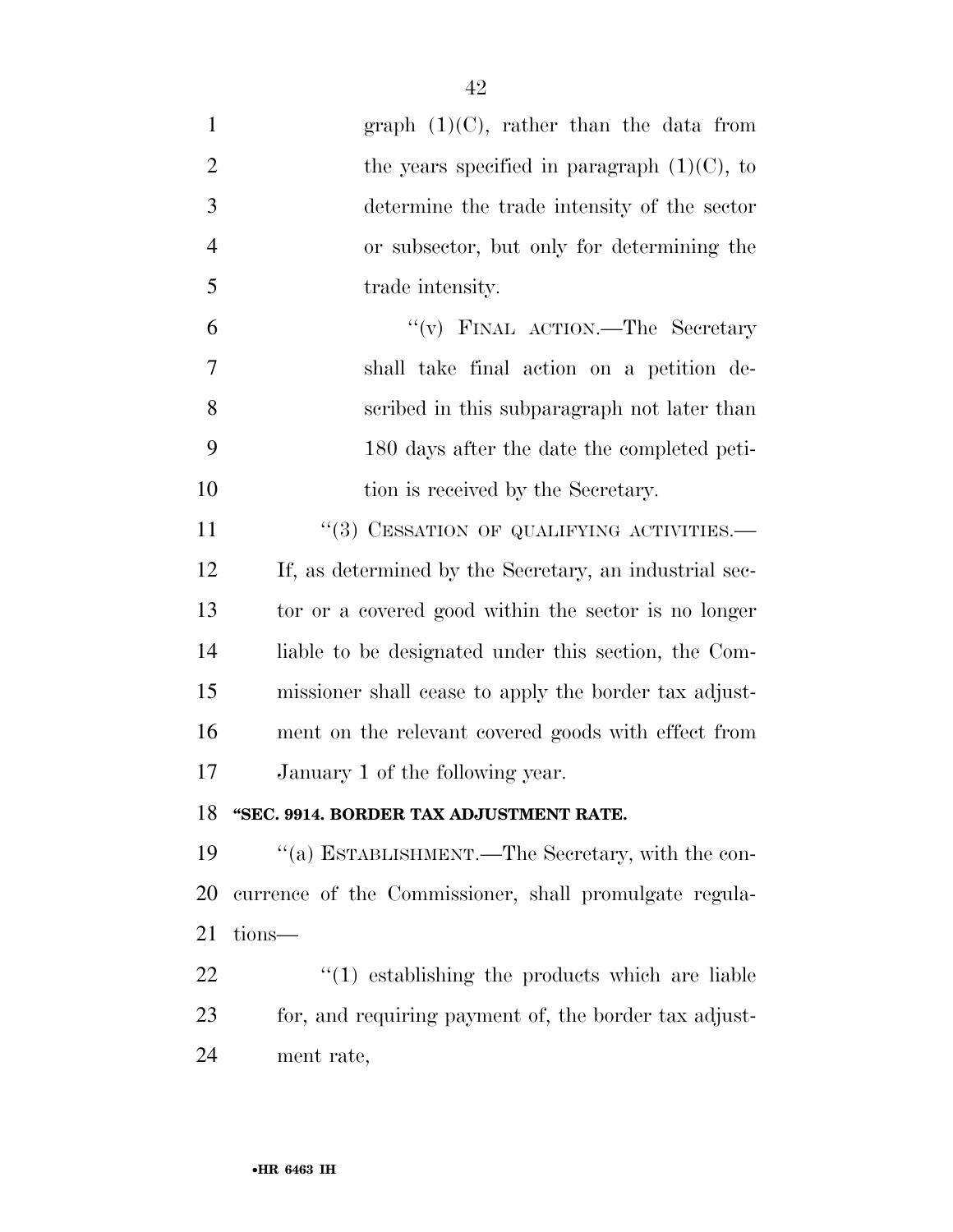graph (1)(C), rather than the data from the years specified in paragraph (1)(C), to determine the trade intensity of the sector or subsector, but only for determining the trade intensity.

''(v) FINAL ACTION.—The Secretary shall take final action on a petition described in this subparagraph not later than 180 days after the date the completed petition is received by the Secretary.

''(3) CESSATION OF QUALIFYING ACTIVITIES.— If, as determined by the Secretary, an industrial sector or a covered good within the sector is no longer liable to be designated under this section, the Commissioner shall cease to apply the border tax adjustment on the relevant covered goods with effect from January 1 of the following year.

**''SEC. 9914. BORDER TAX ADJUSTMENT RATE.**

''(a) ESTABLISHMENT.—The Secretary, with the concurrence of the Commissioner, shall promulgate regulations—

''(1) establishing the products which are liable for, and requiring payment of, the border tax adjustment rate,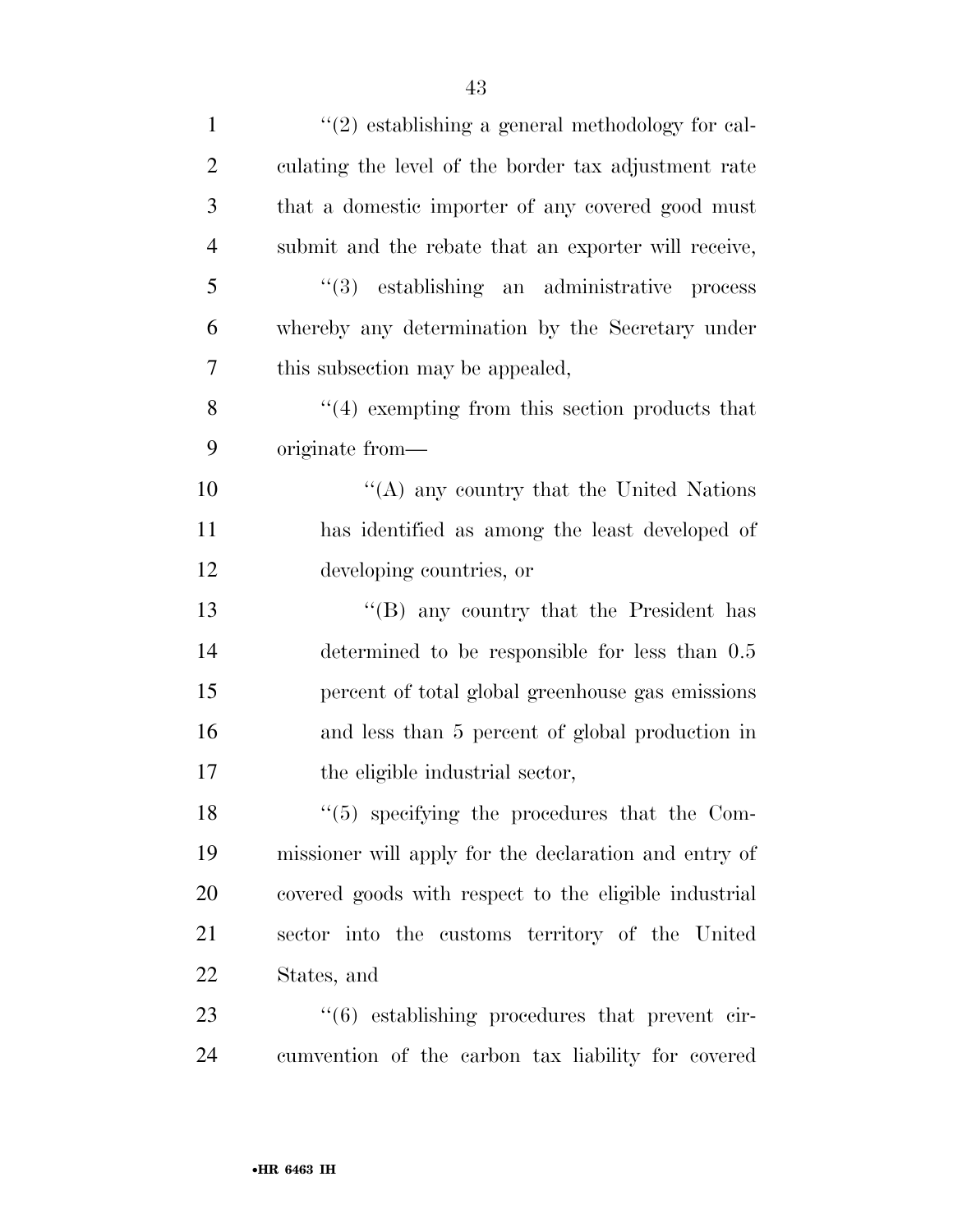"(2) establishing a general methodology for calculating the level of the border tax adjustment rate that a domestic importer of any covered good must submit and the rebate that an exporter will receive,

"(3) establishing an administrative process whereby any determination by the Secretary under this subsection may be appealed,

"(4) exempting from this section products that originate from—

"(A) any country that the United Nations has identified as among the least developed of developing countries, or

"(B) any country that the President has determined to be responsible for less than 0.5 percent of total global greenhouse gas emissions and less than 5 percent of global production in the eligible industrial sector,

"(5) specifying the procedures that the Commissioner will apply for the declaration and entry of covered goods with respect to the eligible industrial sector into the customs territory of the United States, and

"(6) establishing procedures that prevent circumvention of the carbon tax liability for covered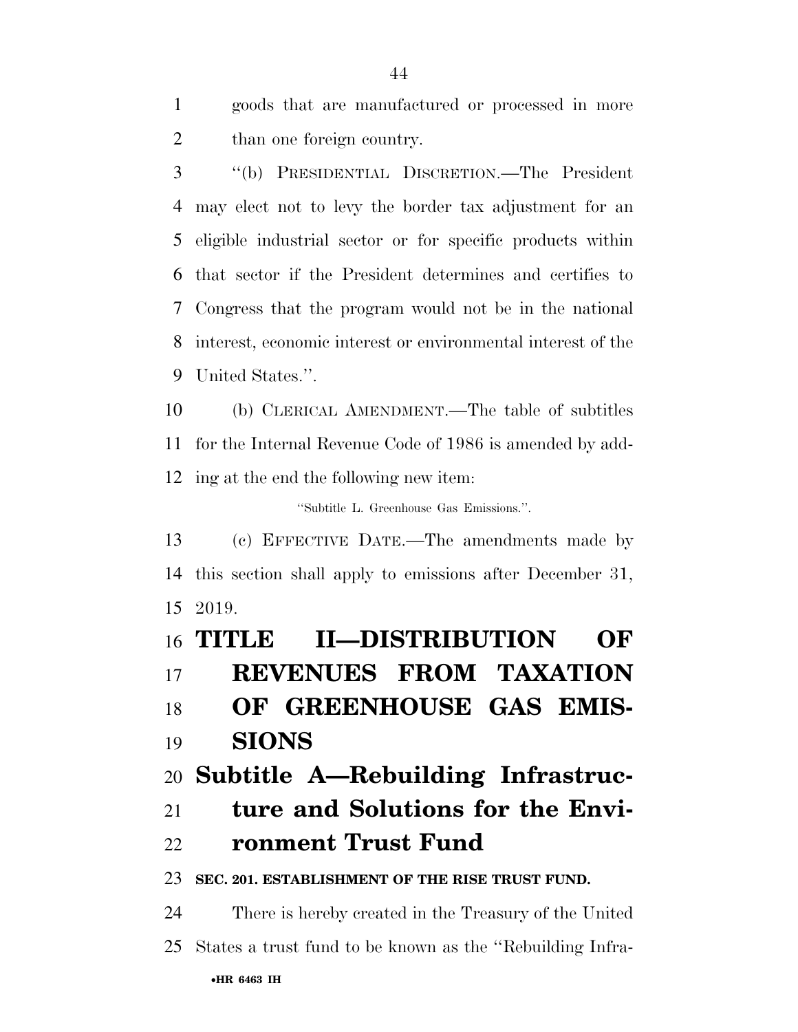goods that are manufactured or processed in more than one foreign country.

"(b) PRESIDENTIAL DISCRETION.—The President may elect not to levy the border tax adjustment for an eligible industrial sector or for specific products within that sector if the President determines and certifies to Congress that the program would not be in the national interest, economic interest or environmental interest of the United States.".

(b) CLERICAL AMENDMENT.—The table of subtitles for the Internal Revenue Code of 1986 is amended by adding at the end the following new item:

"Subtitle L. Greenhouse Gas Emissions.".

(c) EFFECTIVE DATE.—The amendments made by this section shall apply to emissions after December 31, 2019.

# TITLE II—DISTRIBUTION OF REVENUES FROM TAXATION OF GREENHOUSE GAS EMISSIONS

## Subtitle A—Rebuilding Infrastructure and Solutions for the Environment Trust Fund

### SEC. 201. ESTABLISHMENT OF THE RISE TRUST FUND.

There is hereby created in the Treasury of the United States a trust fund to be known as the "Rebuilding Infra-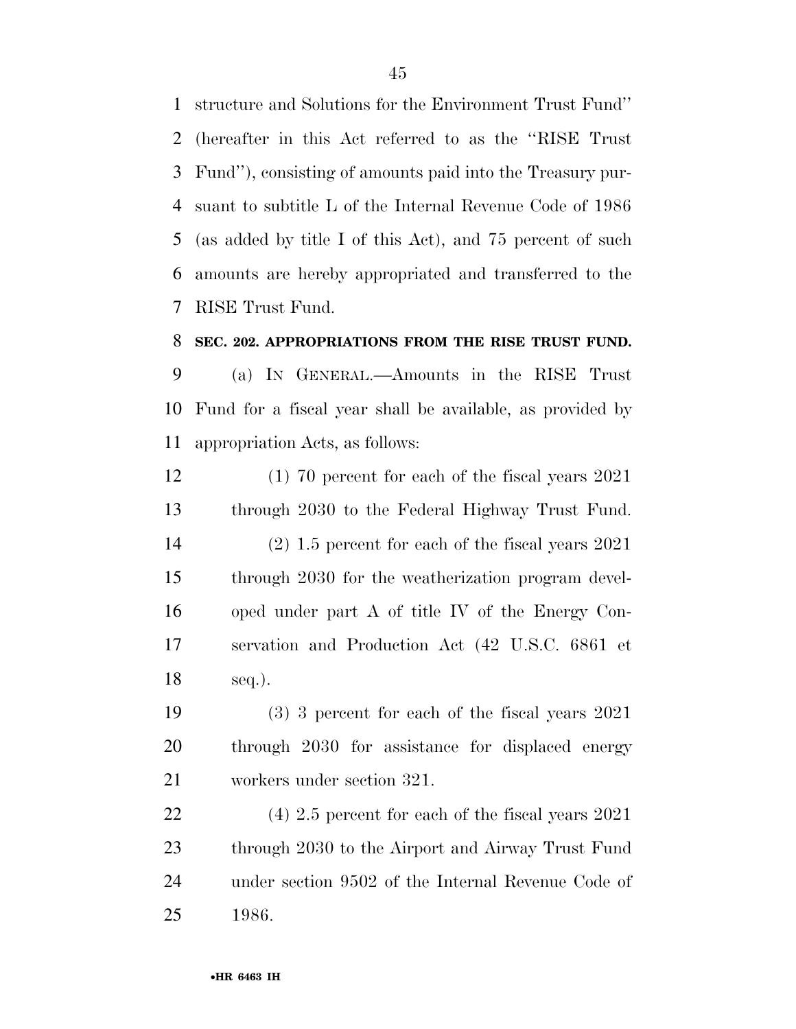structure and Solutions for the Environment Trust Fund'' (hereafter in this Act referred to as the ''RISE Trust Fund''), consisting of amounts paid into the Treasury pursuant to subtitle L of the Internal Revenue Code of 1986 (as added by title I of this Act), and 75 percent of such amounts are hereby appropriated and transferred to the RISE Trust Fund.

**SEC. 202. APPROPRIATIONS FROM THE RISE TRUST FUND.**

(a) IN GENERAL.—Amounts in the RISE Trust Fund for a fiscal year shall be available, as provided by appropriation Acts, as follows:

(1) 70 percent for each of the fiscal years 2021 through 2030 to the Federal Highway Trust Fund.

(2) 1.5 percent for each of the fiscal years 2021 through 2030 for the weatherization program developed under part A of title IV of the Energy Conservation and Production Act (42 U.S.C. 6861 et seq.).

(3) 3 percent for each of the fiscal years 2021 through 2030 for assistance for displaced energy workers under section 321.

(4) 2.5 percent for each of the fiscal years 2021 through 2030 to the Airport and Airway Trust Fund under section 9502 of the Internal Revenue Code of 1986.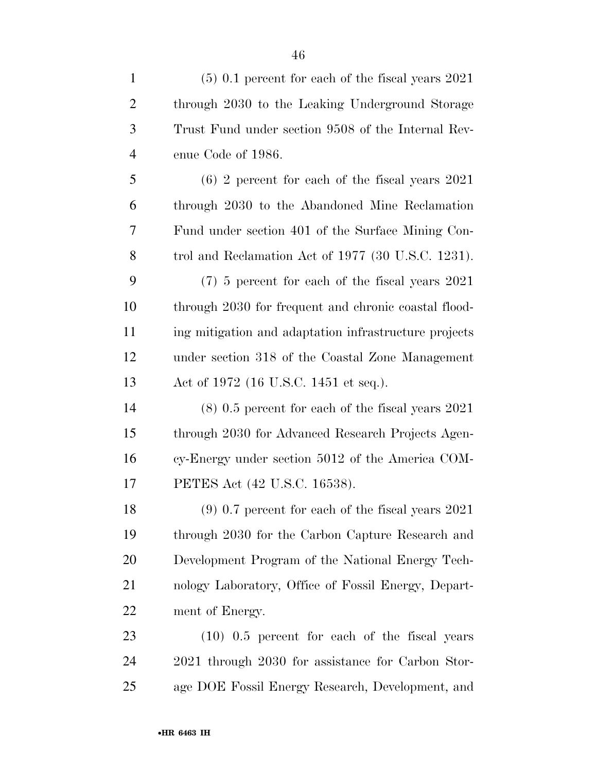(5) 0.1 percent for each of the fiscal years 2021 through 2030 to the Leaking Underground Storage Trust Fund under section 9508 of the Internal Revenue Code of 1986.

(6) 2 percent for each of the fiscal years 2021 through 2030 to the Abandoned Mine Reclamation Fund under section 401 of the Surface Mining Control and Reclamation Act of 1977 (30 U.S.C. 1231).

(7) 5 percent for each of the fiscal years 2021 through 2030 for frequent and chronic coastal flooding mitigation and adaptation infrastructure projects under section 318 of the Coastal Zone Management Act of 1972 (16 U.S.C. 1451 et seq.).

(8) 0.5 percent for each of the fiscal years 2021 through 2030 for Advanced Research Projects Agency-Energy under section 5012 of the America COMPETES Act (42 U.S.C. 16538).

(9) 0.7 percent for each of the fiscal years 2021 through 2030 for the Carbon Capture Research and Development Program of the National Energy Technology Laboratory, Office of Fossil Energy, Department of Energy.

(10) 0.5 percent for each of the fiscal years 2021 through 2030 for assistance for Carbon Storage DOE Fossil Energy Research, Development, and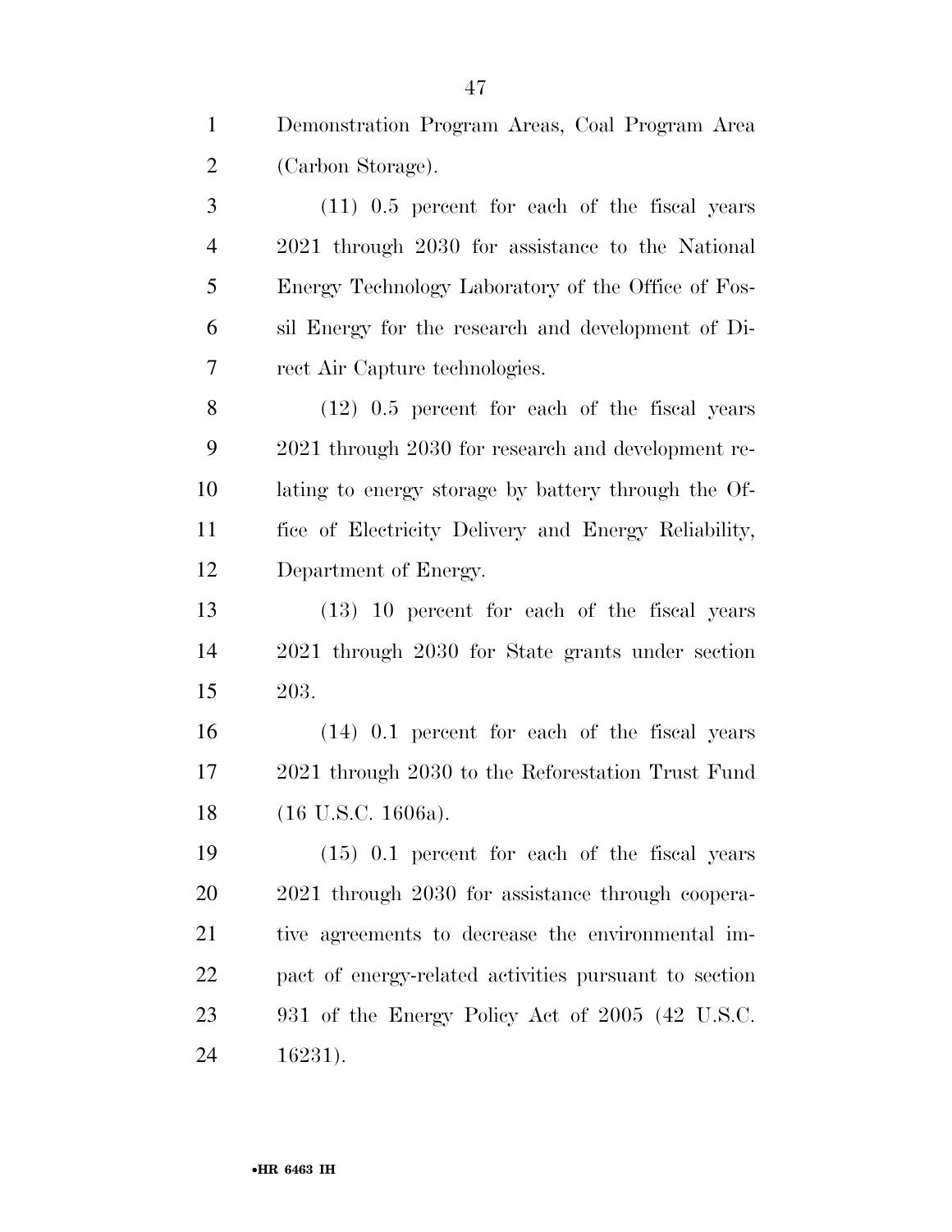Demonstration Program Areas, Coal Program Area (Carbon Storage).

(11) 0.5 percent for each of the fiscal years 2021 through 2030 for assistance to the National Energy Technology Laboratory of the Office of Fossil Energy for the research and development of Direct Air Capture technologies.

(12) 0.5 percent for each of the fiscal years 2021 through 2030 for research and development relating to energy storage by battery through the Office of Electricity Delivery and Energy Reliability, Department of Energy.

(13) 10 percent for each of the fiscal years 2021 through 2030 for State grants under section 203.

(14) 0.1 percent for each of the fiscal years 2021 through 2030 to the Reforestation Trust Fund (16 U.S.C. 1606a).

(15) 0.1 percent for each of the fiscal years 2021 through 2030 for assistance through cooperative agreements to decrease the environmental impact of energy-related activities pursuant to section 931 of the Energy Policy Act of 2005 (42 U.S.C. 16231).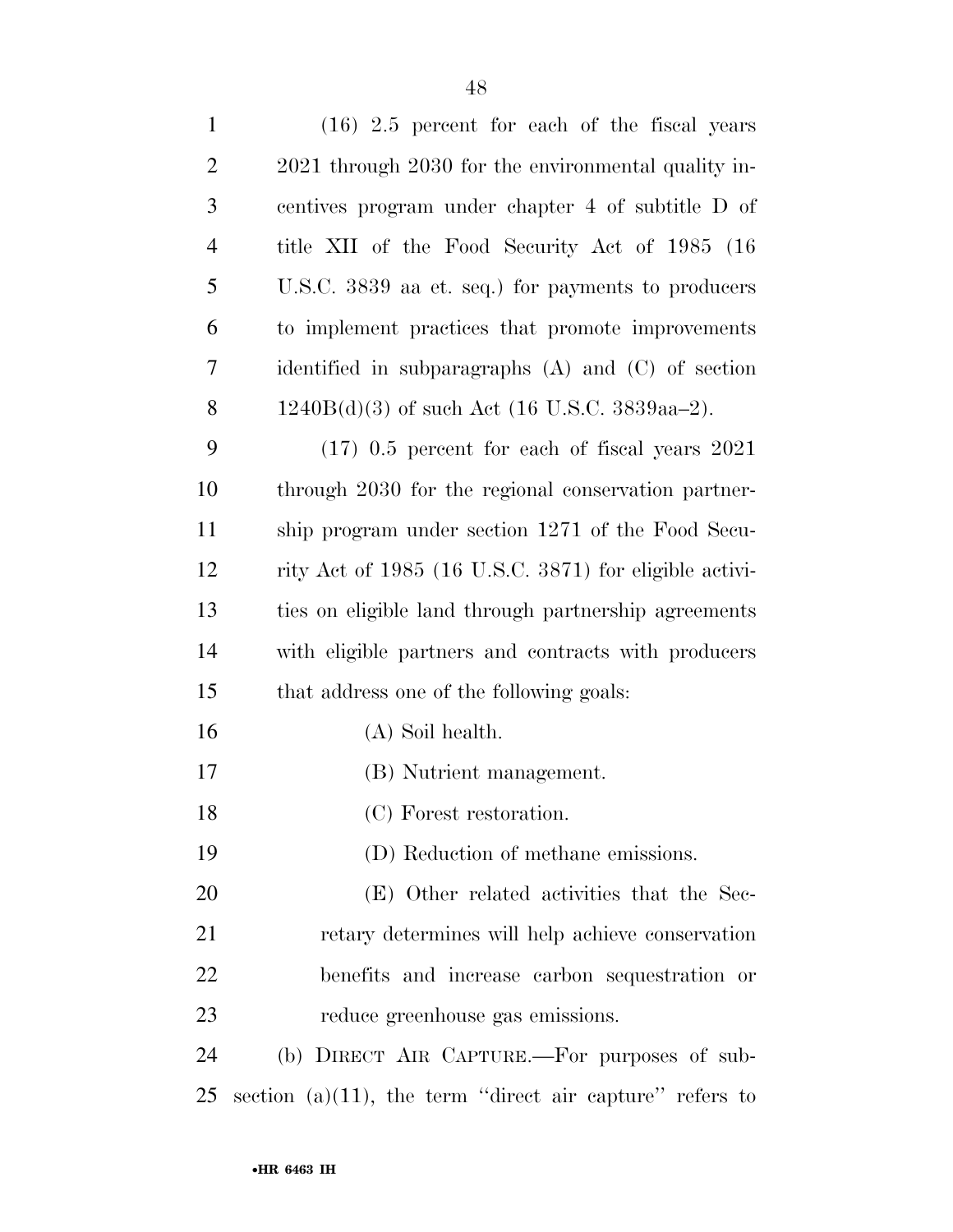(16) 2.5 percent for each of the fiscal years 2021 through 2030 for the environmental quality incentives program under chapter 4 of subtitle D of title XII of the Food Security Act of 1985 (16 U.S.C. 3839 aa et. seq.) for payments to producers to implement practices that promote improvements identified in subparagraphs (A) and (C) of section 1240B(d)(3) of such Act (16 U.S.C. 3839aa–2).

(17) 0.5 percent for each of fiscal years 2021 through 2030 for the regional conservation partnership program under section 1271 of the Food Security Act of 1985 (16 U.S.C. 3871) for eligible activities on eligible land through partnership agreements with eligible partners and contracts with producers that address one of the following goals:

(A) Soil health.

(B) Nutrient management.

(C) Forest restoration.

(D) Reduction of methane emissions.

(E) Other related activities that the Secretary determines will help achieve conservation benefits and increase carbon sequestration or reduce greenhouse gas emissions.

(b) DIRECT AIR CAPTURE.—For purposes of subsection (a)(11), the term ''direct air capture'' refers to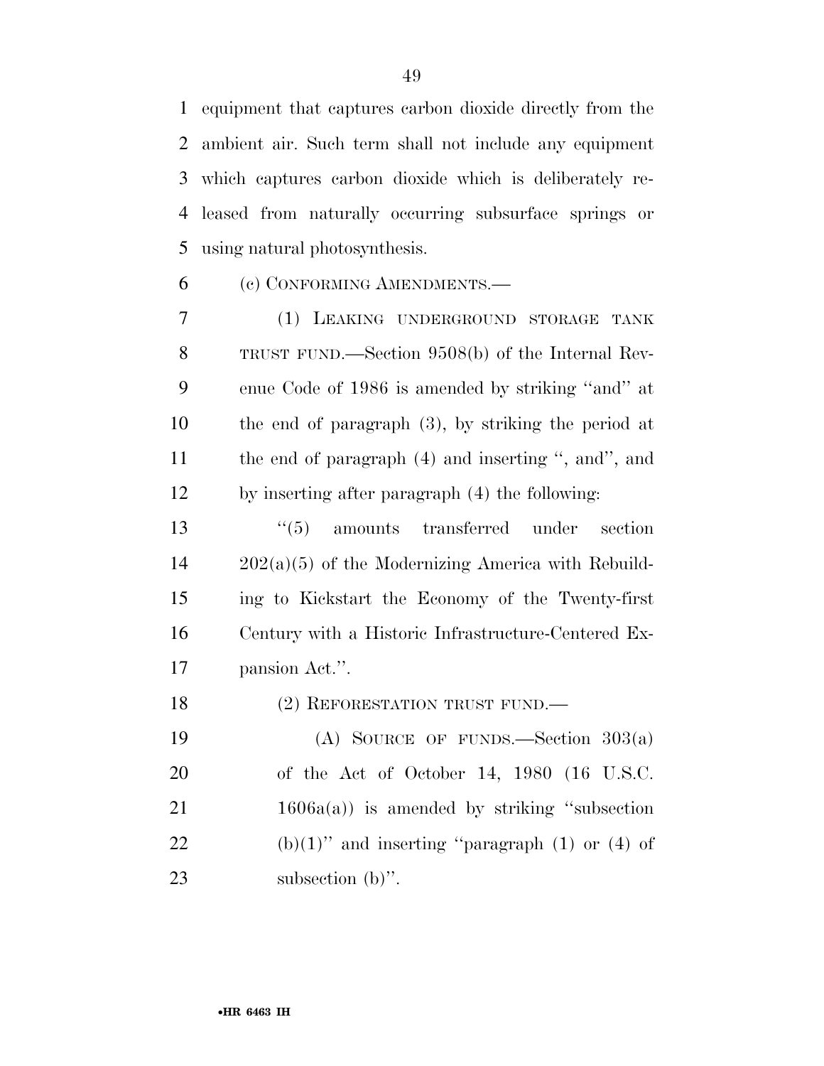equipment that captures carbon dioxide directly from the ambient air. Such term shall not include any equipment which captures carbon dioxide which is deliberately released from naturally occurring subsurface springs or using natural photosynthesis.

(c) CONFORMING AMENDMENTS.—

(1) LEAKING UNDERGROUND STORAGE TANK TRUST FUND.—Section 9508(b) of the Internal Revenue Code of 1986 is amended by striking "and" at the end of paragraph (3), by striking the period at the end of paragraph (4) and inserting ", and", and by inserting after paragraph (4) the following:

"(5) amounts transferred under section 202(a)(5) of the Modernizing America with Rebuilding to Kickstart the Economy of the Twenty-first Century with a Historic Infrastructure-Centered Expansion Act.".

(2) REFORESTATION TRUST FUND.—

(A) SOURCE OF FUNDS.—Section 303(a) of the Act of October 14, 1980 (16 U.S.C. 1606a(a)) is amended by striking "subsection (b)(1)" and inserting "paragraph (1) or (4) of subsection (b)".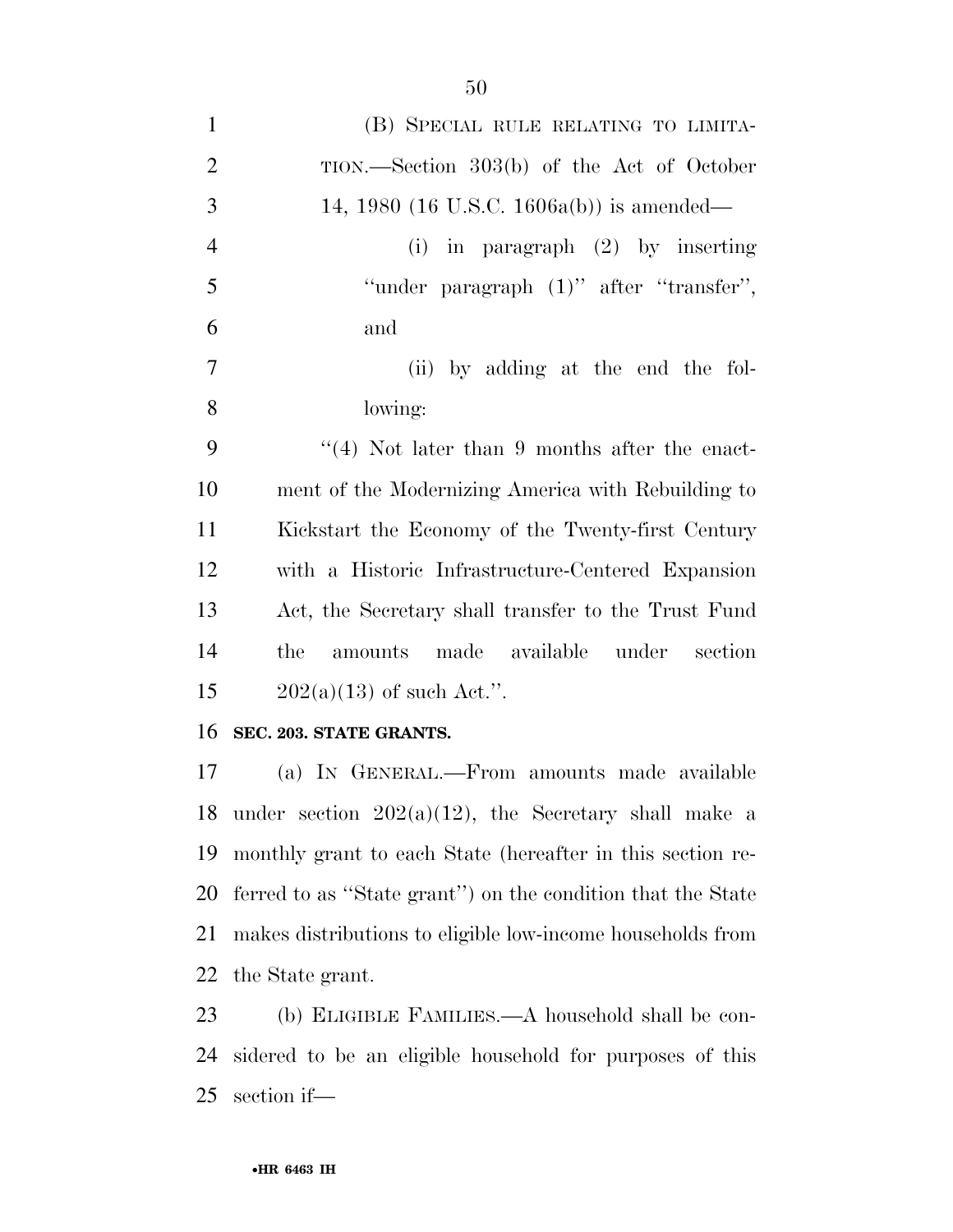(B) SPECIAL RULE RELATING TO LIMITATION.—Section 303(b) of the Act of October 14, 1980 (16 U.S.C. 1606a(b)) is amended—

(i) in paragraph (2) by inserting ''under paragraph (1)'' after ''transfer'', and

(ii) by adding at the end the following:

''(4) Not later than 9 months after the enactment of the Modernizing America with Rebuilding to Kickstart the Economy of the Twenty-first Century with a Historic Infrastructure-Centered Expansion Act, the Secretary shall transfer to the Trust Fund the amounts made available under section 202(a)(13) of such Act.''.

**SEC. 203. STATE GRANTS.**

(a) IN GENERAL.—From amounts made available under section 202(a)(12), the Secretary shall make a monthly grant to each State (hereafter in this section referred to as ''State grant'') on the condition that the State makes distributions to eligible low-income households from the State grant.

(b) ELIGIBLE FAMILIES.—A household shall be considered to be an eligible household for purposes of this section if—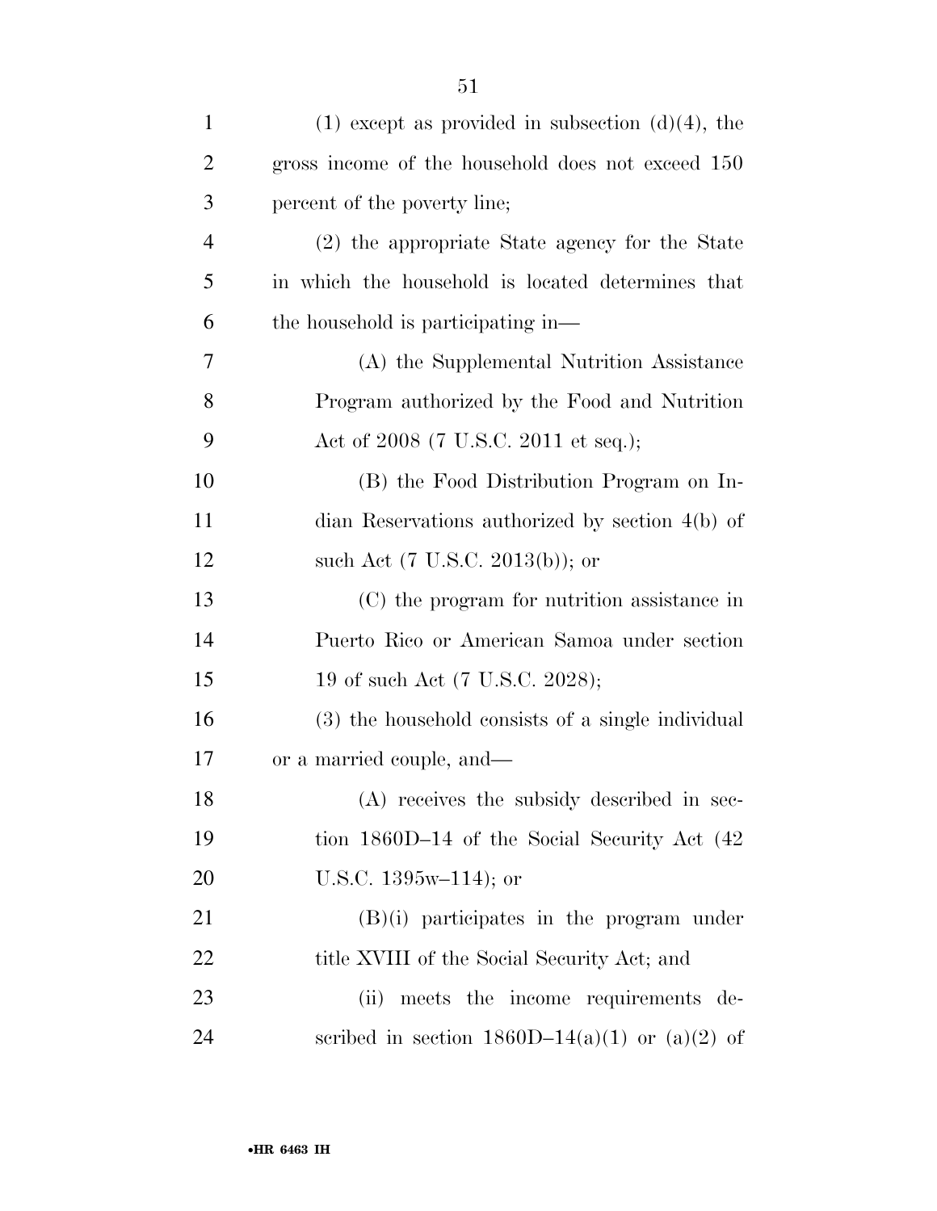(1) except as provided in subsection (d)(4), the gross income of the household does not exceed 150 percent of the poverty line;

(2) the appropriate State agency for the State in which the household is located determines that the household is participating in—

(A) the Supplemental Nutrition Assistance Program authorized by the Food and Nutrition Act of 2008 (7 U.S.C. 2011 et seq.);

(B) the Food Distribution Program on Indian Reservations authorized by section 4(b) of such Act (7 U.S.C. 2013(b)); or

(C) the program for nutrition assistance in Puerto Rico or American Samoa under section 19 of such Act (7 U.S.C. 2028);

(3) the household consists of a single individual or a married couple, and—

(A) receives the subsidy described in section 1860D–14 of the Social Security Act (42 U.S.C. 1395w–114); or

(B)(i) participates in the program under title XVIII of the Social Security Act; and

(ii) meets the income requirements described in section 1860D–14(a)(1) or (a)(2) of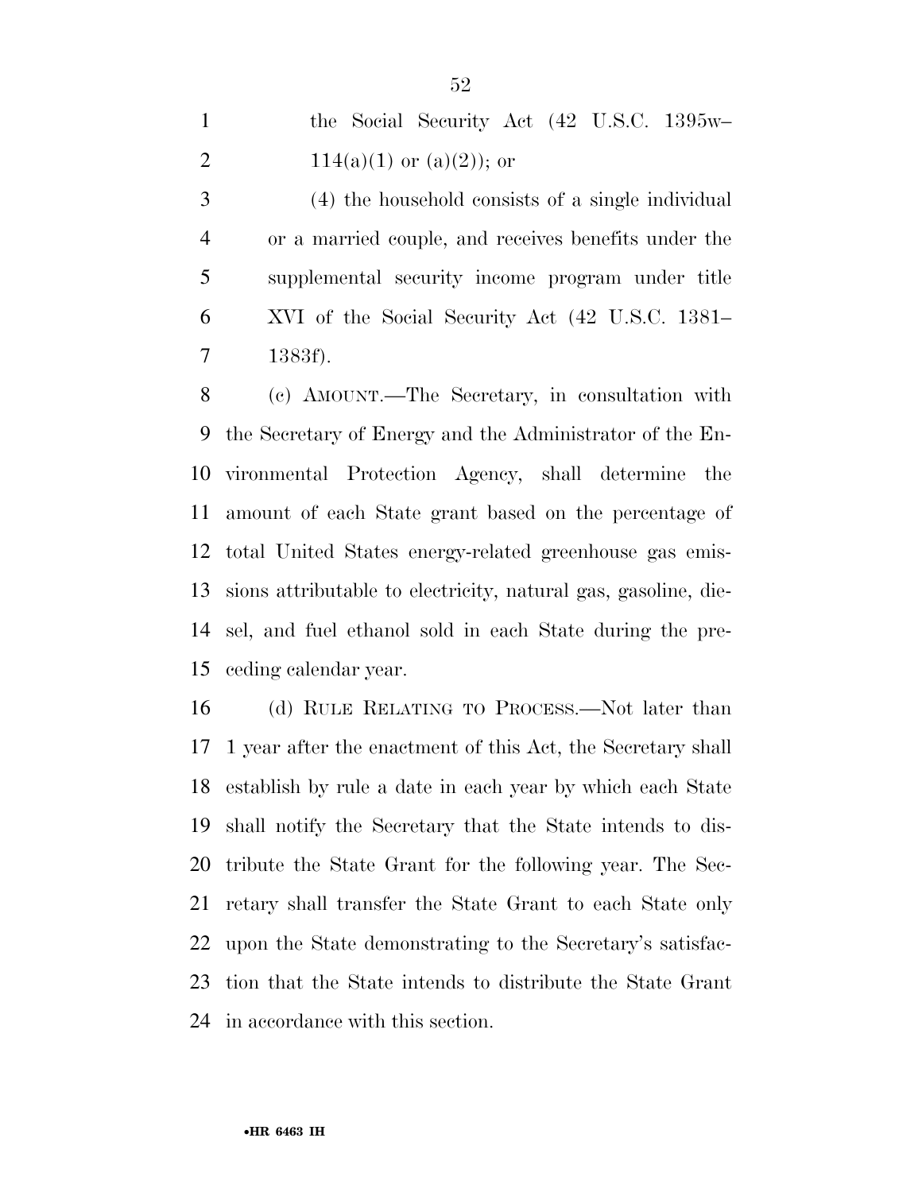the Social Security Act (42 U.S.C. 1395w–114(a)(1) or (a)(2)); or

(4) the household consists of a single individual or a married couple, and receives benefits under the supplemental security income program under title XVI of the Social Security Act (42 U.S.C. 1381–1383f).

(c) AMOUNT.—The Secretary, in consultation with the Secretary of Energy and the Administrator of the Environmental Protection Agency, shall determine the amount of each State grant based on the percentage of total United States energy-related greenhouse gas emissions attributable to electricity, natural gas, gasoline, diesel, and fuel ethanol sold in each State during the preceding calendar year.

(d) RULE RELATING TO PROCESS.—Not later than 1 year after the enactment of this Act, the Secretary shall establish by rule a date in each year by which each State shall notify the Secretary that the State intends to distribute the State Grant for the following year. The Secretary shall transfer the State Grant to each State only upon the State demonstrating to the Secretary's satisfaction that the State intends to distribute the State Grant in accordance with this section.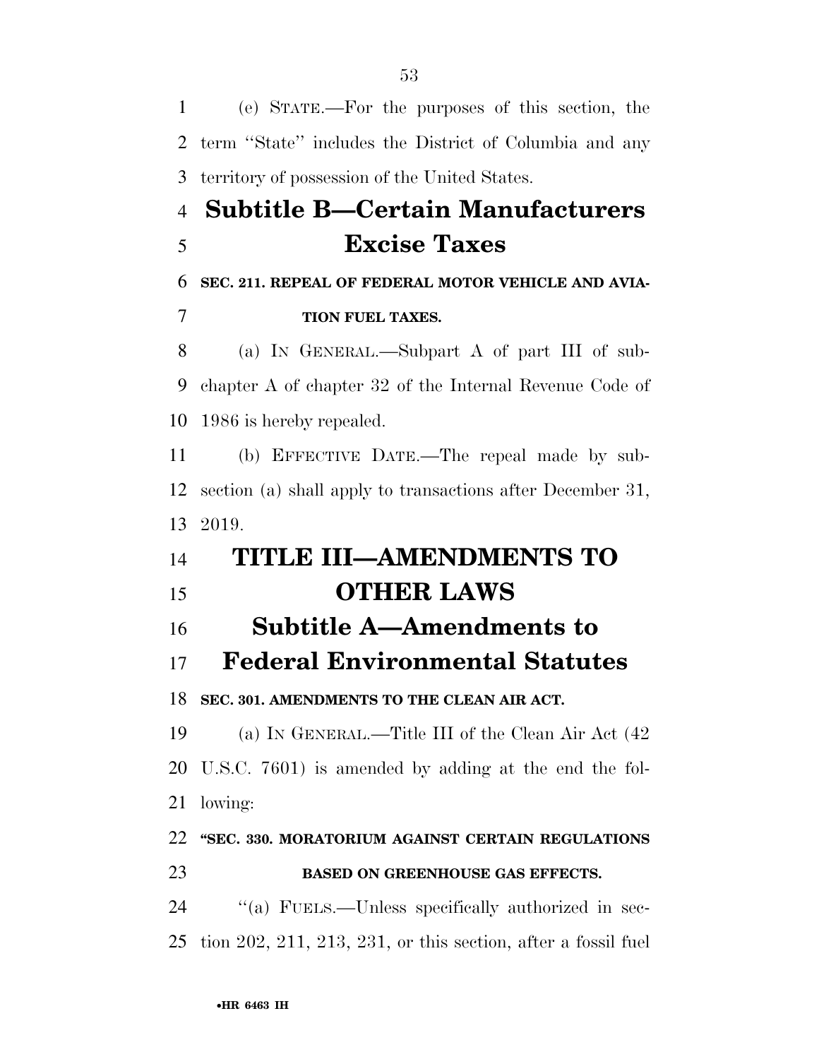(e) STATE.—For the purposes of this section, the term ''State'' includes the District of Columbia and any territory of possession of the United States.

## Subtitle B—Certain Manufacturers Excise Taxes

**SEC. 211. REPEAL OF FEDERAL MOTOR VEHICLE AND AVIATION FUEL TAXES.**

(a) IN GENERAL.—Subpart A of part III of subchapter A of chapter 32 of the Internal Revenue Code of 1986 is hereby repealed.

(b) EFFECTIVE DATE.—The repeal made by subsection (a) shall apply to transactions after December 31, 2019.

# TITLE III—AMENDMENTS TO OTHER LAWS

## Subtitle A—Amendments to Federal Environmental Statutes

**SEC. 301. AMENDMENTS TO THE CLEAN AIR ACT.**

(a) IN GENERAL.—Title III of the Clean Air Act (42 U.S.C. 7601) is amended by adding at the end the following:

**''SEC. 330. MORATORIUM AGAINST CERTAIN REGULATIONS BASED ON GREENHOUSE GAS EFFECTS.**

''(a) FUELS.—Unless specifically authorized in section 202, 211, 213, 231, or this section, after a fossil fuel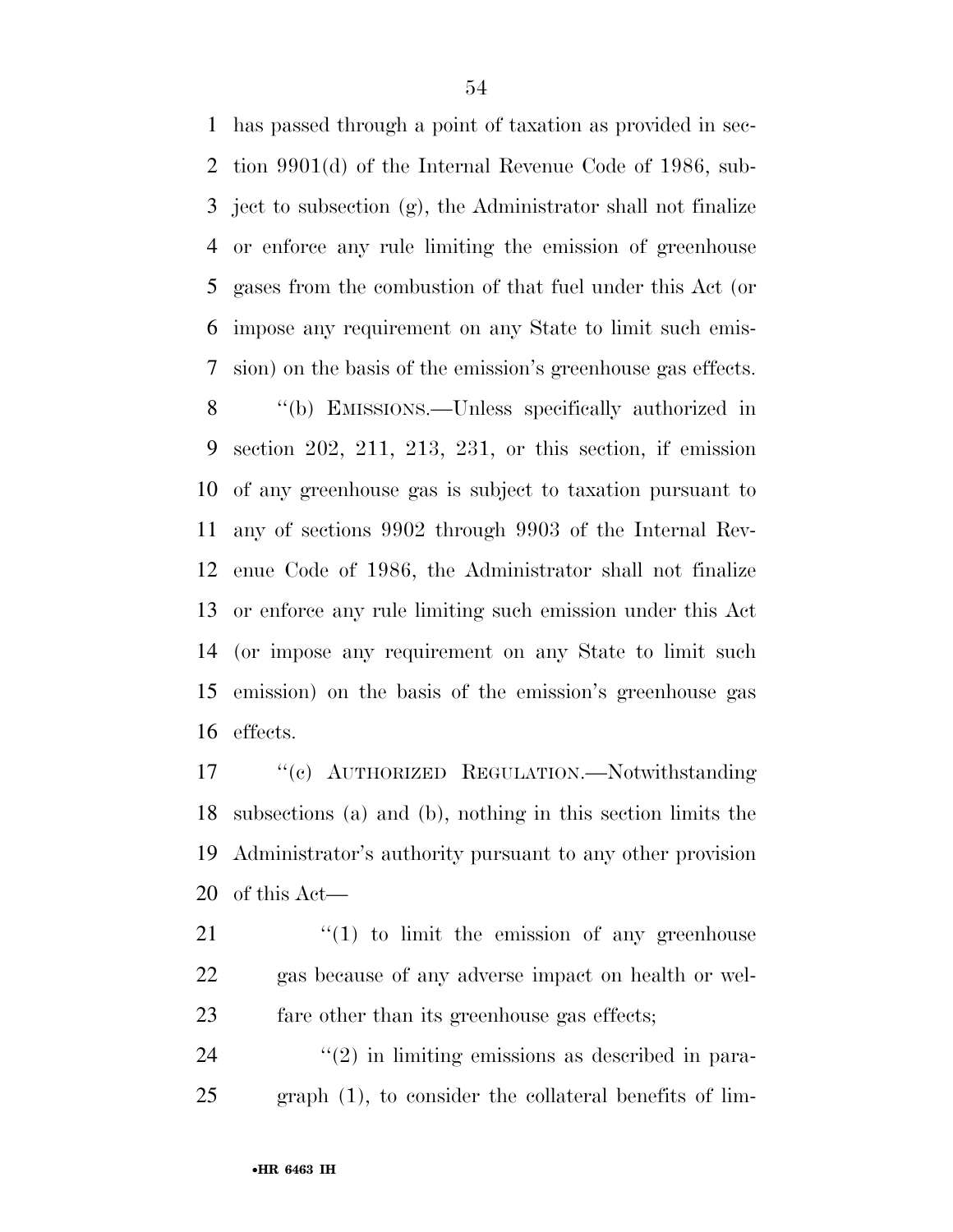has passed through a point of taxation as provided in section 9901(d) of the Internal Revenue Code of 1986, subject to subsection (g), the Administrator shall not finalize or enforce any rule limiting the emission of greenhouse gases from the combustion of that fuel under this Act (or impose any requirement on any State to limit such emission) on the basis of the emission's greenhouse gas effects.

''(b) EMISSIONS.—Unless specifically authorized in section 202, 211, 213, 231, or this section, if emission of any greenhouse gas is subject to taxation pursuant to any of sections 9902 through 9903 of the Internal Revenue Code of 1986, the Administrator shall not finalize or enforce any rule limiting such emission under this Act (or impose any requirement on any State to limit such emission) on the basis of the emission's greenhouse gas effects.

''(c) AUTHORIZED REGULATION.—Notwithstanding subsections (a) and (b), nothing in this section limits the Administrator's authority pursuant to any other provision of this Act—

''(1) to limit the emission of any greenhouse gas because of any adverse impact on health or welfare other than its greenhouse gas effects;

''(2) in limiting emissions as described in paragraph (1), to consider the collateral benefits of lim-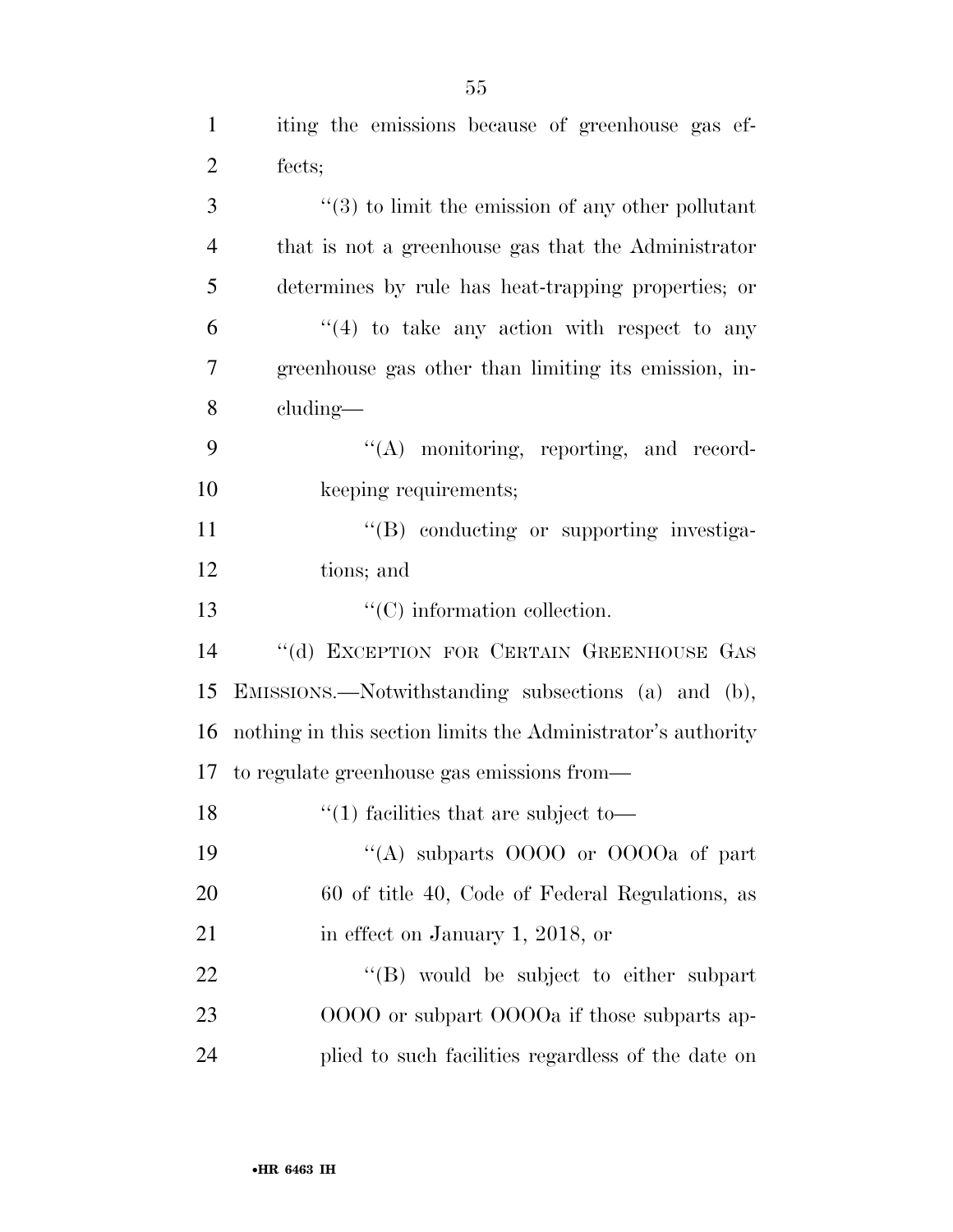iting the emissions because of greenhouse gas effects;

"(3) to limit the emission of any other pollutant that is not a greenhouse gas that the Administrator determines by rule has heat-trapping properties; or

"(4) to take any action with respect to any greenhouse gas other than limiting its emission, including—

"(A) monitoring, reporting, and recordkeeping requirements;

"(B) conducting or supporting investigations; and

"(C) information collection.

"(d) EXCEPTION FOR CERTAIN GREENHOUSE GAS EMISSIONS.—Notwithstanding subsections (a) and (b), nothing in this section limits the Administrator's authority to regulate greenhouse gas emissions from—

"(1) facilities that are subject to—

"(A) subparts OOOO or OOOOa of part 60 of title 40, Code of Federal Regulations, as in effect on January 1, 2018, or

"(B) would be subject to either subpart OOOO or subpart OOOOa if those subparts applied to such facilities regardless of the date on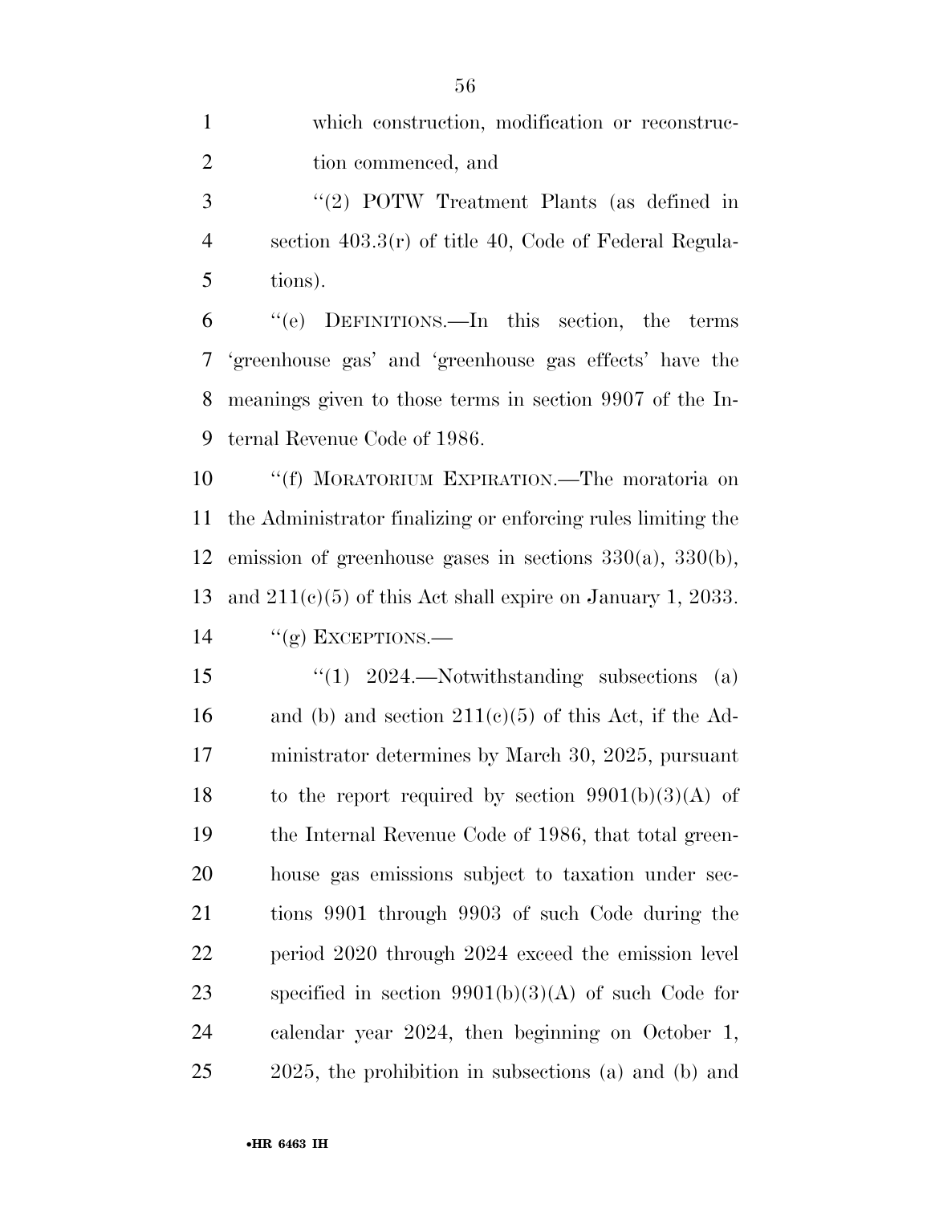which construction, modification or reconstruction commenced, and

"(2) POTW Treatment Plants (as defined in section 403.3(r) of title 40, Code of Federal Regulations).

"(e) DEFINITIONS.—In this section, the terms 'greenhouse gas' and 'greenhouse gas effects' have the meanings given to those terms in section 9907 of the Internal Revenue Code of 1986.

"(f) MORATORIUM EXPIRATION.—The moratoria on the Administrator finalizing or enforcing rules limiting the emission of greenhouse gases in sections 330(a), 330(b), and 211(c)(5) of this Act shall expire on January 1, 2033.

"(g) EXCEPTIONS.—

"(1) 2024.—Notwithstanding subsections (a) and (b) and section 211(c)(5) of this Act, if the Administrator determines by March 30, 2025, pursuant to the report required by section 9901(b)(3)(A) of the Internal Revenue Code of 1986, that total greenhouse gas emissions subject to taxation under sections 9901 through 9903 of such Code during the period 2020 through 2024 exceed the emission level specified in section 9901(b)(3)(A) of such Code for calendar year 2024, then beginning on October 1, 2025, the prohibition in subsections (a) and (b) and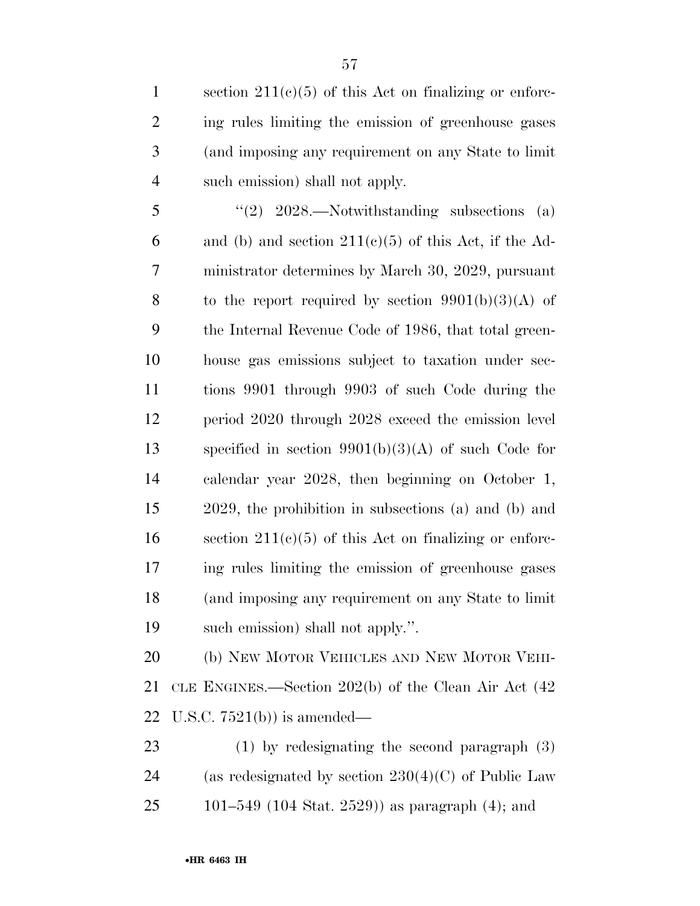section 211(c)(5) of this Act on finalizing or enforcing rules limiting the emission of greenhouse gases (and imposing any requirement on any State to limit such emission) shall not apply.

"(2) 2028.—Notwithstanding subsections (a) and (b) and section 211(c)(5) of this Act, if the Administrator determines by March 30, 2029, pursuant to the report required by section 9901(b)(3)(A) of the Internal Revenue Code of 1986, that total greenhouse gas emissions subject to taxation under sections 9901 through 9903 of such Code during the period 2020 through 2028 exceed the emission level specified in section 9901(b)(3)(A) of such Code for calendar year 2028, then beginning on October 1, 2029, the prohibition in subsections (a) and (b) and section 211(c)(5) of this Act on finalizing or enforcing rules limiting the emission of greenhouse gases (and imposing any requirement on any State to limit such emission) shall not apply.".

(b) NEW MOTOR VEHICLES AND NEW MOTOR VEHICLE ENGINES.—Section 202(b) of the Clean Air Act (42 U.S.C. 7521(b)) is amended—

(1) by redesignating the second paragraph (3) (as redesignated by section 230(4)(C) of Public Law 101–549 (104 Stat. 2529)) as paragraph (4); and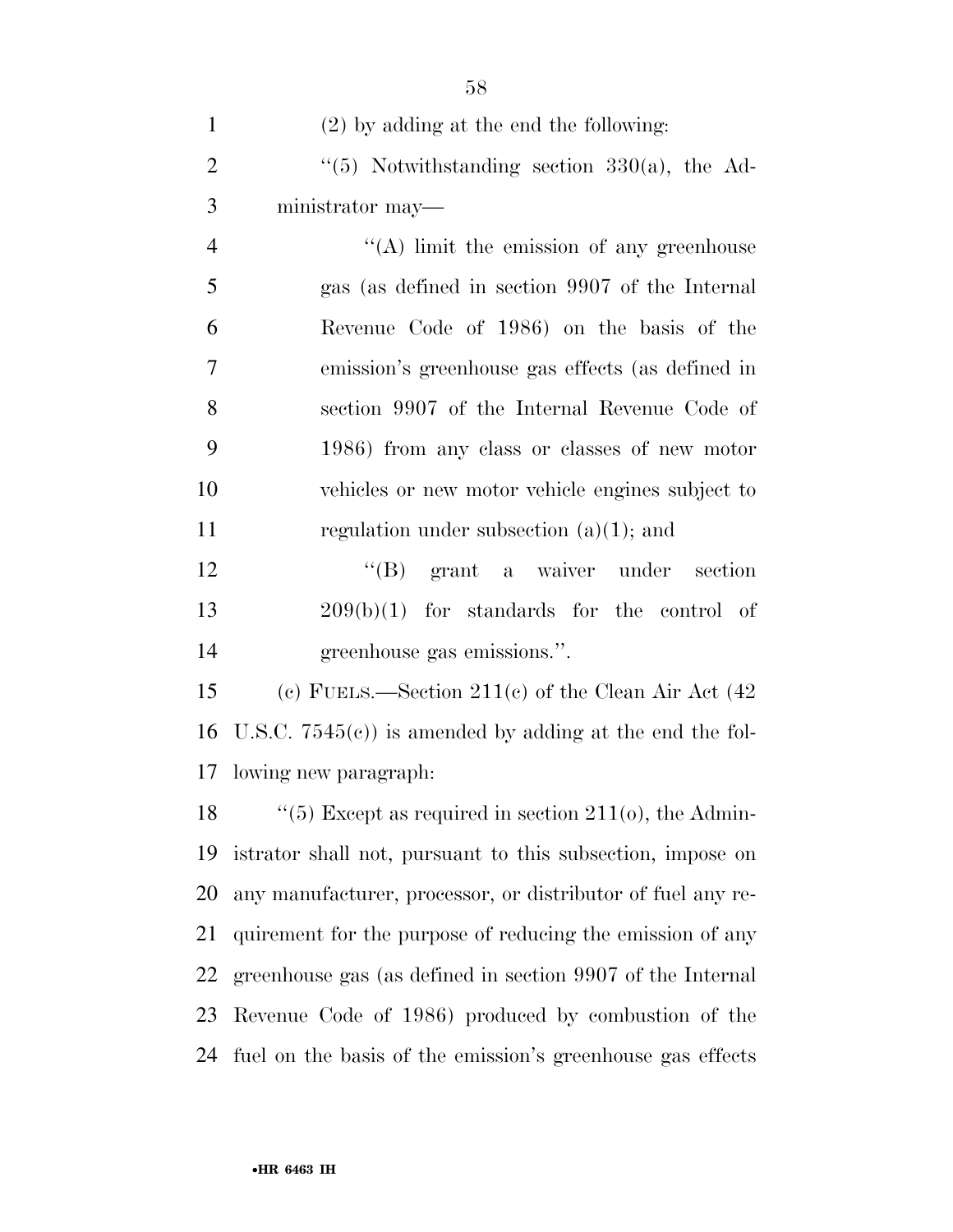(2) by adding at the end the following:

"(5) Notwithstanding section 330(a), the Administrator may—

"(A) limit the emission of any greenhouse gas (as defined in section 9907 of the Internal Revenue Code of 1986) on the basis of the emission's greenhouse gas effects (as defined in section 9907 of the Internal Revenue Code of 1986) from any class or classes of new motor vehicles or new motor vehicle engines subject to regulation under subsection (a)(1); and

"(B) grant a waiver under section 209(b)(1) for standards for the control of greenhouse gas emissions.".

(c) FUELS.—Section 211(c) of the Clean Air Act (42 U.S.C. 7545(c)) is amended by adding at the end the following new paragraph:

"(5) Except as required in section 211(o), the Administrator shall not, pursuant to this subsection, impose on any manufacturer, processor, or distributor of fuel any requirement for the purpose of reducing the emission of any greenhouse gas (as defined in section 9907 of the Internal Revenue Code of 1986) produced by combustion of the fuel on the basis of the emission's greenhouse gas effects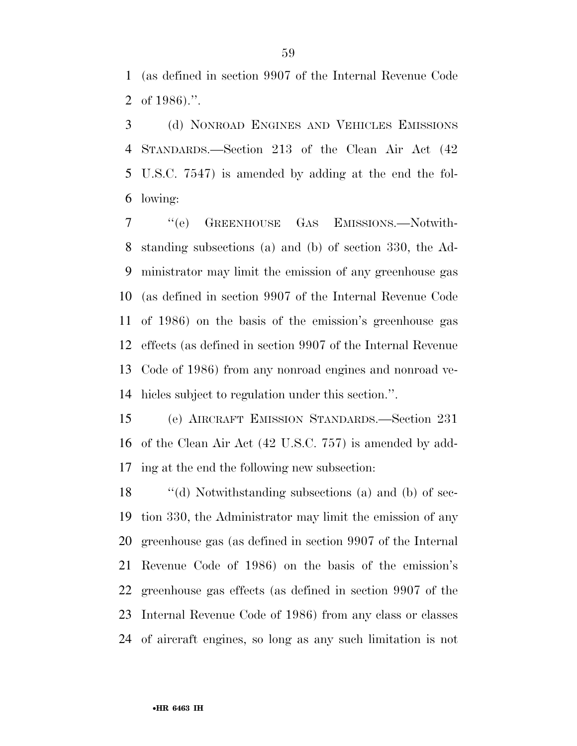(as defined in section 9907 of the Internal Revenue Code of 1986).''.

(d) NONROAD ENGINES AND VEHICLES EMISSIONS STANDARDS.—Section 213 of the Clean Air Act (42 U.S.C. 7547) is amended by adding at the end the following:

''(e) GREENHOUSE GAS EMISSIONS.—Notwithstanding subsections (a) and (b) of section 330, the Administrator may limit the emission of any greenhouse gas (as defined in section 9907 of the Internal Revenue Code of 1986) on the basis of the emission's greenhouse gas effects (as defined in section 9907 of the Internal Revenue Code of 1986) from any nonroad engines and nonroad vehicles subject to regulation under this section.''.

(e) AIRCRAFT EMISSION STANDARDS.—Section 231 of the Clean Air Act (42 U.S.C. 757) is amended by adding at the end the following new subsection:

''(d) Notwithstanding subsections (a) and (b) of section 330, the Administrator may limit the emission of any greenhouse gas (as defined in section 9907 of the Internal Revenue Code of 1986) on the basis of the emission's greenhouse gas effects (as defined in section 9907 of the Internal Revenue Code of 1986) from any class or classes of aircraft engines, so long as any such limitation is not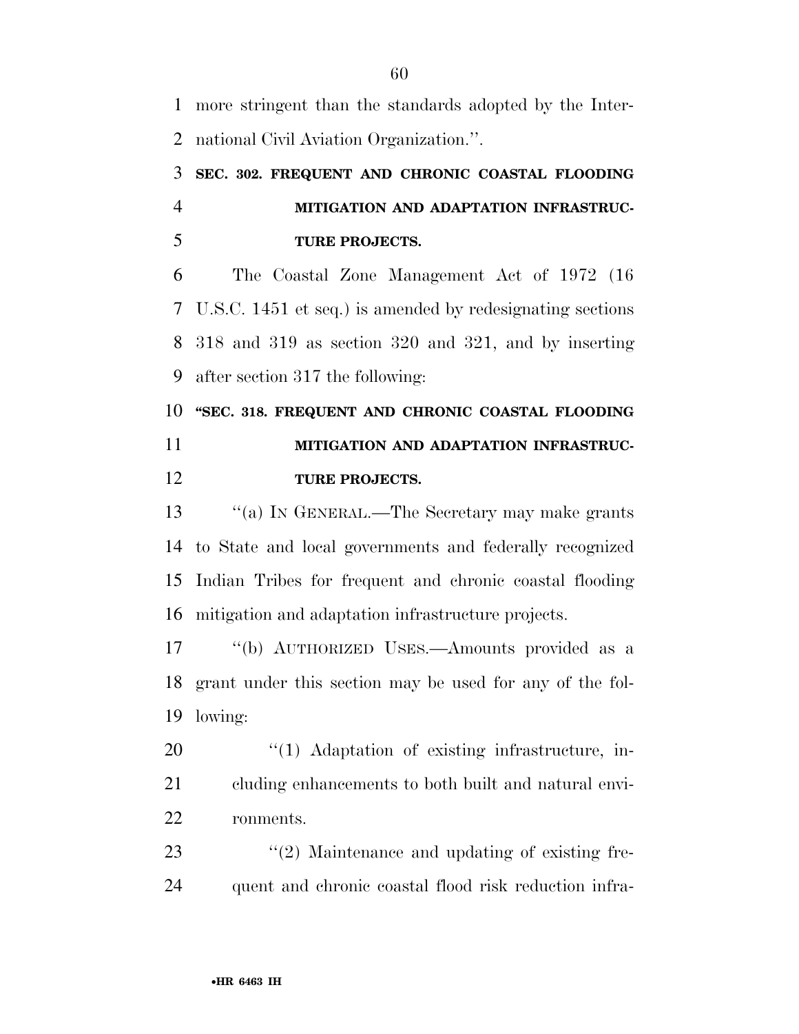more stringent than the standards adopted by the International Civil Aviation Organization.''.

**SEC. 302. FREQUENT AND CHRONIC COASTAL FLOODING MITIGATION AND ADAPTATION INFRASTRUCTURE PROJECTS.**

The Coastal Zone Management Act of 1972 (16 U.S.C. 1451 et seq.) is amended by redesignating sections 318 and 319 as section 320 and 321, and by inserting after section 317 the following:

**''SEC. 318. FREQUENT AND CHRONIC COASTAL FLOODING MITIGATION AND ADAPTATION INFRASTRUCTURE PROJECTS.**

''(a) IN GENERAL.—The Secretary may make grants to State and local governments and federally recognized Indian Tribes for frequent and chronic coastal flooding mitigation and adaptation infrastructure projects.

''(b) AUTHORIZED USES.—Amounts provided as a grant under this section may be used for any of the following:

''(1) Adaptation of existing infrastructure, including enhancements to both built and natural environments.

''(2) Maintenance and updating of existing frequent and chronic coastal flood risk reduction infra-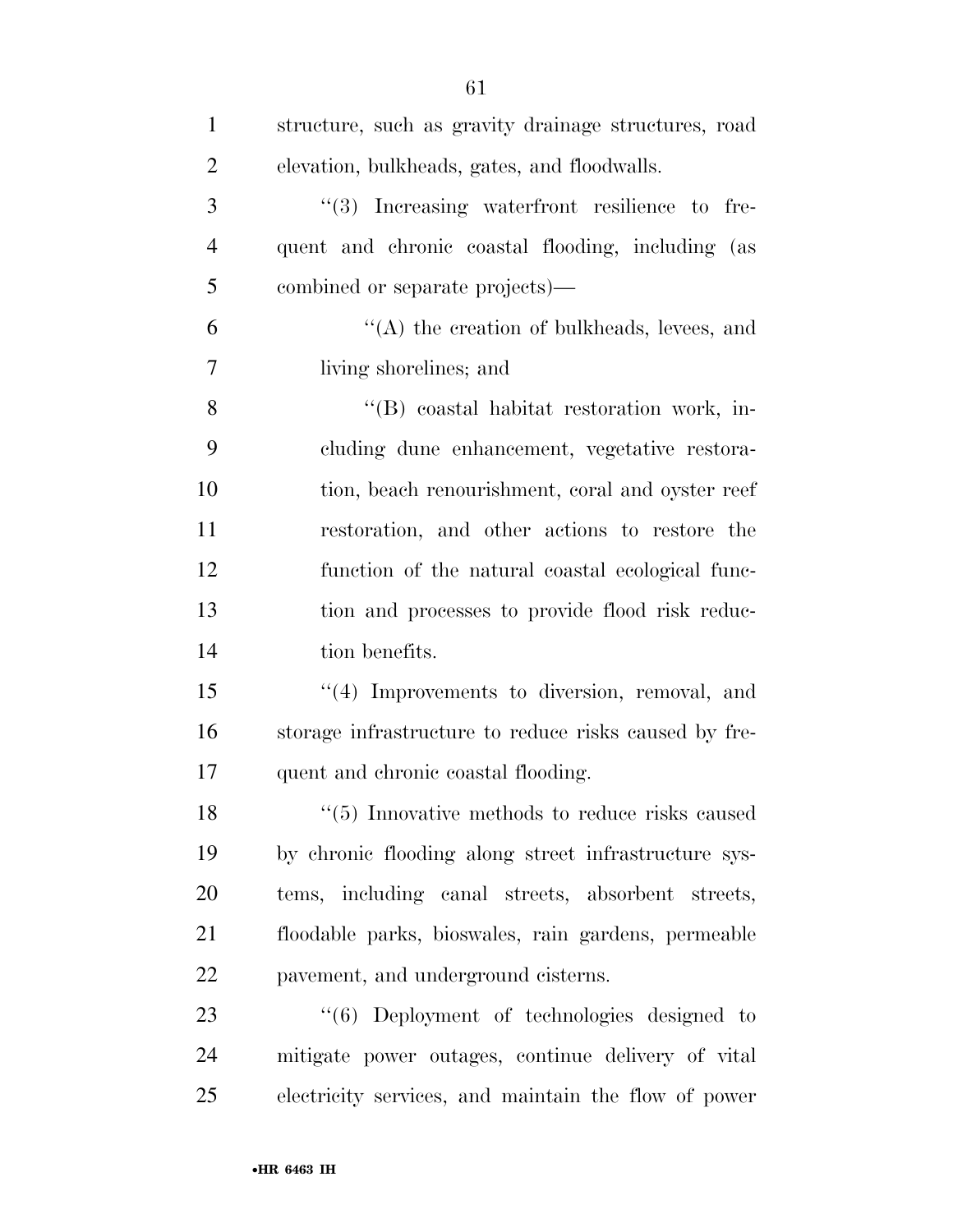structure, such as gravity drainage structures, road elevation, bulkheads, gates, and floodwalls.

"(3) Increasing waterfront resilience to frequent and chronic coastal flooding, including (as combined or separate projects)—

"(A) the creation of bulkheads, levees, and living shorelines; and

"(B) coastal habitat restoration work, including dune enhancement, vegetative restoration, beach renourishment, coral and oyster reef restoration, and other actions to restore the function of the natural coastal ecological function and processes to provide flood risk reduction benefits.

"(4) Improvements to diversion, removal, and storage infrastructure to reduce risks caused by frequent and chronic coastal flooding.

"(5) Innovative methods to reduce risks caused by chronic flooding along street infrastructure systems, including canal streets, absorbent streets, floodable parks, bioswales, rain gardens, permeable pavement, and underground cisterns.

"(6) Deployment of technologies designed to mitigate power outages, continue delivery of vital electricity services, and maintain the flow of power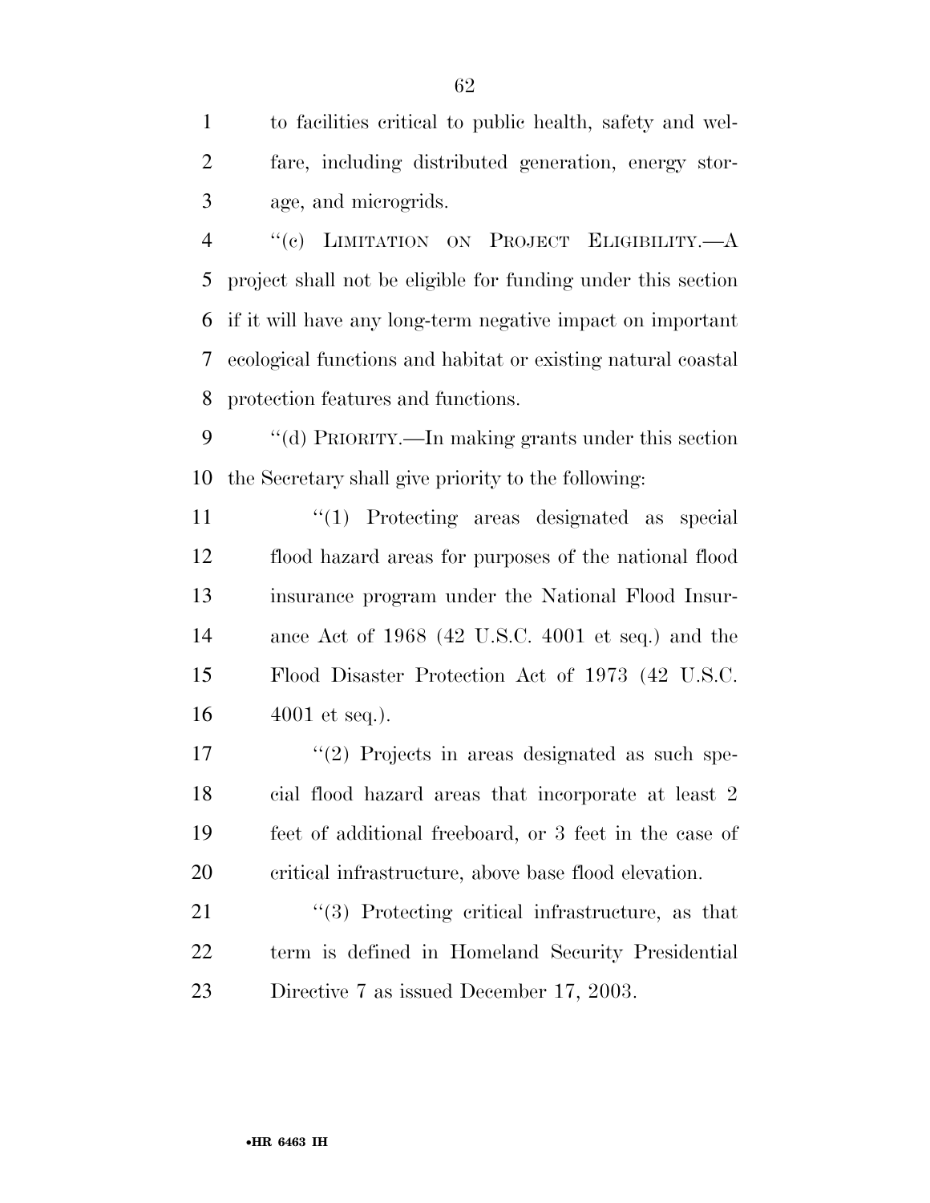to facilities critical to public health, safety and welfare, including distributed generation, energy storage, and microgrids.

"(c) LIMITATION ON PROJECT ELIGIBILITY.—A project shall not be eligible for funding under this section if it will have any long-term negative impact on important ecological functions and habitat or existing natural coastal protection features and functions.

"(d) PRIORITY.—In making grants under this section the Secretary shall give priority to the following:

"(1) Protecting areas designated as special flood hazard areas for purposes of the national flood insurance program under the National Flood Insurance Act of 1968 (42 U.S.C. 4001 et seq.) and the Flood Disaster Protection Act of 1973 (42 U.S.C. 4001 et seq.).

"(2) Projects in areas designated as such special flood hazard areas that incorporate at least 2 feet of additional freeboard, or 3 feet in the case of critical infrastructure, above base flood elevation.

"(3) Protecting critical infrastructure, as that term is defined in Homeland Security Presidential Directive 7 as issued December 17, 2003.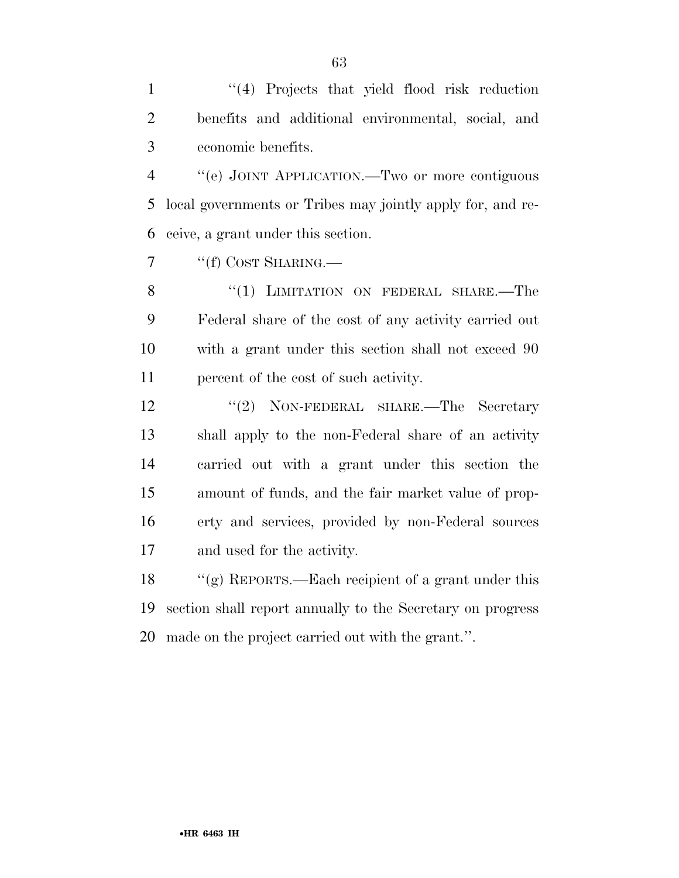"(4) Projects that yield flood risk reduction benefits and additional environmental, social, and economic benefits.

"(e) JOINT APPLICATION.—Two or more contiguous local governments or Tribes may jointly apply for, and receive, a grant under this section.

"(f) COST SHARING.—

"(1) LIMITATION ON FEDERAL SHARE.—The Federal share of the cost of any activity carried out with a grant under this section shall not exceed 90 percent of the cost of such activity.

"(2) NON-FEDERAL SHARE.—The Secretary shall apply to the non-Federal share of an activity carried out with a grant under this section the amount of funds, and the fair market value of property and services, provided by non-Federal sources and used for the activity.

"(g) REPORTS.—Each recipient of a grant under this section shall report annually to the Secretary on progress made on the project carried out with the grant.".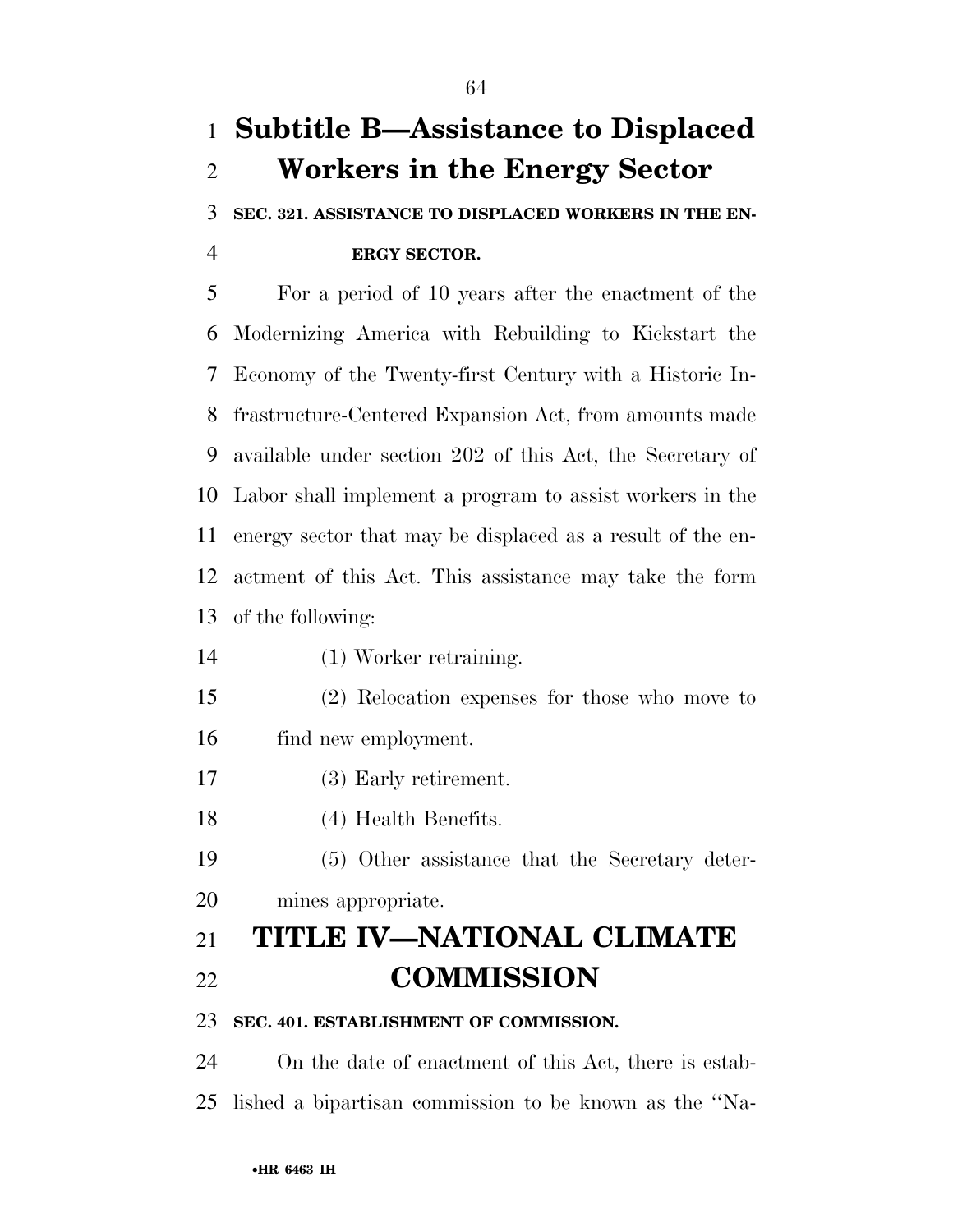## Subtitle B—Assistance to Displaced Workers in the Energy Sector

### SEC. 321. ASSISTANCE TO DISPLACED WORKERS IN THE ENERGY SECTOR.

For a period of 10 years after the enactment of the Modernizing America with Rebuilding to Kickstart the Economy of the Twenty-first Century with a Historic Infrastructure-Centered Expansion Act, from amounts made available under section 202 of this Act, the Secretary of Labor shall implement a program to assist workers in the energy sector that may be displaced as a result of the enactment of this Act. This assistance may take the form of the following:

(1) Worker retraining.

(2) Relocation expenses for those who move to find new employment.

(3) Early retirement.

(4) Health Benefits.

(5) Other assistance that the Secretary determines appropriate.

# TITLE IV—NATIONAL CLIMATE COMMISSION

### SEC. 401. ESTABLISHMENT OF COMMISSION.

On the date of enactment of this Act, there is established a bipartisan commission to be known as the ''Na-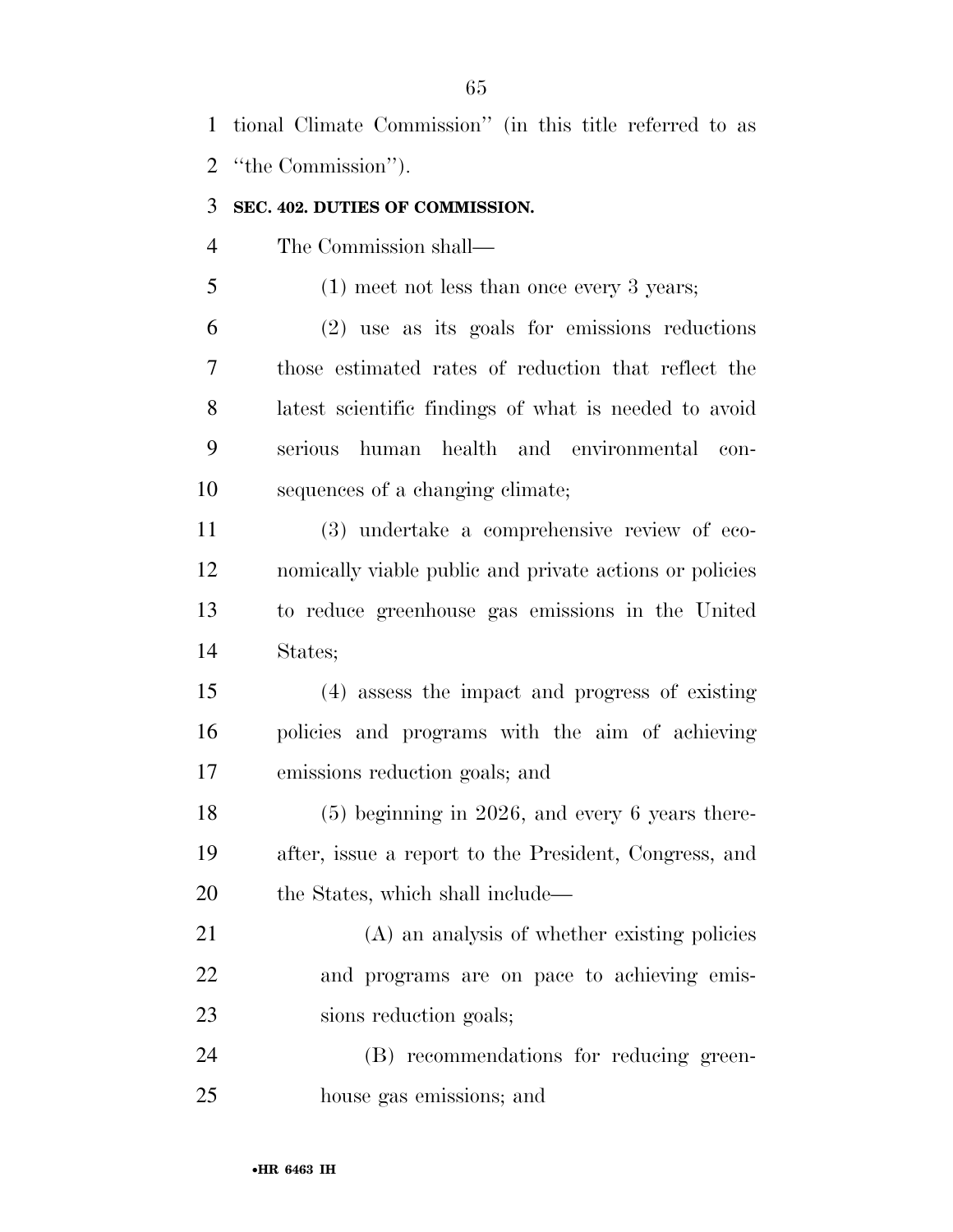tional Climate Commission'' (in this title referred to as ''the Commission'').

**SEC. 402. DUTIES OF COMMISSION.**

The Commission shall—

(1) meet not less than once every 3 years;

(2) use as its goals for emissions reductions those estimated rates of reduction that reflect the latest scientific findings of what is needed to avoid serious human health and environmental consequences of a changing climate;

(3) undertake a comprehensive review of economically viable public and private actions or policies to reduce greenhouse gas emissions in the United States;

(4) assess the impact and progress of existing policies and programs with the aim of achieving emissions reduction goals; and

(5) beginning in 2026, and every 6 years thereafter, issue a report to the President, Congress, and the States, which shall include—

(A) an analysis of whether existing policies and programs are on pace to achieving emissions reduction goals;

(B) recommendations for reducing greenhouse gas emissions; and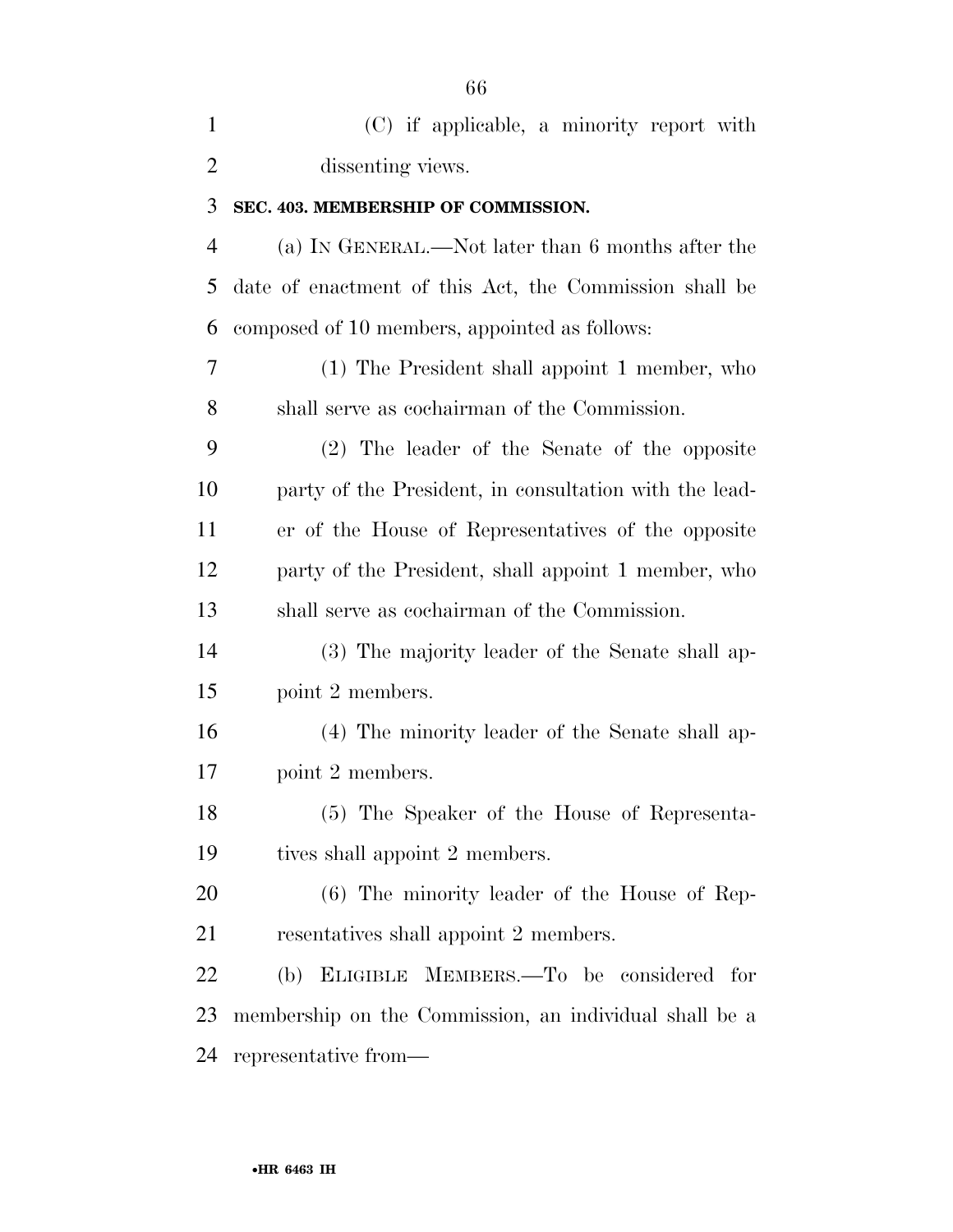(C) if applicable, a minority report with dissenting views.

**SEC. 403. MEMBERSHIP OF COMMISSION.**

(a) IN GENERAL.—Not later than 6 months after the date of enactment of this Act, the Commission shall be composed of 10 members, appointed as follows:

(1) The President shall appoint 1 member, who shall serve as cochairman of the Commission.

(2) The leader of the Senate of the opposite party of the President, in consultation with the leader of the House of Representatives of the opposite party of the President, shall appoint 1 member, who shall serve as cochairman of the Commission.

(3) The majority leader of the Senate shall appoint 2 members.

(4) The minority leader of the Senate shall appoint 2 members.

(5) The Speaker of the House of Representatives shall appoint 2 members.

(6) The minority leader of the House of Representatives shall appoint 2 members.

(b) ELIGIBLE MEMBERS.—To be considered for membership on the Commission, an individual shall be a representative from—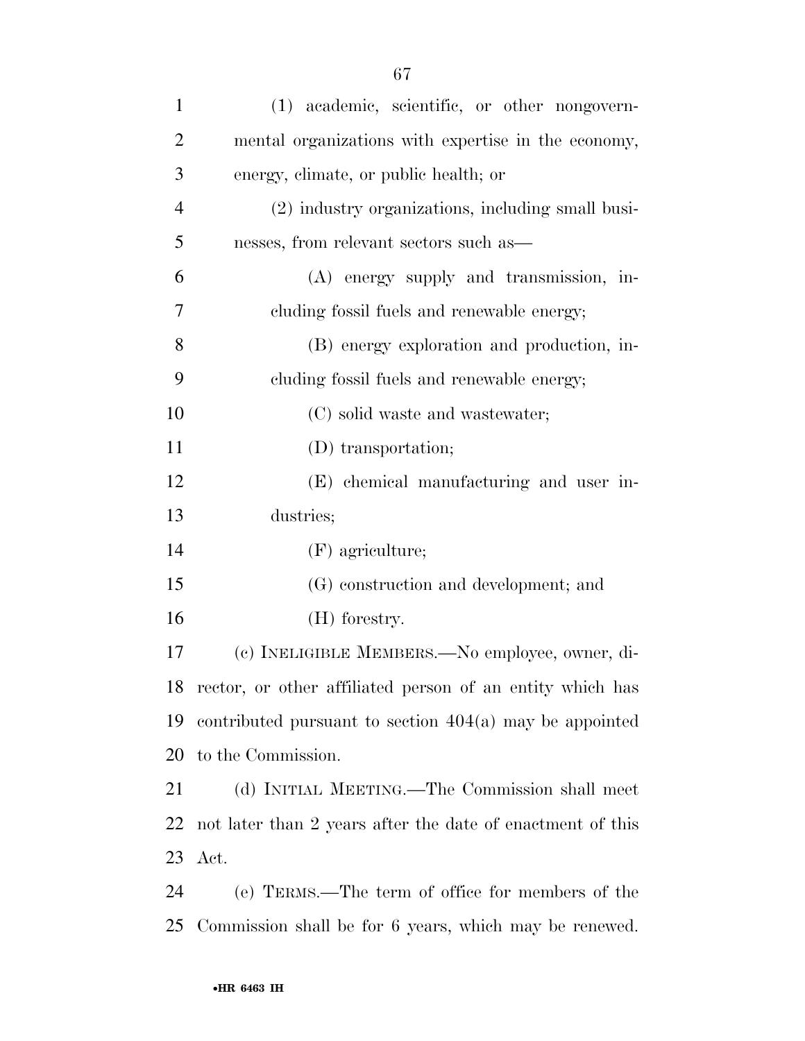(1) academic, scientific, or other nongovernmental organizations with expertise in the economy, energy, climate, or public health; or

(2) industry organizations, including small businesses, from relevant sectors such as—

(A) energy supply and transmission, including fossil fuels and renewable energy;

(B) energy exploration and production, including fossil fuels and renewable energy;

(C) solid waste and wastewater;

(D) transportation;

(E) chemical manufacturing and user industries;

(F) agriculture;

(G) construction and development; and

(H) forestry.

(c) INELIGIBLE MEMBERS.—No employee, owner, director, or other affiliated person of an entity which has contributed pursuant to section 404(a) may be appointed to the Commission.

(d) INITIAL MEETING.—The Commission shall meet not later than 2 years after the date of enactment of this Act.

(e) TERMS.—The term of office for members of the Commission shall be for 6 years, which may be renewed.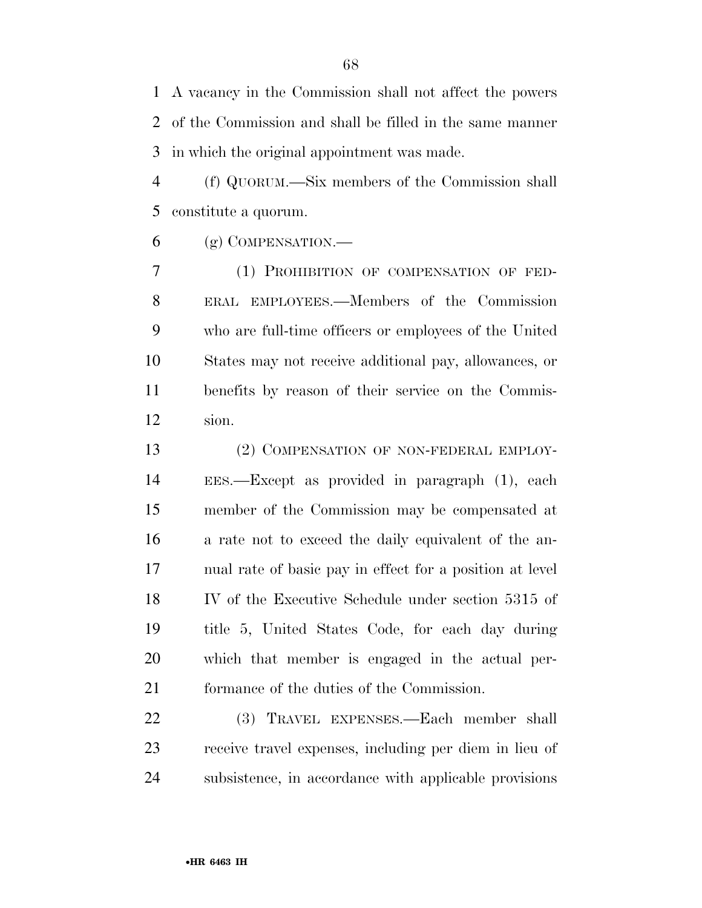A vacancy in the Commission shall not affect the powers of the Commission and shall be filled in the same manner in which the original appointment was made.

(f) QUORUM.—Six members of the Commission shall constitute a quorum.

(g) COMPENSATION.—

(1) PROHIBITION OF COMPENSATION OF FEDERAL EMPLOYEES.—Members of the Commission who are full-time officers or employees of the United States may not receive additional pay, allowances, or benefits by reason of their service on the Commission.

(2) COMPENSATION OF NON-FEDERAL EMPLOYEES.—Except as provided in paragraph (1), each member of the Commission may be compensated at a rate not to exceed the daily equivalent of the annual rate of basic pay in effect for a position at level IV of the Executive Schedule under section 5315 of title 5, United States Code, for each day during which that member is engaged in the actual performance of the duties of the Commission.

(3) TRAVEL EXPENSES.—Each member shall receive travel expenses, including per diem in lieu of subsistence, in accordance with applicable provisions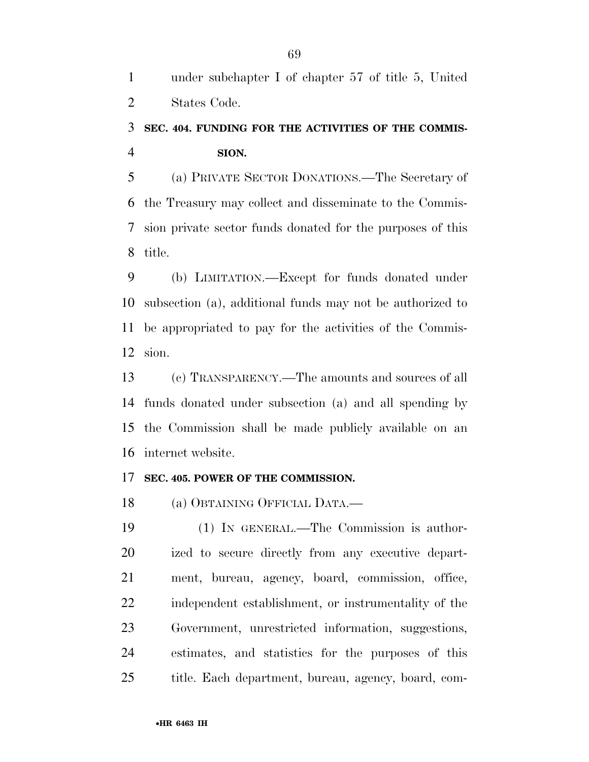under subchapter I of chapter 57 of title 5, United States Code.

### SEC. 404. FUNDING FOR THE ACTIVITIES OF THE COMMISSION.

(a) PRIVATE SECTOR DONATIONS.—The Secretary of the Treasury may collect and disseminate to the Commission private sector funds donated for the purposes of this title.

(b) LIMITATION.—Except for funds donated under subsection (a), additional funds may not be authorized to be appropriated to pay for the activities of the Commission.

(c) TRANSPARENCY.—The amounts and sources of all funds donated under subsection (a) and all spending by the Commission shall be made publicly available on an internet website.

### SEC. 405. POWER OF THE COMMISSION.

(a) OBTAINING OFFICIAL DATA.—

(1) IN GENERAL.—The Commission is authorized to secure directly from any executive department, bureau, agency, board, commission, office, independent establishment, or instrumentality of the Government, unrestricted information, suggestions, estimates, and statistics for the purposes of this title. Each department, bureau, agency, board, com-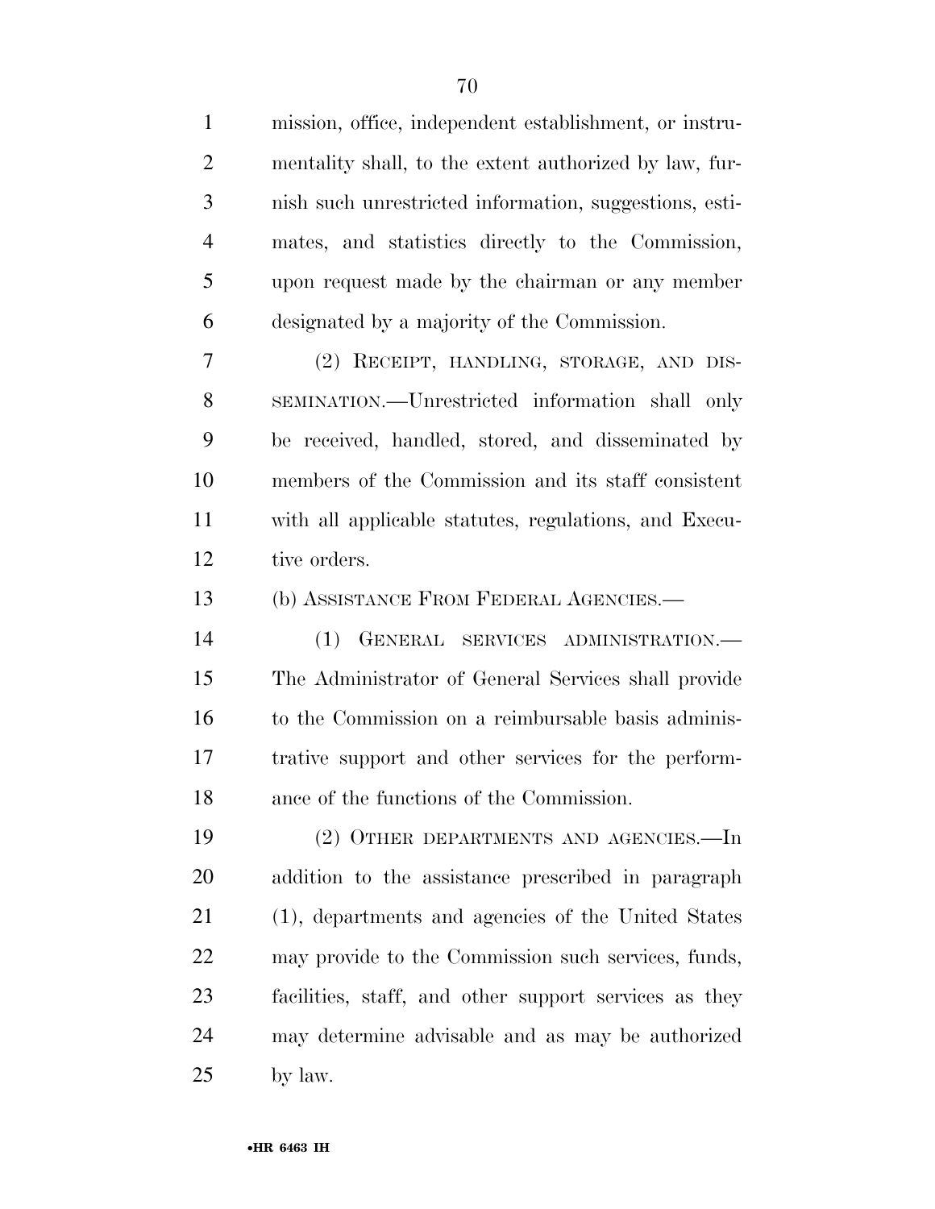mission, office, independent establishment, or instrumentality shall, to the extent authorized by law, furnish such unrestricted information, suggestions, estimates, and statistics directly to the Commission, upon request made by the chairman or any member designated by a majority of the Commission.

(2) RECEIPT, HANDLING, STORAGE, AND DISSEMINATION.—Unrestricted information shall only be received, handled, stored, and disseminated by members of the Commission and its staff consistent with all applicable statutes, regulations, and Executive orders.

(b) ASSISTANCE FROM FEDERAL AGENCIES.—

(1) GENERAL SERVICES ADMINISTRATION.— The Administrator of General Services shall provide to the Commission on a reimbursable basis administrative support and other services for the performance of the functions of the Commission.

(2) OTHER DEPARTMENTS AND AGENCIES.—In addition to the assistance prescribed in paragraph (1), departments and agencies of the United States may provide to the Commission such services, funds, facilities, staff, and other support services as they may determine advisable and as may be authorized by law.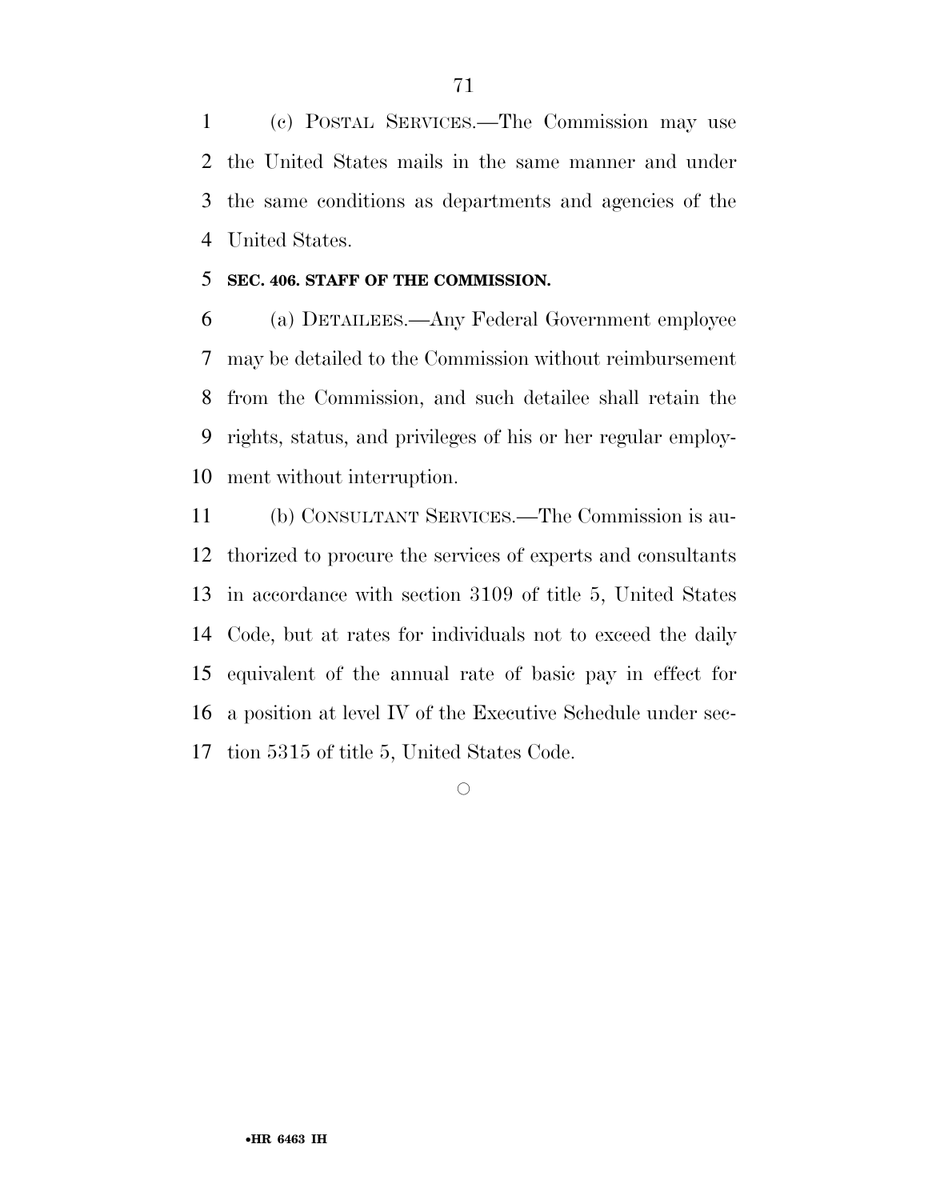(c) POSTAL SERVICES.—The Commission may use the United States mails in the same manner and under the same conditions as departments and agencies of the United States.

**SEC. 406. STAFF OF THE COMMISSION.**

(a) DETAILEES.—Any Federal Government employee may be detailed to the Commission without reimbursement from the Commission, and such detailee shall retain the rights, status, and privileges of his or her regular employment without interruption.

(b) CONSULTANT SERVICES.—The Commission is authorized to procure the services of experts and consultants in accordance with section 3109 of title 5, United States Code, but at rates for individuals not to exceed the daily equivalent of the annual rate of basic pay in effect for a position at level IV of the Executive Schedule under section 5315 of title 5, United States Code.

○